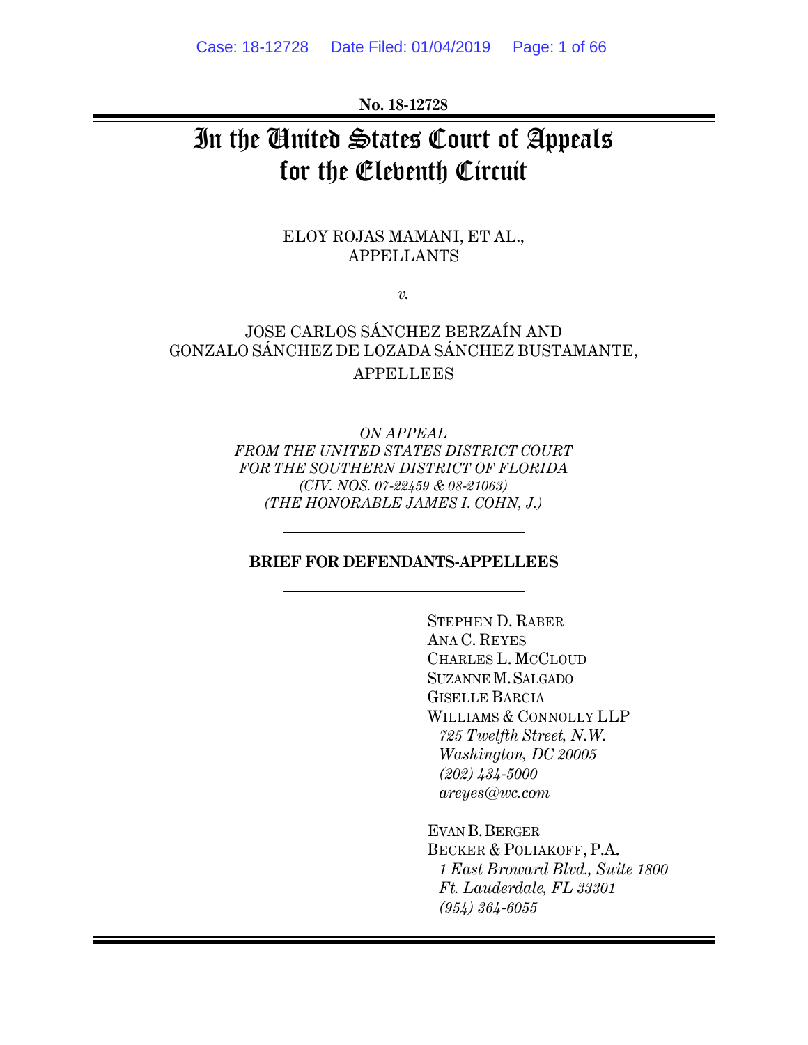No. 18-12728

# In the United States Court of Appeals for the Eleventh Circuit

ELOY ROJAS MAMANI, ET AL.,
APPELLANTS

*v.*

JOSE CARLOS SÁNCHEZ BERZAÍN AND
GONZALO SÁNCHEZ DE LOZADA SÁNCHEZ BUSTAMANTE,
APPELLEES

*ON APPEAL*
*FROM THE UNITED STATES DISTRICT COURT*
*FOR THE SOUTHERN DISTRICT OF FLORIDA*
*(CIV. NOS. 07-22459 & 08-21063)*
*(THE HONORABLE JAMES I. COHN, J.)*

**BRIEF FOR DEFENDANTS-APPELLEES**

STEPHEN D. RABER
ANA C. REYES
CHARLES L. MCCLOUD
SUZANNE M. SALGADO
GISELLE BARCIA
WILLIAMS & CONNOLLY LLP
*725 Twelfth Street, N.W.*
*Washington, DC 20005*
*(202) 434-5000*
*areyes@wc.com*

EVAN B. BERGER
BECKER & POLIAKOFF, P.A.
*1 East Broward Blvd., Suite 1800*
*Ft. Lauderdale, FL 33301*
*(954) 364-6055*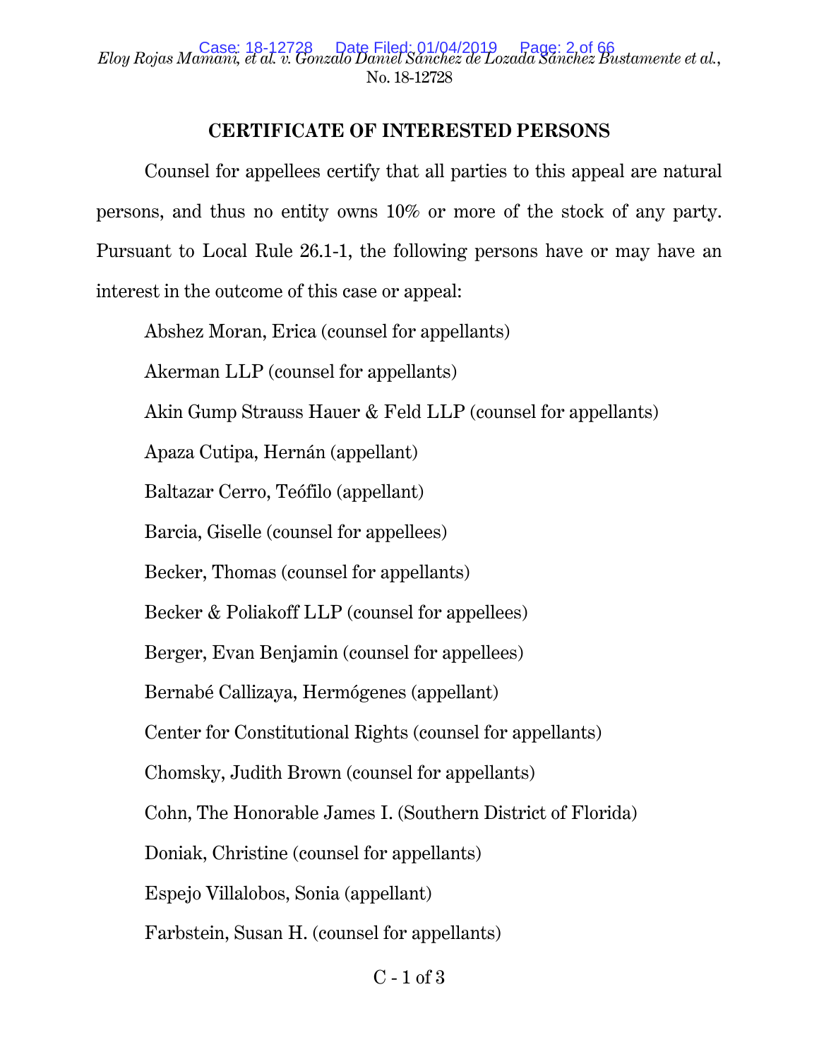## CERTIFICATE OF INTERESTED PERSONS

Counsel for appellees certify that all parties to this appeal are natural persons, and thus no entity owns 10% or more of the stock of any party. Pursuant to Local Rule 26.1-1, the following persons have or may have an interest in the outcome of this case or appeal:

Abshez Moran, Erica (counsel for appellants)

Akerman LLP (counsel for appellants)

Akin Gump Strauss Hauer & Feld LLP (counsel for appellants)

Apaza Cutipa, Hernán (appellant)

Baltazar Cerro, Teófilo (appellant)

Barcia, Giselle (counsel for appellees)

Becker, Thomas (counsel for appellants)

Becker & Poliakoff LLP (counsel for appellees)

Berger, Evan Benjamin (counsel for appellees)

Bernabé Callizaya, Hermógenes (appellant)

Center for Constitutional Rights (counsel for appellants)

Chomsky, Judith Brown (counsel for appellants)

Cohn, The Honorable James I. (Southern District of Florida)

Doniak, Christine (counsel for appellants)

Espejo Villalobos, Sonia (appellant)

Farbstein, Susan H. (counsel for appellants)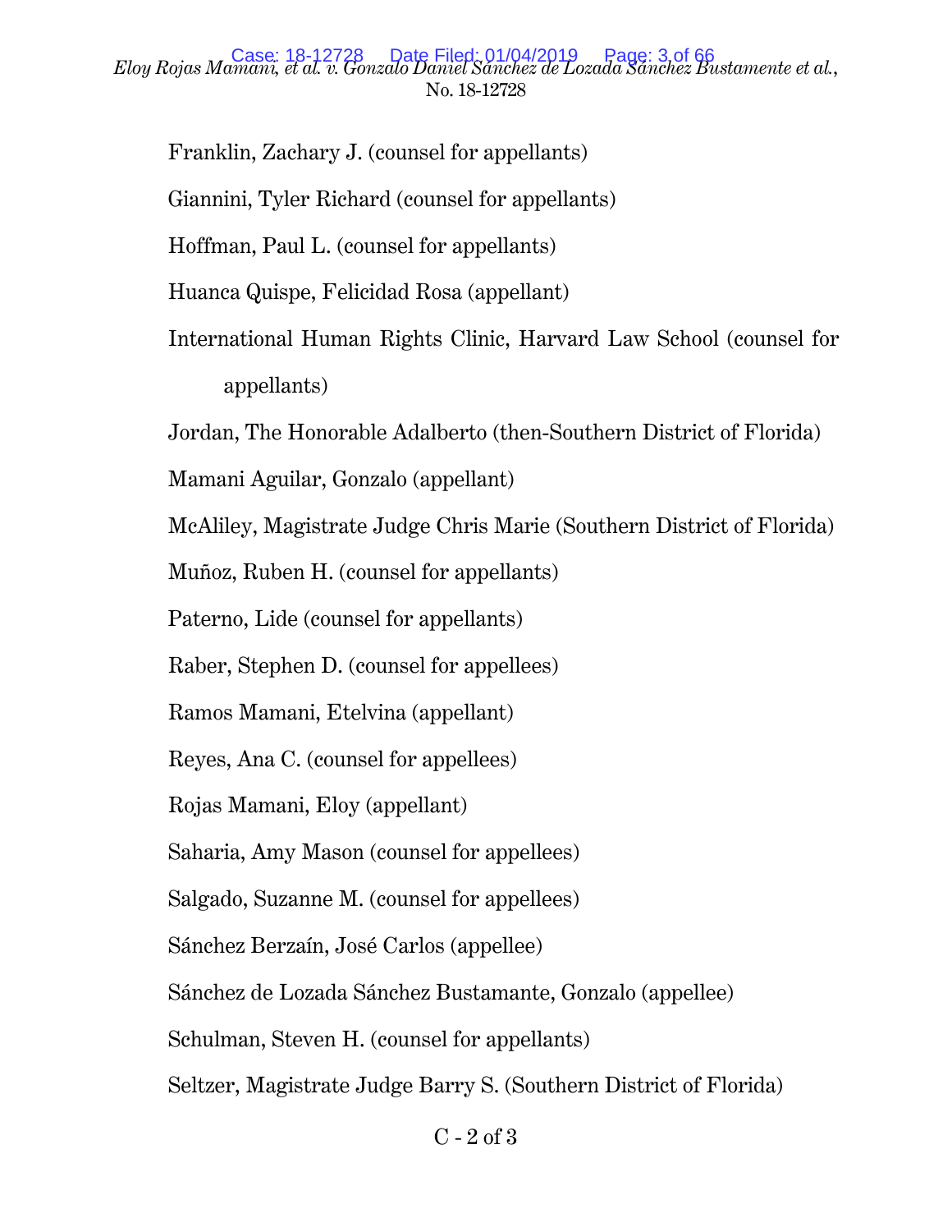Franklin, Zachary J. (counsel for appellants)

Giannini, Tyler Richard (counsel for appellants)

Hoffman, Paul L. (counsel for appellants)

Huanca Quispe, Felicidad Rosa (appellant)

International Human Rights Clinic, Harvard Law School (counsel for appellants)

Jordan, The Honorable Adalberto (then-Southern District of Florida)

Mamani Aguilar, Gonzalo (appellant)

McAliley, Magistrate Judge Chris Marie (Southern District of Florida)

Muñoz, Ruben H. (counsel for appellants)

Paterno, Lide (counsel for appellants)

Raber, Stephen D. (counsel for appellees)

Ramos Mamani, Etelvina (appellant)

Reyes, Ana C. (counsel for appellees)

Rojas Mamani, Eloy (appellant)

Saharia, Amy Mason (counsel for appellees)

Salgado, Suzanne M. (counsel for appellees)

Sánchez Berzaín, José Carlos (appellee)

Sánchez de Lozada Sánchez Bustamante, Gonzalo (appellee)

Schulman, Steven H. (counsel for appellants)

Seltzer, Magistrate Judge Barry S. (Southern District of Florida)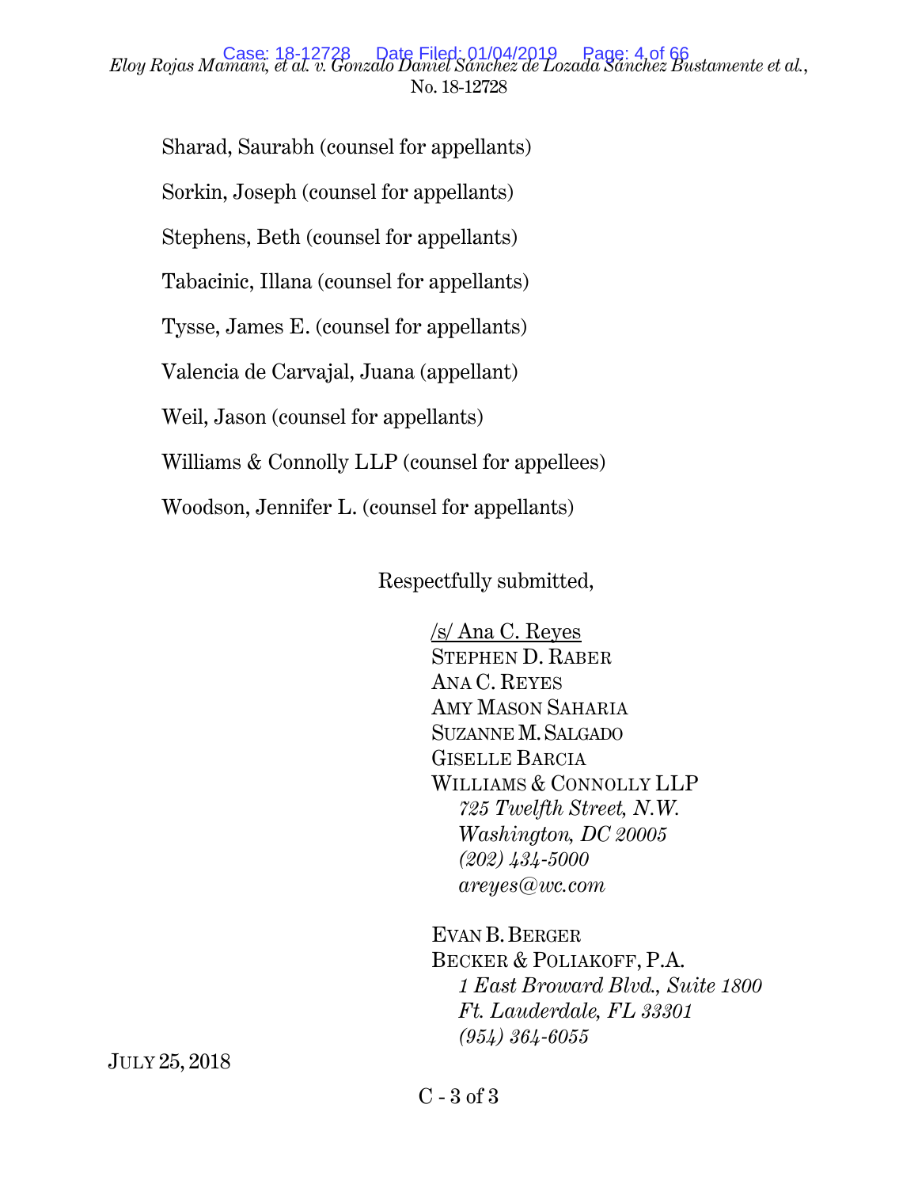Sharad, Saurabh (counsel for appellants)

Sorkin, Joseph (counsel for appellants)

Stephens, Beth (counsel for appellants)

Tabacinic, Illana (counsel for appellants)

Tysse, James E. (counsel for appellants)

Valencia de Carvajal, Juana (appellant)

Weil, Jason (counsel for appellants)

Williams & Connolly LLP (counsel for appellees)

Woodson, Jennifer L. (counsel for appellants)

Respectfully submitted,

/s/ Ana C. Reyes
STEPHEN D. RABER
ANA C. REYES
AMY MASON SAHARIA
SUZANNE M. SALGADO
GISELLE BARCIA
WILLIAMS & CONNOLLY LLP
*725 Twelfth Street, N.W.*
*Washington, DC 20005*
*(202) 434-5000*
*areyes@wc.com*

EVAN B. BERGER
BECKER & POLIAKOFF, P.A.
*1 East Broward Blvd., Suite 1800*
*Ft. Lauderdale, FL 33301*
*(954) 364-6055*

JULY 25, 2018

C - 3 of 3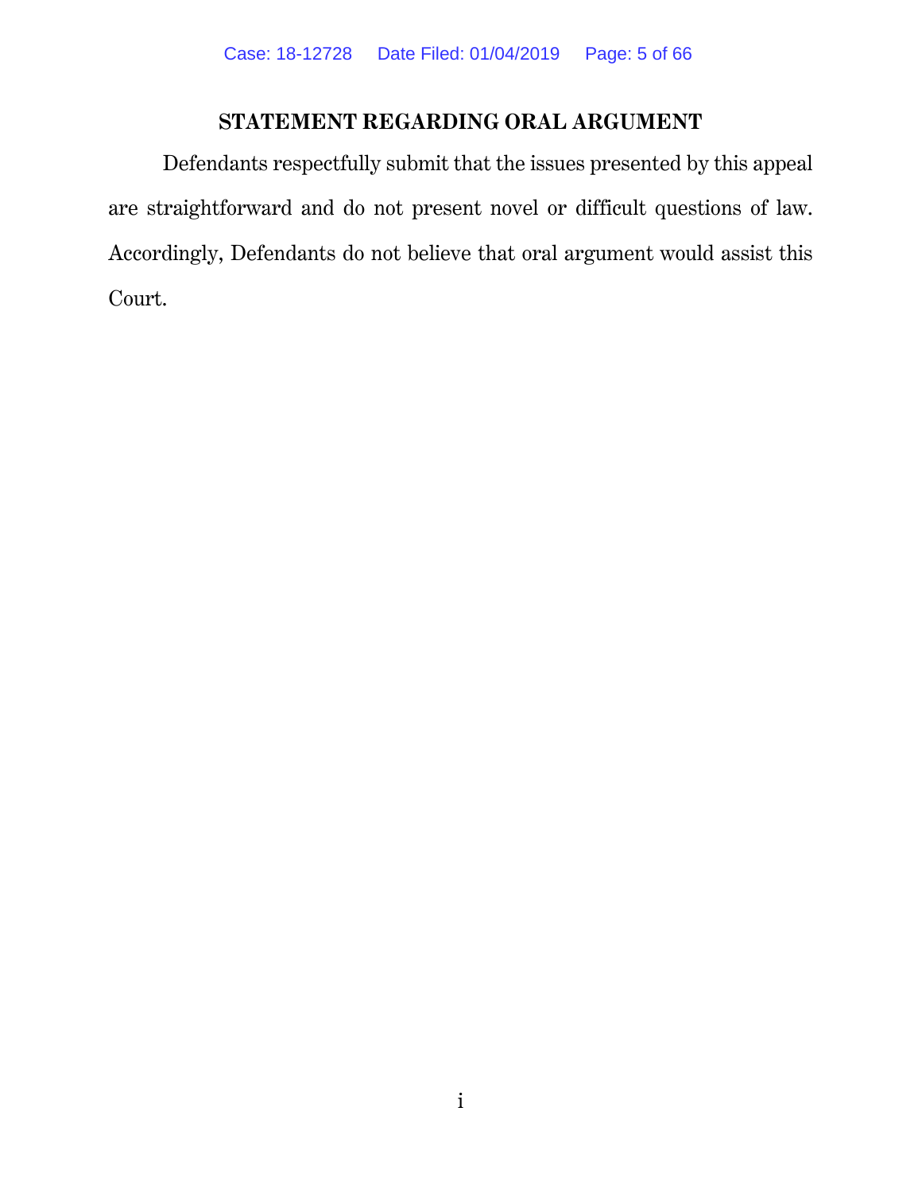## STATEMENT REGARDING ORAL ARGUMENT

Defendants respectfully submit that the issues presented by this appeal are straightforward and do not present novel or difficult questions of law. Accordingly, Defendants do not believe that oral argument would assist this Court.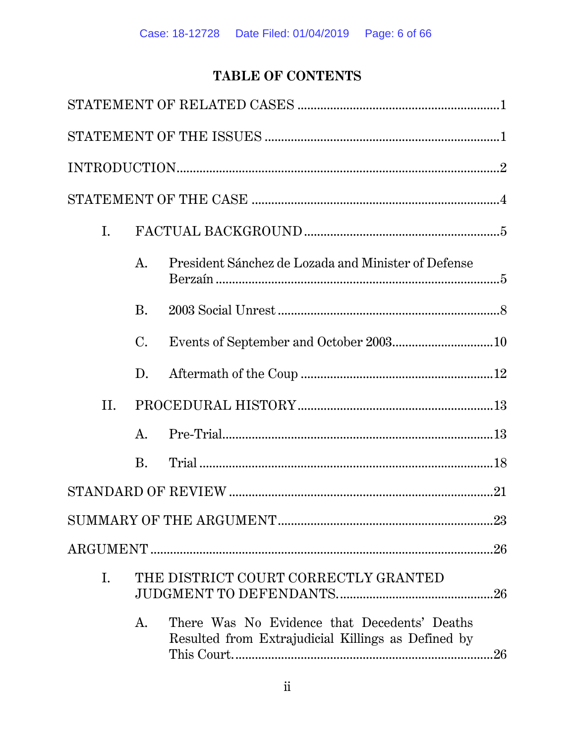## TABLE OF CONTENTS

STATEMENT OF RELATED CASES ............................................................1

STATEMENT OF THE ISSUES ......................................................................1

INTRODUCTION...............................................................................................2

STATEMENT OF THE CASE ..........................................................................4

- I. FACTUAL BACKGROUND ..........................................................5
  - A. President Sánchez de Lozada and Minister of Defense Berzaín ......................................................................................5
  - B. 2003 Social Unrest ...................................................................8
  - C. Events of September and October 2003..............................10
  - D. Aftermath of the Coup ..........................................................12
- II. PROCEDURAL HISTORY ...........................................................13
  - A. Pre-Trial..................................................................................13
  - B. Trial .........................................................................................18

STANDARD OF REVIEW ...............................................................................21

SUMMARY OF THE ARGUMENT.................................................................23

ARGUMENT ......................................................................................................26

- I. THE DISTRICT COURT CORRECTLY GRANTED JUDGMENT TO DEFENDANTS. ..............................................26
  - A. There Was No Evidence that Decedents' Deaths Resulted from Extrajudicial Killings as Defined by This Court. .............................................................................26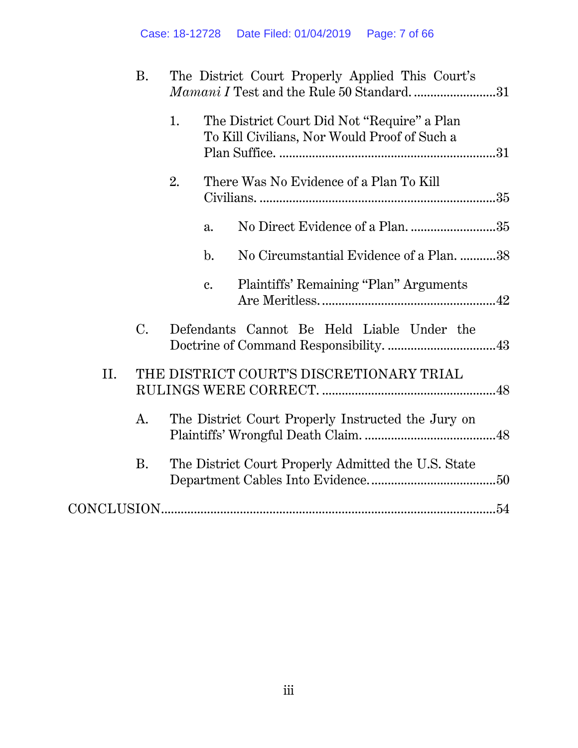B. The District Court Properly Applied This Court's *Mamani I* Test and the Rule 50 Standard. .........................31

1. The District Court Did Not "Require" a Plan To Kill Civilians, Nor Would Proof of Such a Plan Suffice. .................................................................31

2. There Was No Evidence of a Plan To Kill Civilians. .......................................................................35

a. No Direct Evidence of a Plan. ..........................35

b. No Circumstantial Evidence of a Plan. ...........38

c. Plaintiffs' Remaining "Plan" Arguments Are Meritless. ....................................................42

C. Defendants Cannot Be Held Liable Under the Doctrine of Command Responsibility. .................................43

II. THE DISTRICT COURT'S DISCRETIONARY TRIAL RULINGS WERE CORRECT. ....................................................48

A. The District Court Properly Instructed the Jury on Plaintiffs' Wrongful Death Claim. .......................................48

B. The District Court Properly Admitted the U.S. State Department Cables Into Evidence. .....................................50

CONCLUSION.....................................................................................................54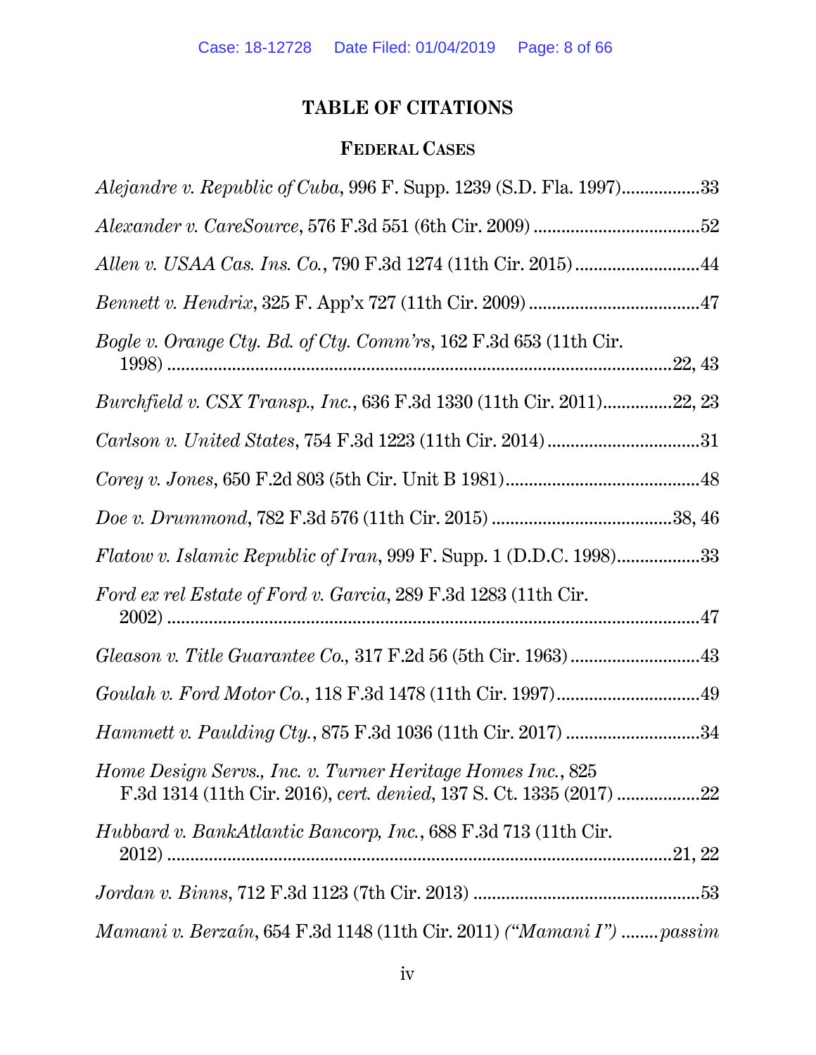# TABLE OF CITATIONS

## FEDERAL CASES

*Alejandre v. Republic of Cuba*, 996 F. Supp. 1239 (S.D. Fla. 1997)................33

*Alexander v. CareSource*, 576 F.3d 551 (6th Cir. 2009)....................................52

*Allen v. USAA Cas. Ins. Co.*, 790 F.3d 1274 (11th Cir. 2015)...........................44

*Bennett v. Hendrix*, 325 F. App'x 727 (11th Cir. 2009)....................................47

*Bogle v. Orange Cty. Bd. of Cty. Comm'rs*, 162 F.3d 653 (11th Cir. 1998)..........................................................................................................22, 43

*Burchfield v. CSX Transp., Inc.*, 636 F.3d 1330 (11th Cir. 2011)...............22, 23

*Carlson v. United States*, 754 F.3d 1223 (11th Cir. 2014)................................31

*Corey v. Jones*, 650 F.2d 803 (5th Cir. Unit B 1981)..........................................48

*Doe v. Drummond*, 782 F.3d 576 (11th Cir. 2015).......................................38, 46

*Flatow v. Islamic Republic of Iran*, 999 F. Supp. 1 (D.D.C. 1998)..................33

*Ford ex rel Estate of Ford v. Garcia*, 289 F.3d 1283 (11th Cir. 2002)..........................................................................................................47

*Gleason v. Title Guarantee Co.*, 317 F.2d 56 (5th Cir. 1963)............................43

*Goulah v. Ford Motor Co.*, 118 F.3d 1478 (11th Cir. 1997)...............................49

*Hammett v. Paulding Cty.*, 875 F.3d 1036 (11th Cir. 2017).............................34

*Home Design Servs., Inc. v. Turner Heritage Homes Inc.*, 825 F.3d 1314 (11th Cir. 2016), *cert. denied*, 137 S. Ct. 1335 (2017)..................22

*Hubbard v. BankAtlantic Bancorp, Inc.*, 688 F.3d 713 (11th Cir. 2012)..........................................................................................................21, 22

*Jordan v. Binns*, 712 F.3d 1123 (7th Cir. 2013)..................................................53

*Mamani v. Berzaín*, 654 F.3d 1148 (11th Cir. 2011) *("Mamani I")* ........*passim*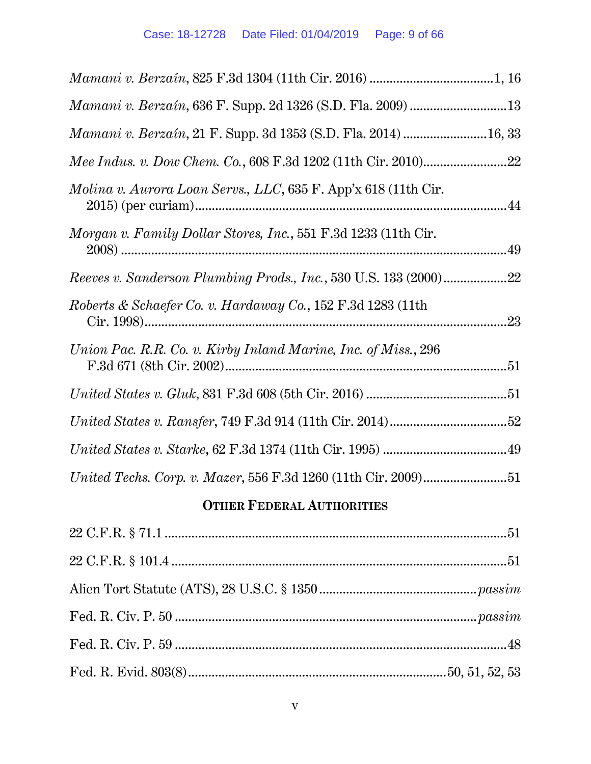*Mamani v. Berzaín*, 825 F.3d 1304 (11th Cir. 2016) ....................................1, 16

*Mamani v. Berzaín*, 636 F. Supp. 2d 1326 (S.D. Fla. 2009) ............................13

*Mamani v. Berzaín*, 21 F. Supp. 3d 1353 (S.D. Fla. 2014) ........................16, 33

*Mee Indus. v. Dow Chem. Co.*, 608 F.3d 1202 (11th Cir. 2010).........................22

*Molina v. Aurora Loan Servs., LLC*, 635 F. App'x 618 (11th Cir. 2015) (per curiam).........................................................................................44

*Morgan v. Family Dollar Stores, Inc.*, 551 F.3d 1233 (11th Cir. 2008) .....................................................................................................49

*Reeves v. Sanderson Plumbing Prods., Inc.*, 530 U.S. 133 (2000)..................22

*Roberts & Schaefer Co. v. Hardaway Co.*, 152 F.3d 1283 (11th Cir. 1998)..........................................................................................23

*Union Pac. R.R. Co. v. Kirby Inland Marine, Inc. of Miss.*, 296 F.3d 671 (8th Cir. 2002)...................................................................51

*United States v. Gluk*, 831 F.3d 608 (5th Cir. 2016) ..........................................51

*United States v. Ransfer*, 749 F.3d 914 (11th Cir. 2014)..................................52

*United States v. Starke*, 62 F.3d 1374 (11th Cir. 1995) ....................................49

*United Techs. Corp. v. Mazer*, 556 F.3d 1260 (11th Cir. 2009).........................51

## OTHER FEDERAL AUTHORITIES

22 C.F.R. § 71.1 .....................................................................................................51

22 C.F.R. § 101.4 ...................................................................................................51

Alien Tort Statute (ATS), 28 U.S.C. § 1350 ..............................................*passim*

Fed. R. Civ. P. 50 ........................................................................................*passim*

Fed. R. Civ. P. 59 ...................................................................................................48

Fed. R. Evid. 803(8)............................................................................50, 51, 52, 53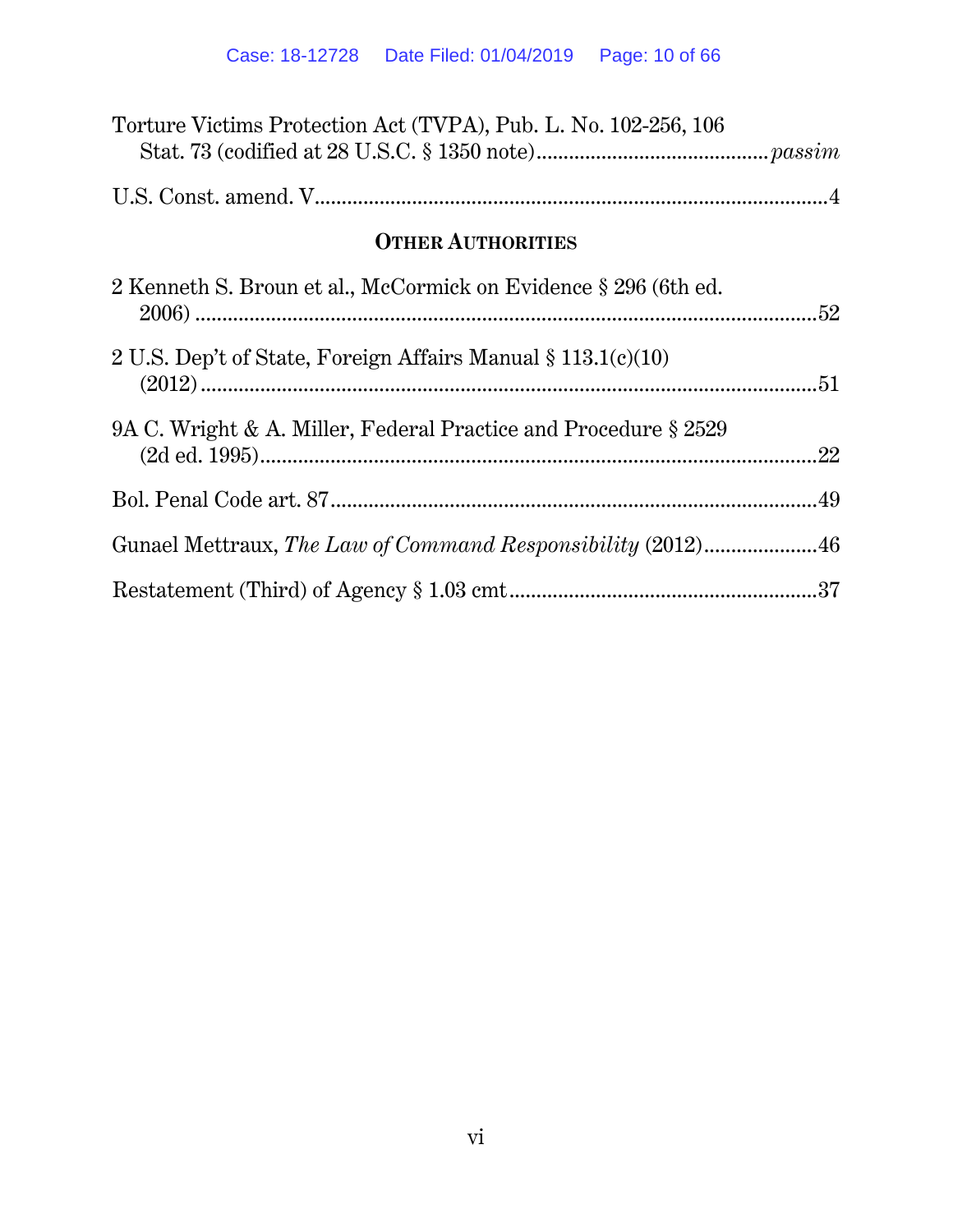Torture Victims Protection Act (TVPA), Pub. L. No. 102-256, 106 Stat. 73 (codified at 28 U.S.C. § 1350 note)........................................*passim*

U.S. Const. amend. V...............................................................................................4

## OTHER AUTHORITIES

2 Kenneth S. Broun et al., McCormick on Evidence § 296 (6th ed. 2006) .....................................................................................................52

2 U.S. Dep't of State, Foreign Affairs Manual § 113.1(c)(10) (2012) ......................................................................................................51

9A C. Wright & A. Miller, Federal Practice and Procedure § 2529 (2d ed. 1995)........................................................................................22

Bol. Penal Code art. 87..........................................................................................49

Gunael Mettraux, *The Law of Command Responsibility* (2012)....................46

Restatement (Third) of Agency § 1.03 cmt........................................................37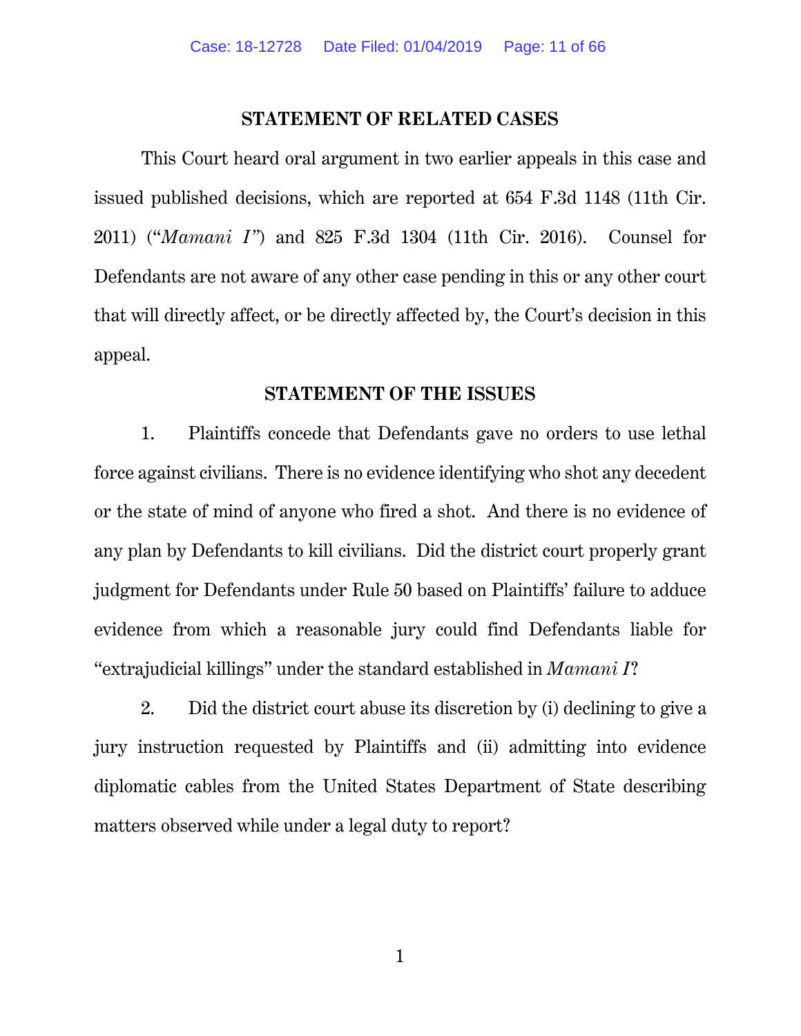## STATEMENT OF RELATED CASES

This Court heard oral argument in two earlier appeals in this case and issued published decisions, which are reported at 654 F.3d 1148 (11th Cir. 2011) ("*Mamani I*") and 825 F.3d 1304 (11th Cir. 2016). Counsel for Defendants are not aware of any other case pending in this or any other court that will directly affect, or be directly affected by, the Court's decision in this appeal.

## STATEMENT OF THE ISSUES

1. Plaintiffs concede that Defendants gave no orders to use lethal force against civilians. There is no evidence identifying who shot any decedent or the state of mind of anyone who fired a shot. And there is no evidence of any plan by Defendants to kill civilians. Did the district court properly grant judgment for Defendants under Rule 50 based on Plaintiffs' failure to adduce evidence from which a reasonable jury could find Defendants liable for "extrajudicial killings" under the standard established in *Mamani I*?

2. Did the district court abuse its discretion by (i) declining to give a jury instruction requested by Plaintiffs and (ii) admitting into evidence diplomatic cables from the United States Department of State describing matters observed while under a legal duty to report?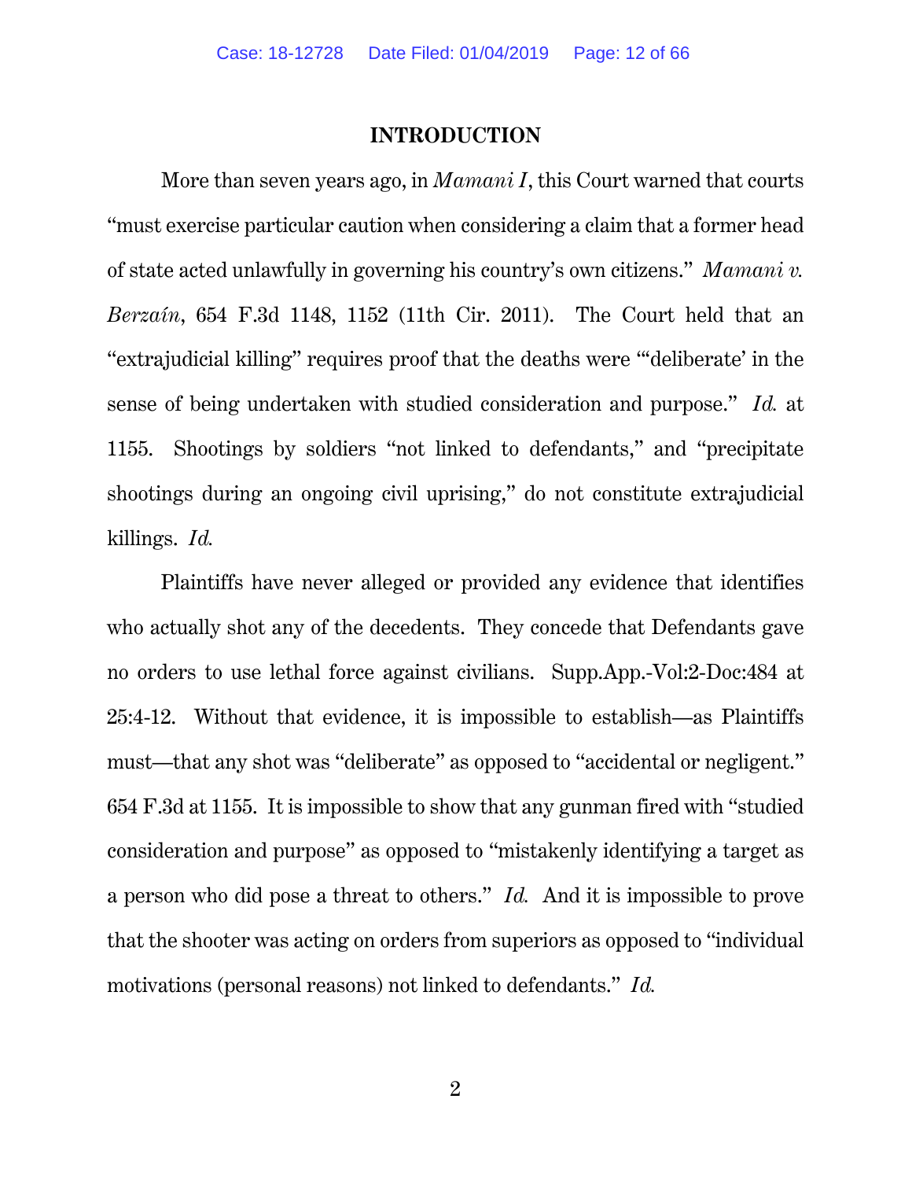# INTRODUCTION

More than seven years ago, in *Mamani I*, this Court warned that courts "must exercise particular caution when considering a claim that a former head of state acted unlawfully in governing his country's own citizens." *Mamani v. Berzaín*, 654 F.3d 1148, 1152 (11th Cir. 2011). The Court held that an "extrajudicial killing" requires proof that the deaths were "'deliberate' in the sense of being undertaken with studied consideration and purpose." *Id.* at 1155. Shootings by soldiers "not linked to defendants," and "precipitate shootings during an ongoing civil uprising," do not constitute extrajudicial killings. *Id.*

Plaintiffs have never alleged or provided any evidence that identifies who actually shot any of the decedents. They concede that Defendants gave no orders to use lethal force against civilians. Supp.App.-Vol:2-Doc:484 at 25:4-12. Without that evidence, it is impossible to establish—as Plaintiffs must—that any shot was "deliberate" as opposed to "accidental or negligent." 654 F.3d at 1155. It is impossible to show that any gunman fired with "studied consideration and purpose" as opposed to "mistakenly identifying a target as a person who did pose a threat to others." *Id.* And it is impossible to prove that the shooter was acting on orders from superiors as opposed to "individual motivations (personal reasons) not linked to defendants." *Id.*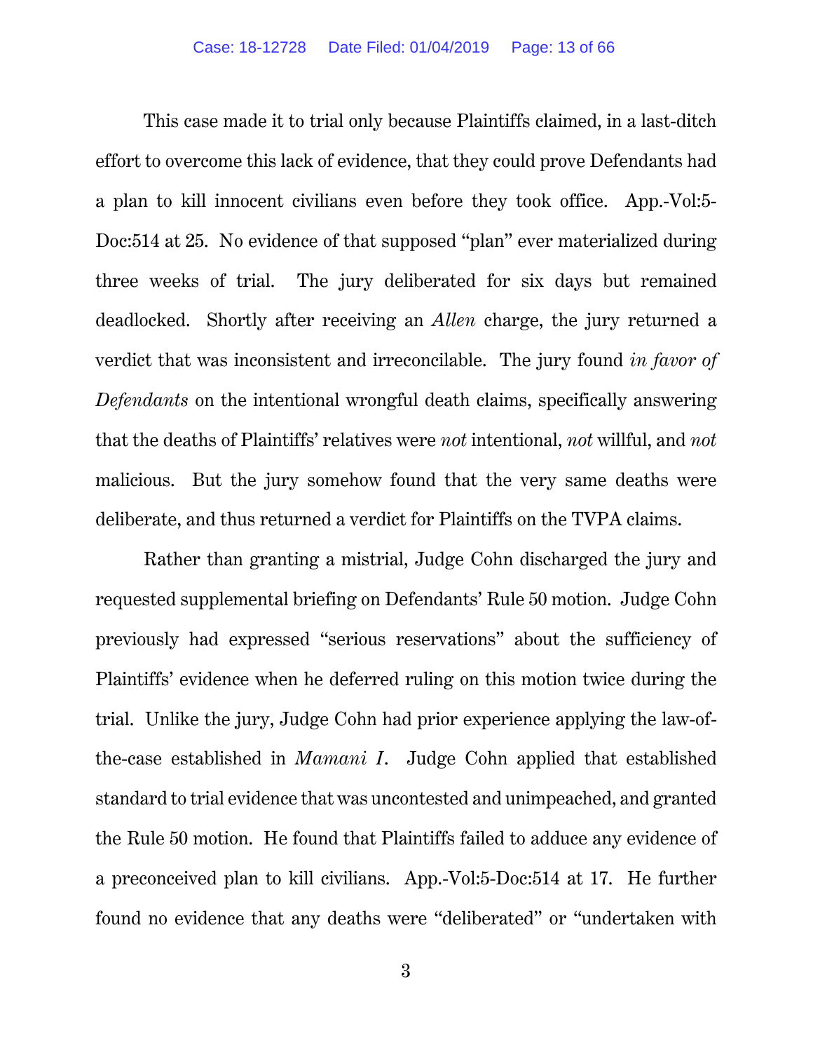This case made it to trial only because Plaintiffs claimed, in a last-ditch effort to overcome this lack of evidence, that they could prove Defendants had a plan to kill innocent civilians even before they took office. App.-Vol:5-Doc:514 at 25. No evidence of that supposed "plan" ever materialized during three weeks of trial. The jury deliberated for six days but remained deadlocked. Shortly after receiving an *Allen* charge, the jury returned a verdict that was inconsistent and irreconcilable. The jury found *in favor of Defendants* on the intentional wrongful death claims, specifically answering that the deaths of Plaintiffs' relatives were *not* intentional, *not* willful, and *not* malicious. But the jury somehow found that the very same deaths were deliberate, and thus returned a verdict for Plaintiffs on the TVPA claims.

Rather than granting a mistrial, Judge Cohn discharged the jury and requested supplemental briefing on Defendants' Rule 50 motion. Judge Cohn previously had expressed "serious reservations" about the sufficiency of Plaintiffs' evidence when he deferred ruling on this motion twice during the trial. Unlike the jury, Judge Cohn had prior experience applying the law-of-the-case established in *Mamani I*. Judge Cohn applied that established standard to trial evidence that was uncontested and unimpeached, and granted the Rule 50 motion. He found that Plaintiffs failed to adduce any evidence of a preconceived plan to kill civilians. App.-Vol:5-Doc:514 at 17. He further found no evidence that any deaths were "deliberated" or "undertaken with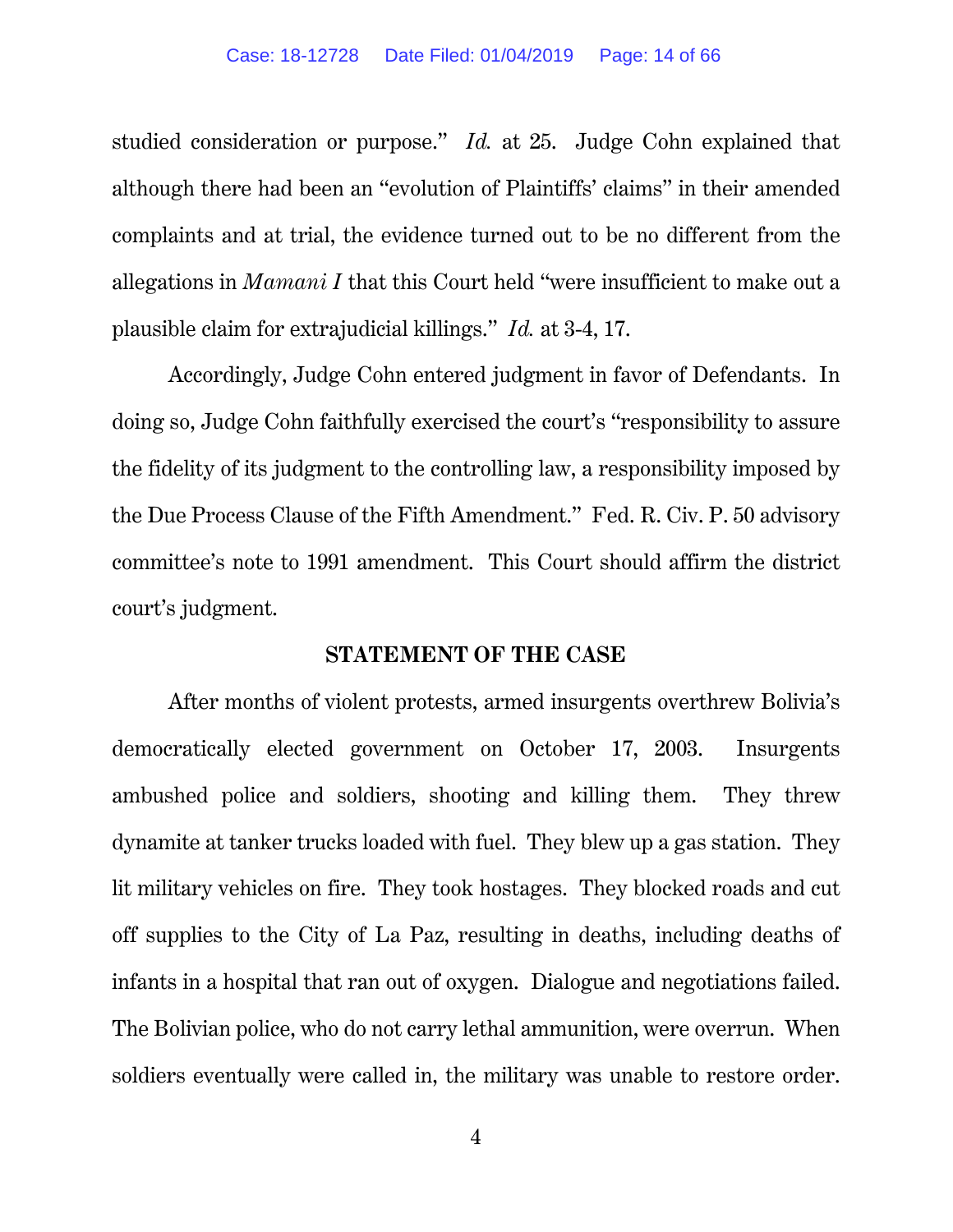studied consideration or purpose." *Id.* at 25. Judge Cohn explained that although there had been an "evolution of Plaintiffs' claims" in their amended complaints and at trial, the evidence turned out to be no different from the allegations in *Mamani I* that this Court held "were insufficient to make out a plausible claim for extrajudicial killings." *Id.* at 3-4, 17.

Accordingly, Judge Cohn entered judgment in favor of Defendants. In doing so, Judge Cohn faithfully exercised the court's "responsibility to assure the fidelity of its judgment to the controlling law, a responsibility imposed by the Due Process Clause of the Fifth Amendment." Fed. R. Civ. P. 50 advisory committee's note to 1991 amendment. This Court should affirm the district court's judgment.

## STATEMENT OF THE CASE

After months of violent protests, armed insurgents overthrew Bolivia's democratically elected government on October 17, 2003. Insurgents ambushed police and soldiers, shooting and killing them. They threw dynamite at tanker trucks loaded with fuel. They blew up a gas station. They lit military vehicles on fire. They took hostages. They blocked roads and cut off supplies to the City of La Paz, resulting in deaths, including deaths of infants in a hospital that ran out of oxygen. Dialogue and negotiations failed. The Bolivian police, who do not carry lethal ammunition, were overrun. When soldiers eventually were called in, the military was unable to restore order.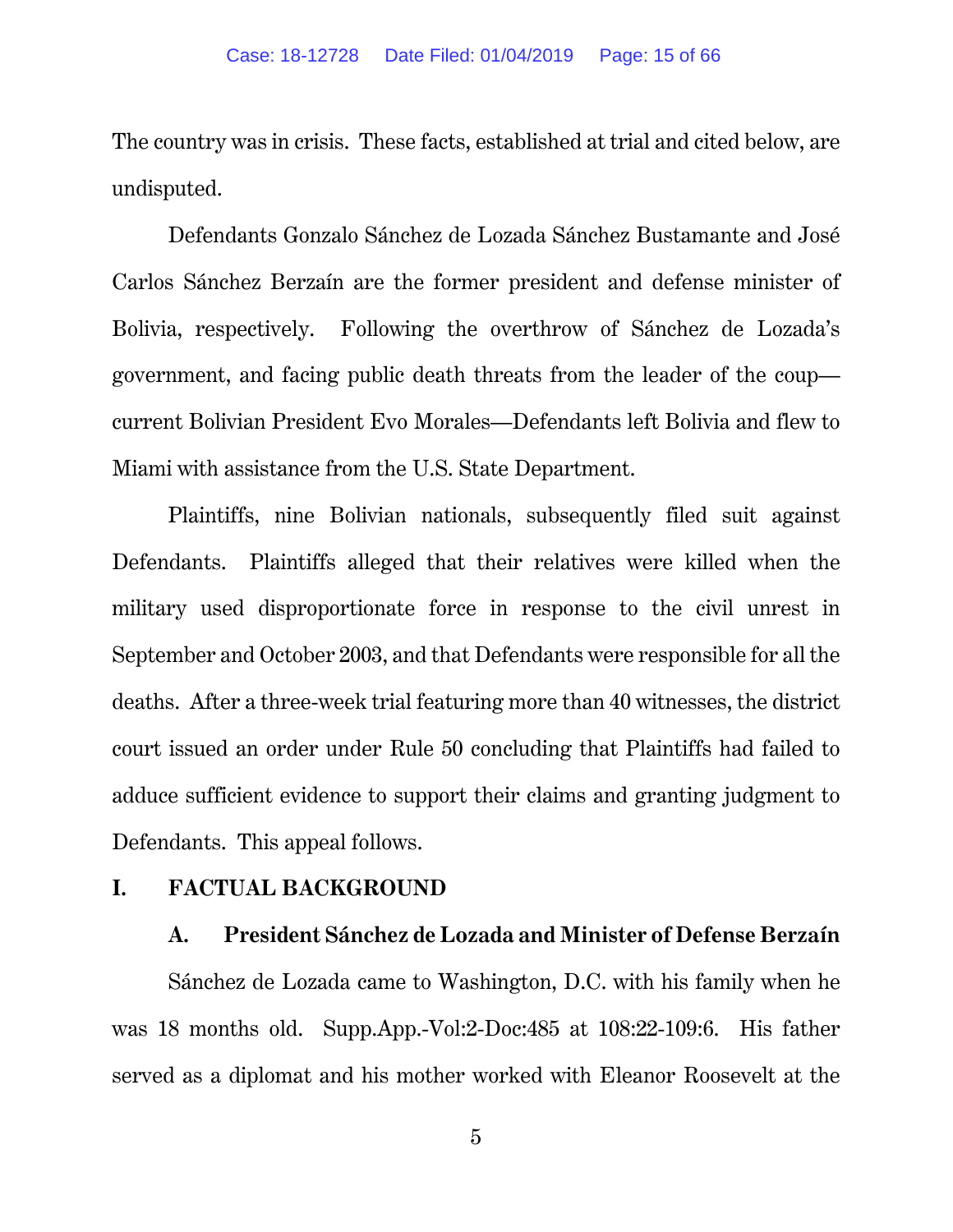The country was in crisis. These facts, established at trial and cited below, are undisputed.

Defendants Gonzalo Sánchez de Lozada Sánchez Bustamante and José Carlos Sánchez Berzaín are the former president and defense minister of Bolivia, respectively. Following the overthrow of Sánchez de Lozada's government, and facing public death threats from the leader of the coup—current Bolivian President Evo Morales—Defendants left Bolivia and flew to Miami with assistance from the U.S. State Department.

Plaintiffs, nine Bolivian nationals, subsequently filed suit against Defendants. Plaintiffs alleged that their relatives were killed when the military used disproportionate force in response to the civil unrest in September and October 2003, and that Defendants were responsible for all the deaths. After a three-week trial featuring more than 40 witnesses, the district court issued an order under Rule 50 concluding that Plaintiffs had failed to adduce sufficient evidence to support their claims and granting judgment to Defendants. This appeal follows.

## I. FACTUAL BACKGROUND

### A. President Sánchez de Lozada and Minister of Defense Berzaín

Sánchez de Lozada came to Washington, D.C. with his family when he was 18 months old. Supp.App.-Vol:2-Doc:485 at 108:22-109:6. His father served as a diplomat and his mother worked with Eleanor Roosevelt at the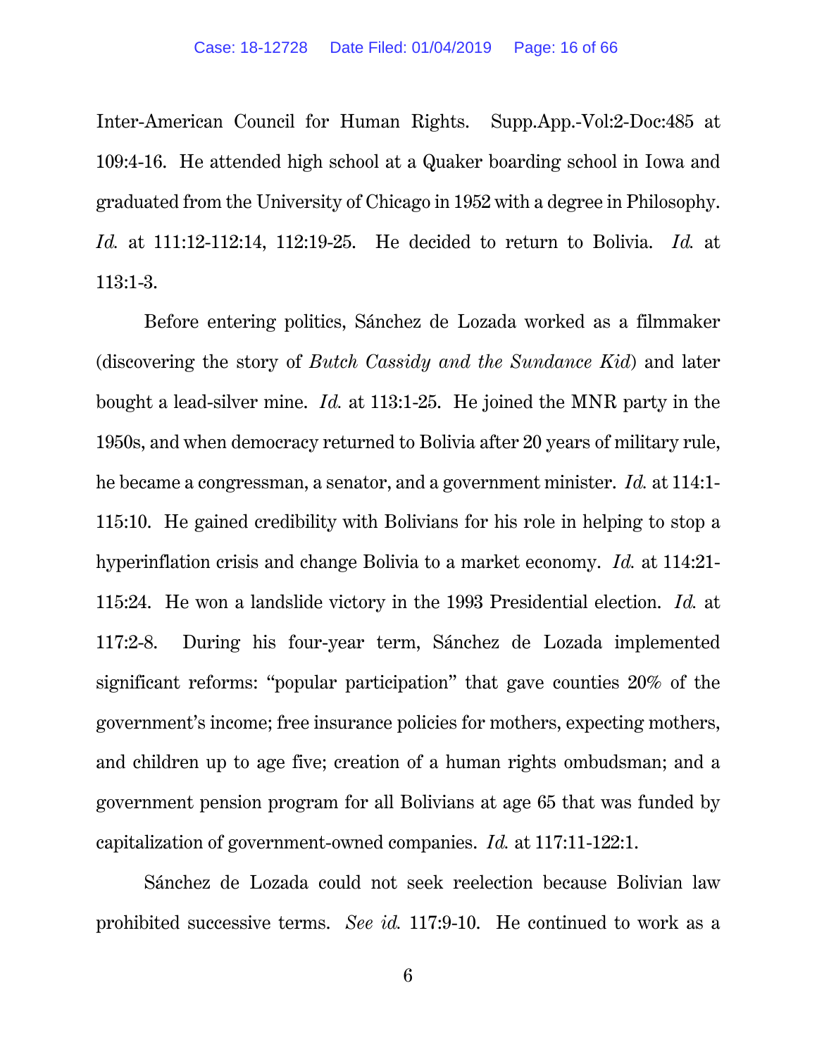Inter-American Council for Human Rights. Supp.App.-Vol:2-Doc:485 at 109:4-16. He attended high school at a Quaker boarding school in Iowa and graduated from the University of Chicago in 1952 with a degree in Philosophy. *Id.* at 111:12-112:14, 112:19-25. He decided to return to Bolivia. *Id.* at 113:1-3.

Before entering politics, Sánchez de Lozada worked as a filmmaker (discovering the story of *Butch Cassidy and the Sundance Kid*) and later bought a lead-silver mine. *Id.* at 113:1-25. He joined the MNR party in the 1950s, and when democracy returned to Bolivia after 20 years of military rule, he became a congressman, a senator, and a government minister. *Id.* at 114:1-115:10. He gained credibility with Bolivians for his role in helping to stop a hyperinflation crisis and change Bolivia to a market economy. *Id.* at 114:21-115:24. He won a landslide victory in the 1993 Presidential election. *Id.* at 117:2-8. During his four-year term, Sánchez de Lozada implemented significant reforms: "popular participation" that gave counties 20% of the government's income; free insurance policies for mothers, expecting mothers, and children up to age five; creation of a human rights ombudsman; and a government pension program for all Bolivians at age 65 that was funded by capitalization of government-owned companies. *Id.* at 117:11-122:1.

Sánchez de Lozada could not seek reelection because Bolivian law prohibited successive terms. *See id.* 117:9-10. He continued to work as a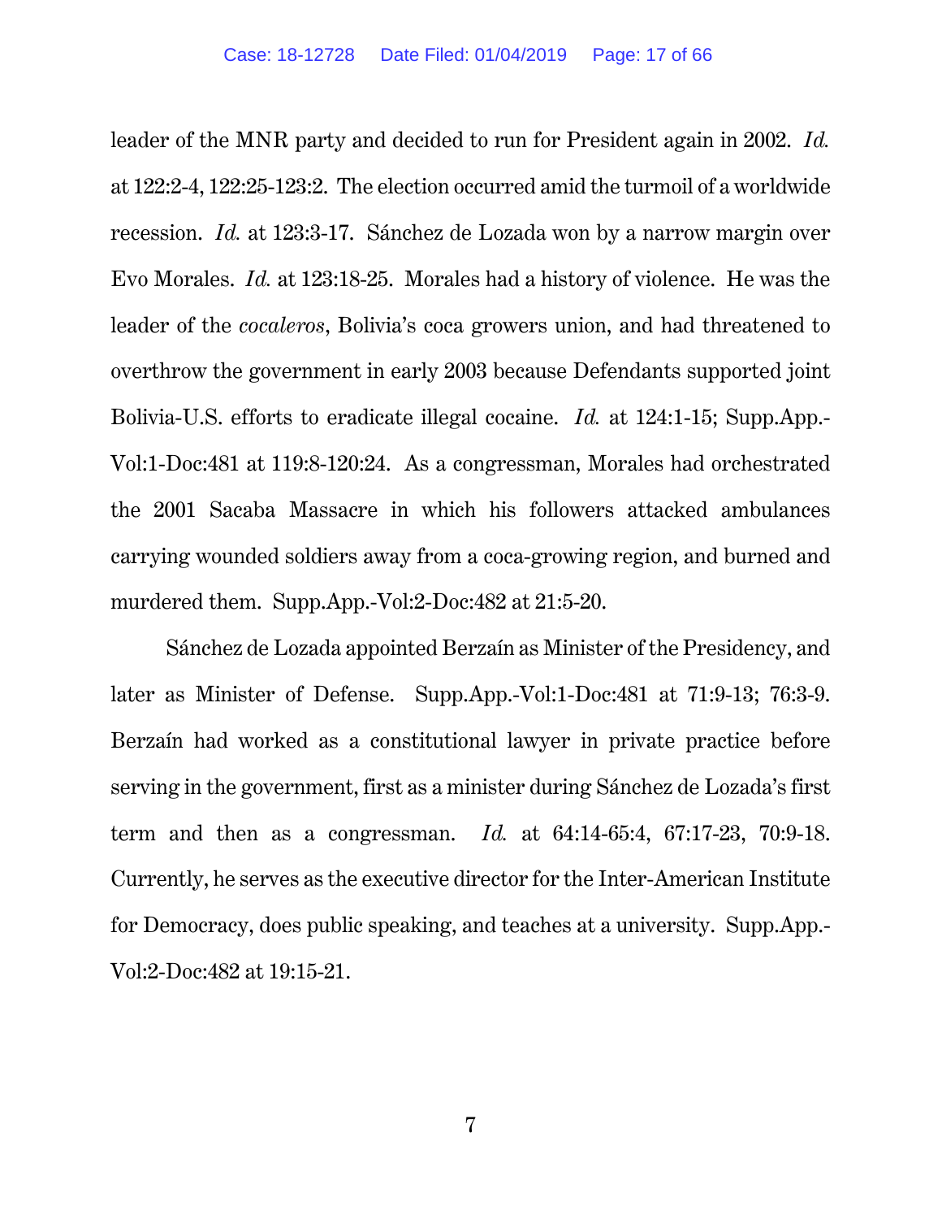leader of the MNR party and decided to run for President again in 2002. *Id.* at 122:2-4, 122:25-123:2. The election occurred amid the turmoil of a worldwide recession. *Id.* at 123:3-17. Sánchez de Lozada won by a narrow margin over Evo Morales. *Id.* at 123:18-25. Morales had a history of violence. He was the leader of the *cocaleros*, Bolivia's coca growers union, and had threatened to overthrow the government in early 2003 because Defendants supported joint Bolivia-U.S. efforts to eradicate illegal cocaine. *Id.* at 124:1-15; Supp.App.-Vol:1-Doc:481 at 119:8-120:24. As a congressman, Morales had orchestrated the 2001 Sacaba Massacre in which his followers attacked ambulances carrying wounded soldiers away from a coca-growing region, and burned and murdered them. Supp.App.-Vol:2-Doc:482 at 21:5-20.

Sánchez de Lozada appointed Berzaín as Minister of the Presidency, and later as Minister of Defense. Supp.App.-Vol:1-Doc:481 at 71:9-13; 76:3-9. Berzaín had worked as a constitutional lawyer in private practice before serving in the government, first as a minister during Sánchez de Lozada's first term and then as a congressman. *Id.* at 64:14-65:4, 67:17-23, 70:9-18. Currently, he serves as the executive director for the Inter-American Institute for Democracy, does public speaking, and teaches at a university. Supp.App.-Vol:2-Doc:482 at 19:15-21.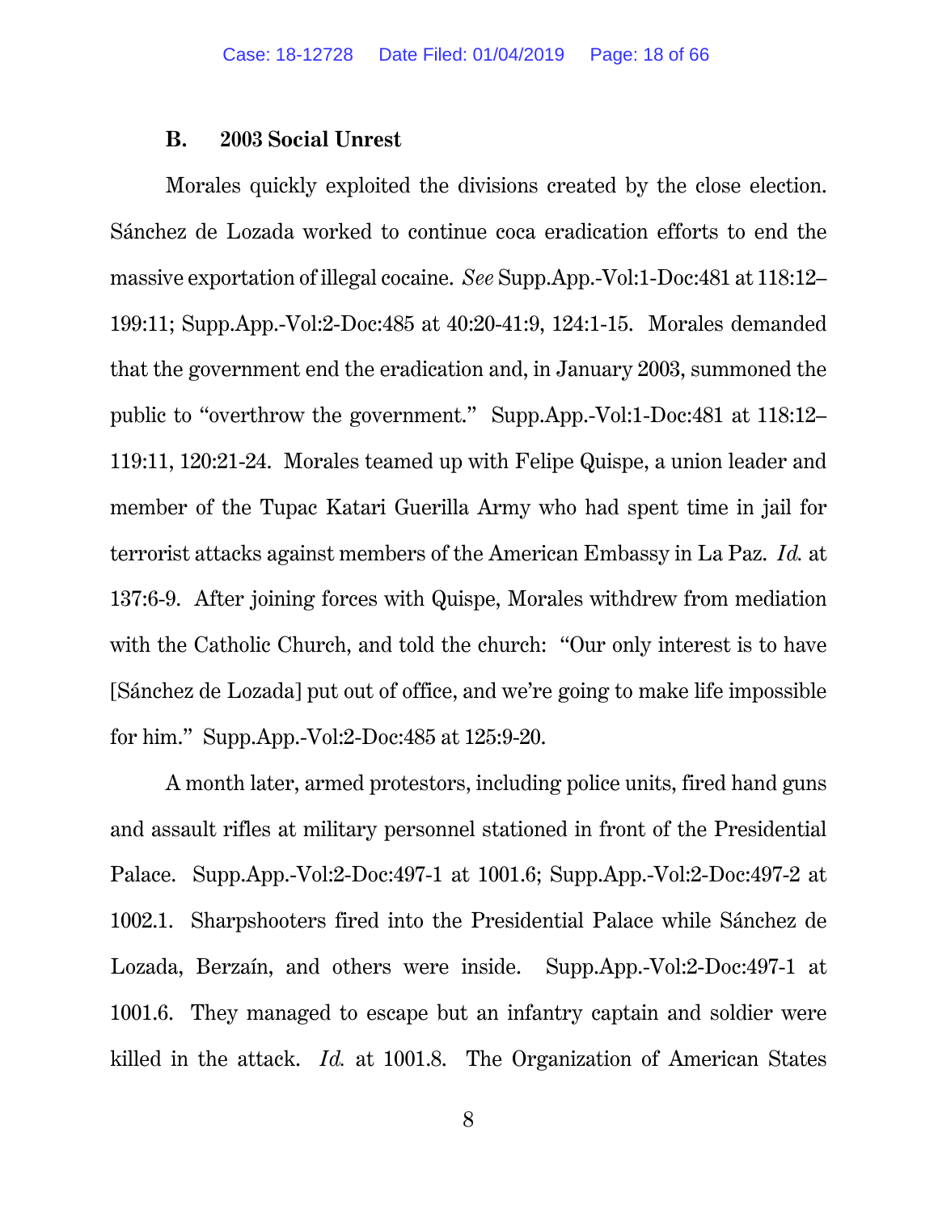### B. 2003 Social Unrest

Morales quickly exploited the divisions created by the close election. Sánchez de Lozada worked to continue coca eradication efforts to end the massive exportation of illegal cocaine. *See* Supp.App.-Vol:1-Doc:481 at 118:12–199:11; Supp.App.-Vol:2-Doc:485 at 40:20-41:9, 124:1-15. Morales demanded that the government end the eradication and, in January 2003, summoned the public to "overthrow the government." Supp.App.-Vol:1-Doc:481 at 118:12–119:11, 120:21-24. Morales teamed up with Felipe Quispe, a union leader and member of the Tupac Katari Guerilla Army who had spent time in jail for terrorist attacks against members of the American Embassy in La Paz. *Id.* at 137:6-9. After joining forces with Quispe, Morales withdrew from mediation with the Catholic Church, and told the church: "Our only interest is to have [Sánchez de Lozada] put out of office, and we're going to make life impossible for him." Supp.App.-Vol:2-Doc:485 at 125:9-20.

A month later, armed protestors, including police units, fired hand guns and assault rifles at military personnel stationed in front of the Presidential Palace. Supp.App.-Vol:2-Doc:497-1 at 1001.6; Supp.App.-Vol:2-Doc:497-2 at 1002.1. Sharpshooters fired into the Presidential Palace while Sánchez de Lozada, Berzaín, and others were inside. Supp.App.-Vol:2-Doc:497-1 at 1001.6. They managed to escape but an infantry captain and soldier were killed in the attack. *Id.* at 1001.8. The Organization of American States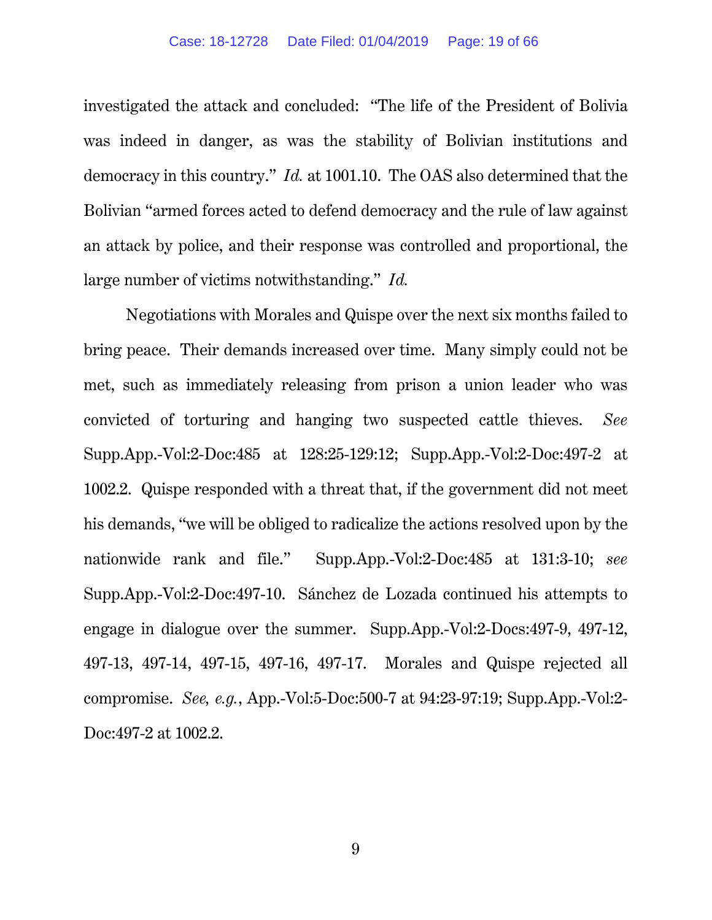investigated the attack and concluded: "The life of the President of Bolivia was indeed in danger, as was the stability of Bolivian institutions and democracy in this country." *Id.* at 1001.10. The OAS also determined that the Bolivian "armed forces acted to defend democracy and the rule of law against an attack by police, and their response was controlled and proportional, the large number of victims notwithstanding." *Id.*

Negotiations with Morales and Quispe over the next six months failed to bring peace. Their demands increased over time. Many simply could not be met, such as immediately releasing from prison a union leader who was convicted of torturing and hanging two suspected cattle thieves. *See* Supp.App.-Vol:2-Doc:485 at 128:25-129:12; Supp.App.-Vol:2-Doc:497-2 at 1002.2. Quispe responded with a threat that, if the government did not meet his demands, "we will be obliged to radicalize the actions resolved upon by the nationwide rank and file." Supp.App.-Vol:2-Doc:485 at 131:3-10; *see* Supp.App.-Vol:2-Doc:497-10. Sánchez de Lozada continued his attempts to engage in dialogue over the summer. Supp.App.-Vol:2-Docs:497-9, 497-12, 497-13, 497-14, 497-15, 497-16, 497-17. Morales and Quispe rejected all compromise. *See, e.g.*, App.-Vol:5-Doc:500-7 at 94:23-97:19; Supp.App.-Vol:2-Doc:497-2 at 1002.2.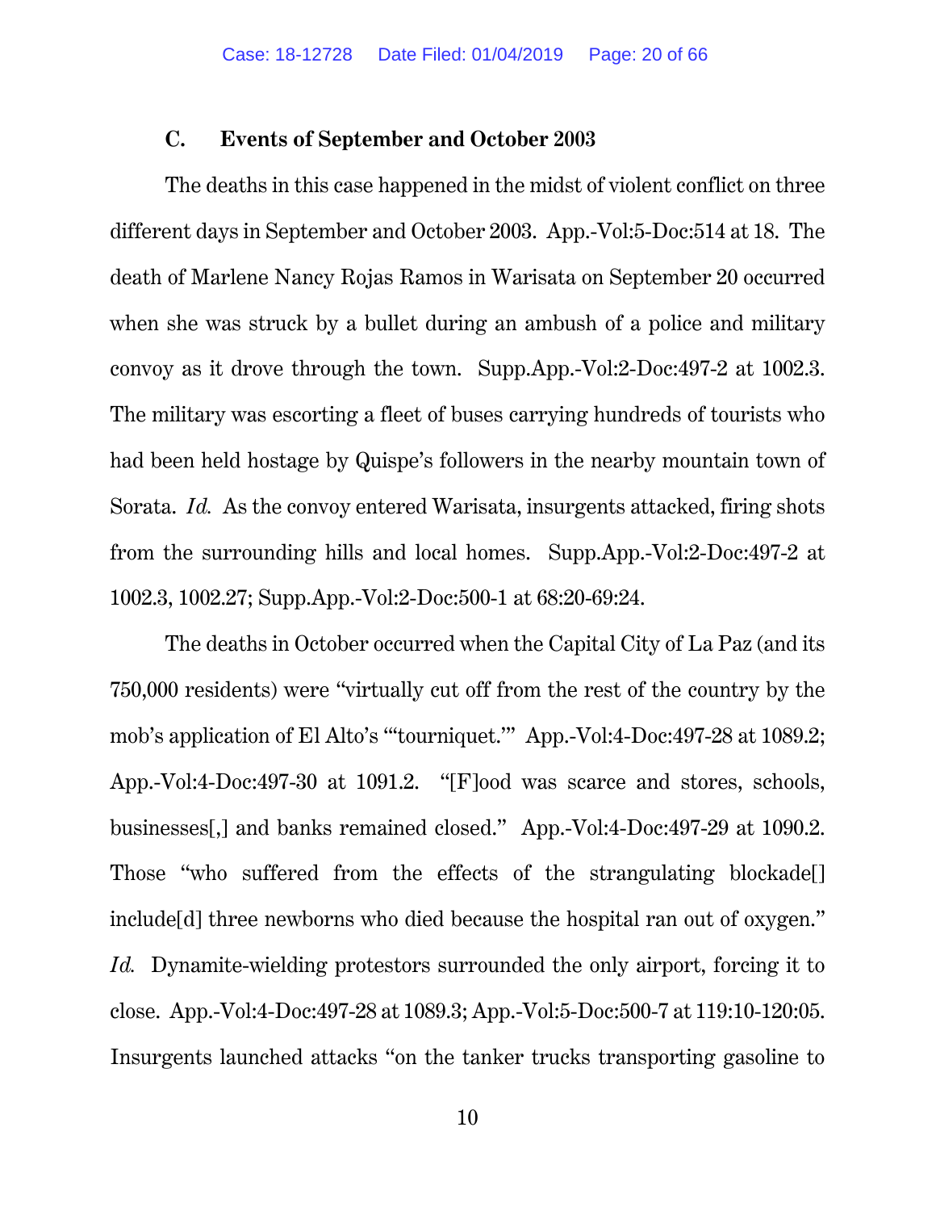### C. Events of September and October 2003

The deaths in this case happened in the midst of violent conflict on three different days in September and October 2003. App.-Vol:5-Doc:514 at 18. The death of Marlene Nancy Rojas Ramos in Warisata on September 20 occurred when she was struck by a bullet during an ambush of a police and military convoy as it drove through the town. Supp.App.-Vol:2-Doc:497-2 at 1002.3. The military was escorting a fleet of buses carrying hundreds of tourists who had been held hostage by Quispe's followers in the nearby mountain town of Sorata. *Id.* As the convoy entered Warisata, insurgents attacked, firing shots from the surrounding hills and local homes. Supp.App.-Vol:2-Doc:497-2 at 1002.3, 1002.27; Supp.App.-Vol:2-Doc:500-1 at 68:20-69:24.

The deaths in October occurred when the Capital City of La Paz (and its 750,000 residents) were "virtually cut off from the rest of the country by the mob's application of El Alto's "'tourniquet.'" App.-Vol:4-Doc:497-28 at 1089.2; App.-Vol:4-Doc:497-30 at 1091.2. "[F]ood was scarce and stores, schools, businesses[,] and banks remained closed." App.-Vol:4-Doc:497-29 at 1090.2. Those "who suffered from the effects of the strangulating blockade[] include[d] three newborns who died because the hospital ran out of oxygen." *Id.* Dynamite-wielding protestors surrounded the only airport, forcing it to close. App.-Vol:4-Doc:497-28 at 1089.3; App.-Vol:5-Doc:500-7 at 119:10-120:05. Insurgents launched attacks "on the tanker trucks transporting gasoline to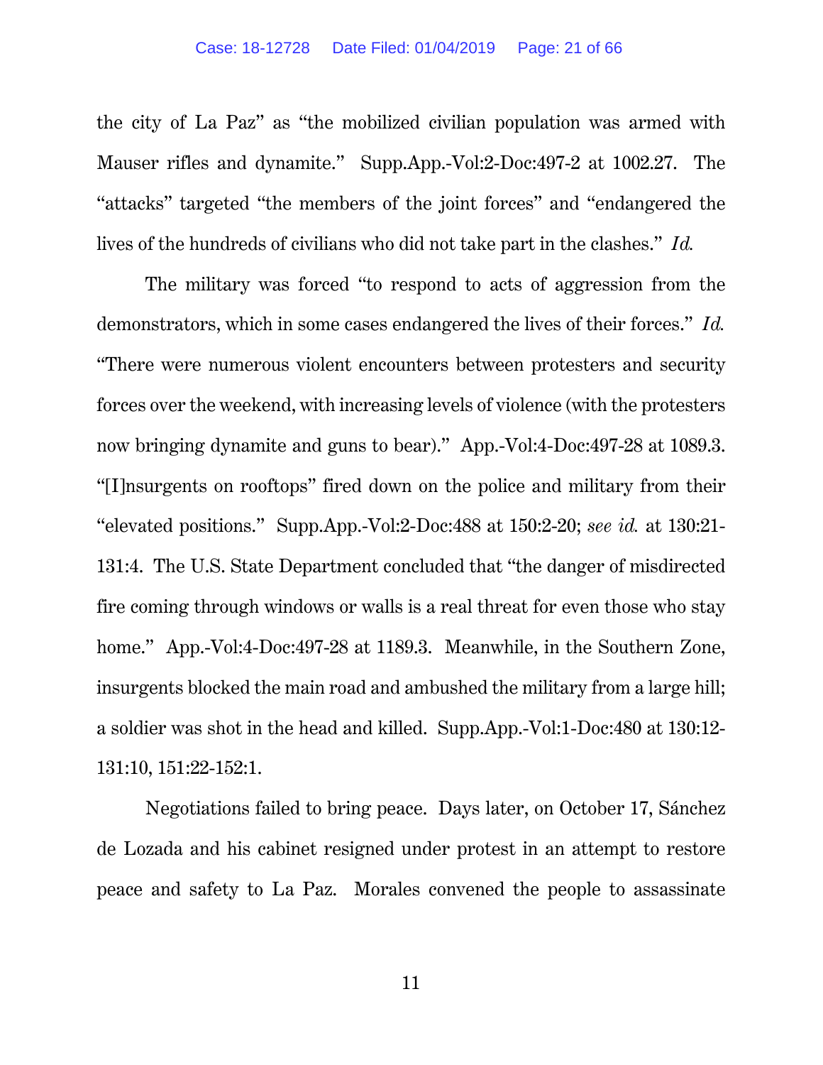the city of La Paz" as "the mobilized civilian population was armed with Mauser rifles and dynamite." Supp.App.-Vol:2-Doc:497-2 at 1002.27. The "attacks" targeted "the members of the joint forces" and "endangered the lives of the hundreds of civilians who did not take part in the clashes." *Id.*

The military was forced "to respond to acts of aggression from the demonstrators, which in some cases endangered the lives of their forces." *Id.* "There were numerous violent encounters between protesters and security forces over the weekend, with increasing levels of violence (with the protesters now bringing dynamite and guns to bear)." App.-Vol:4-Doc:497-28 at 1089.3. "[I]nsurgents on rooftops" fired down on the police and military from their "elevated positions." Supp.App.-Vol:2-Doc:488 at 150:2-20; *see id.* at 130:21-131:4. The U.S. State Department concluded that "the danger of misdirected fire coming through windows or walls is a real threat for even those who stay home." App.-Vol:4-Doc:497-28 at 1189.3. Meanwhile, in the Southern Zone, insurgents blocked the main road and ambushed the military from a large hill; a soldier was shot in the head and killed. Supp.App.-Vol:1-Doc:480 at 130:12-131:10, 151:22-152:1.

Negotiations failed to bring peace. Days later, on October 17, Sánchez de Lozada and his cabinet resigned under protest in an attempt to restore peace and safety to La Paz. Morales convened the people to assassinate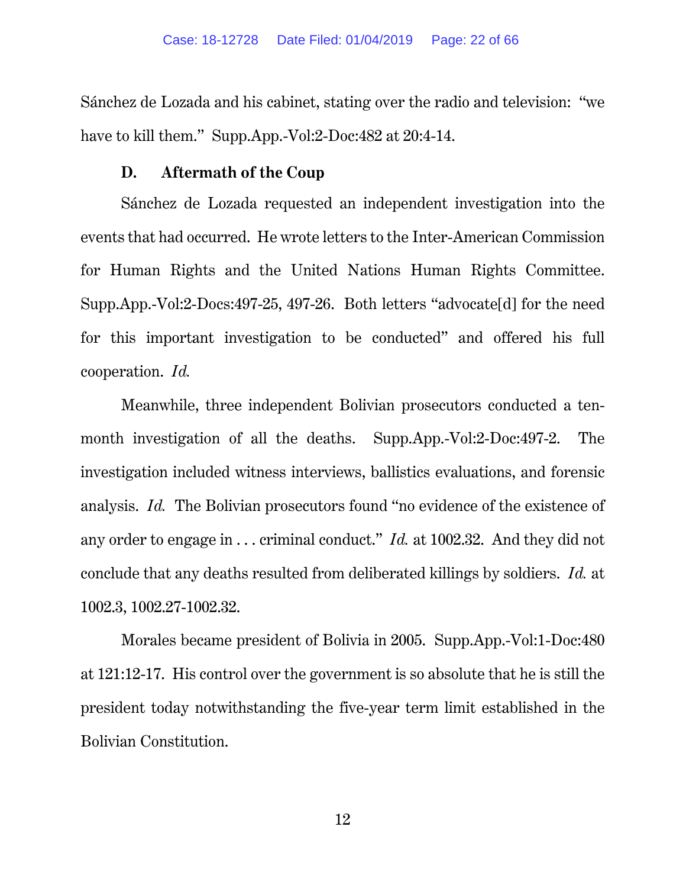Sánchez de Lozada and his cabinet, stating over the radio and television: "we have to kill them." Supp.App.-Vol:2-Doc:482 at 20:4-14.

### D. Aftermath of the Coup

Sánchez de Lozada requested an independent investigation into the events that had occurred. He wrote letters to the Inter-American Commission for Human Rights and the United Nations Human Rights Committee. Supp.App.-Vol:2-Docs:497-25, 497-26. Both letters "advocate[d] for the need for this important investigation to be conducted" and offered his full cooperation. *Id.*

Meanwhile, three independent Bolivian prosecutors conducted a ten-month investigation of all the deaths. Supp.App.-Vol:2-Doc:497-2. The investigation included witness interviews, ballistics evaluations, and forensic analysis. *Id.* The Bolivian prosecutors found "no evidence of the existence of any order to engage in . . . criminal conduct." *Id.* at 1002.32. And they did not conclude that any deaths resulted from deliberated killings by soldiers. *Id.* at 1002.3, 1002.27-1002.32.

Morales became president of Bolivia in 2005. Supp.App.-Vol:1-Doc:480 at 121:12-17. His control over the government is so absolute that he is still the president today notwithstanding the five-year term limit established in the Bolivian Constitution.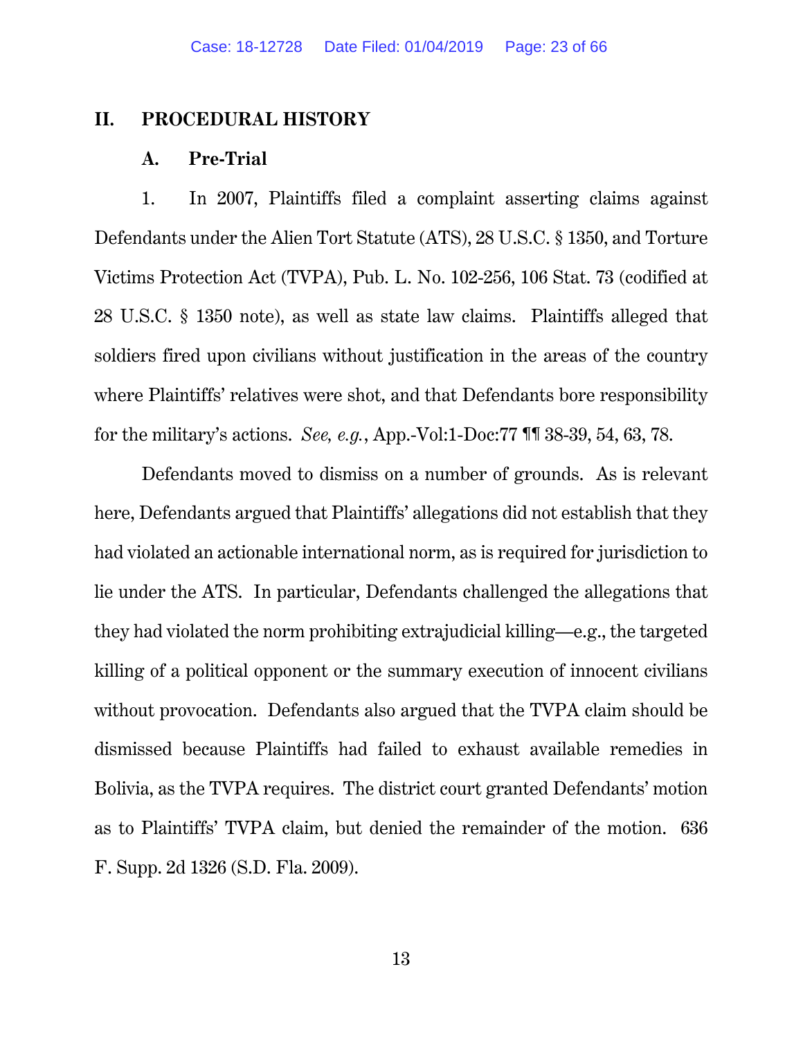## II. PROCEDURAL HISTORY

### A. Pre-Trial

1. In 2007, Plaintiffs filed a complaint asserting claims against Defendants under the Alien Tort Statute (ATS), 28 U.S.C. § 1350, and Torture Victims Protection Act (TVPA), Pub. L. No. 102-256, 106 Stat. 73 (codified at 28 U.S.C. § 1350 note), as well as state law claims. Plaintiffs alleged that soldiers fired upon civilians without justification in the areas of the country where Plaintiffs' relatives were shot, and that Defendants bore responsibility for the military's actions. *See, e.g.*, App.-Vol:1-Doc:77 ¶¶ 38-39, 54, 63, 78.

Defendants moved to dismiss on a number of grounds. As is relevant here, Defendants argued that Plaintiffs' allegations did not establish that they had violated an actionable international norm, as is required for jurisdiction to lie under the ATS. In particular, Defendants challenged the allegations that they had violated the norm prohibiting extrajudicial killing—e.g., the targeted killing of a political opponent or the summary execution of innocent civilians without provocation. Defendants also argued that the TVPA claim should be dismissed because Plaintiffs had failed to exhaust available remedies in Bolivia, as the TVPA requires. The district court granted Defendants' motion as to Plaintiffs' TVPA claim, but denied the remainder of the motion. 636 F. Supp. 2d 1326 (S.D. Fla. 2009).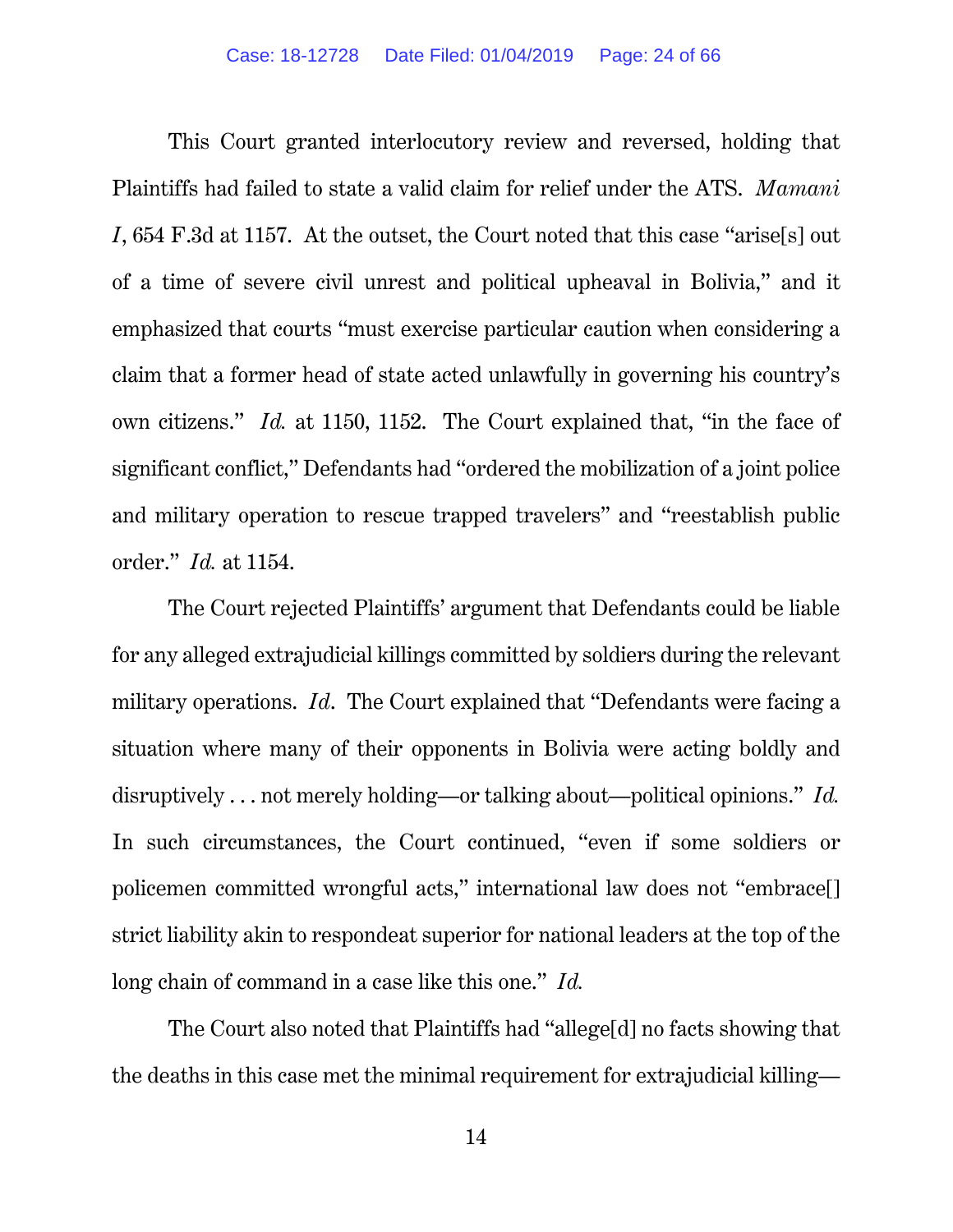This Court granted interlocutory review and reversed, holding that Plaintiffs had failed to state a valid claim for relief under the ATS. *Mamani I*, 654 F.3d at 1157. At the outset, the Court noted that this case "arise[s] out of a time of severe civil unrest and political upheaval in Bolivia," and it emphasized that courts "must exercise particular caution when considering a claim that a former head of state acted unlawfully in governing his country's own citizens." *Id.* at 1150, 1152. The Court explained that, "in the face of significant conflict," Defendants had "ordered the mobilization of a joint police and military operation to rescue trapped travelers" and "reestablish public order." *Id.* at 1154.

The Court rejected Plaintiffs' argument that Defendants could be liable for any alleged extrajudicial killings committed by soldiers during the relevant military operations. *Id*. The Court explained that "Defendants were facing a situation where many of their opponents in Bolivia were acting boldly and disruptively . . . not merely holding—or talking about—political opinions." *Id.* In such circumstances, the Court continued, "even if some soldiers or policemen committed wrongful acts," international law does not "embrace[] strict liability akin to respondeat superior for national leaders at the top of the long chain of command in a case like this one." *Id.*

The Court also noted that Plaintiffs had "allege[d] no facts showing that the deaths in this case met the minimal requirement for extrajudicial killing—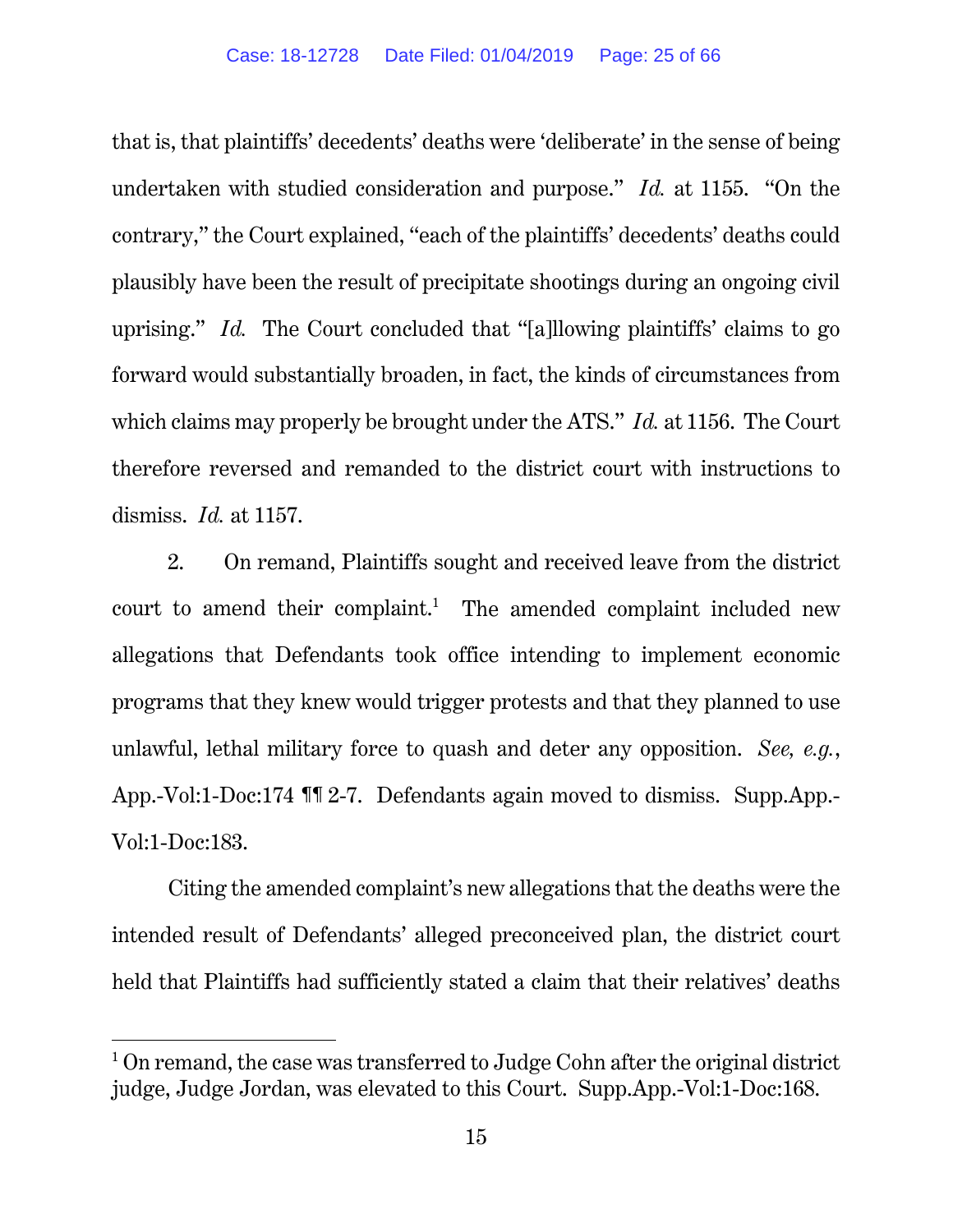that is, that plaintiffs' decedents' deaths were 'deliberate' in the sense of being undertaken with studied consideration and purpose." *Id.* at 1155. "On the contrary," the Court explained, "each of the plaintiffs' decedents' deaths could plausibly have been the result of precipitate shootings during an ongoing civil uprising." *Id.* The Court concluded that "[a]llowing plaintiffs' claims to go forward would substantially broaden, in fact, the kinds of circumstances from which claims may properly be brought under the ATS." *Id.* at 1156. The Court therefore reversed and remanded to the district court with instructions to dismiss. *Id.* at 1157.

2. On remand, Plaintiffs sought and received leave from the district court to amend their complaint.[1] The amended complaint included new allegations that Defendants took office intending to implement economic programs that they knew would trigger protests and that they planned to use unlawful, lethal military force to quash and deter any opposition. *See, e.g.*, App.-Vol:1-Doc:174 ¶¶ 2-7. Defendants again moved to dismiss. Supp.App.-Vol:1-Doc:183.

Citing the amended complaint's new allegations that the deaths were the intended result of Defendants' alleged preconceived plan, the district court held that Plaintiffs had sufficiently stated a claim that their relatives' deaths

---

[1] On remand, the case was transferred to Judge Cohn after the original district judge, Judge Jordan, was elevated to this Court. Supp.App.-Vol:1-Doc:168.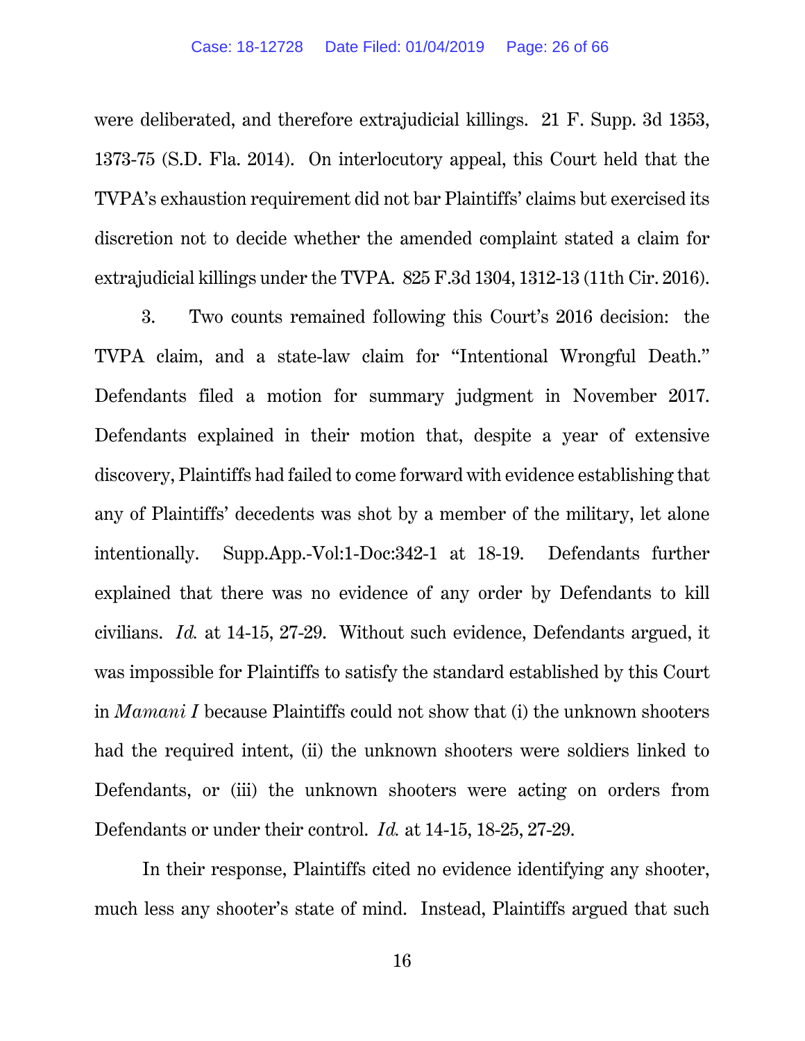were deliberated, and therefore extrajudicial killings. 21 F. Supp. 3d 1353, 1373-75 (S.D. Fla. 2014). On interlocutory appeal, this Court held that the TVPA's exhaustion requirement did not bar Plaintiffs' claims but exercised its discretion not to decide whether the amended complaint stated a claim for extrajudicial killings under the TVPA. 825 F.3d 1304, 1312-13 (11th Cir. 2016).

3. Two counts remained following this Court's 2016 decision: the TVPA claim, and a state-law claim for "Intentional Wrongful Death." Defendants filed a motion for summary judgment in November 2017. Defendants explained in their motion that, despite a year of extensive discovery, Plaintiffs had failed to come forward with evidence establishing that any of Plaintiffs' decedents was shot by a member of the military, let alone intentionally. Supp.App.-Vol:1-Doc:342-1 at 18-19. Defendants further explained that there was no evidence of any order by Defendants to kill civilians. *Id.* at 14-15, 27-29. Without such evidence, Defendants argued, it was impossible for Plaintiffs to satisfy the standard established by this Court in *Mamani I* because Plaintiffs could not show that (i) the unknown shooters had the required intent, (ii) the unknown shooters were soldiers linked to Defendants, or (iii) the unknown shooters were acting on orders from Defendants or under their control. *Id.* at 14-15, 18-25, 27-29.

In their response, Plaintiffs cited no evidence identifying any shooter, much less any shooter's state of mind. Instead, Plaintiffs argued that such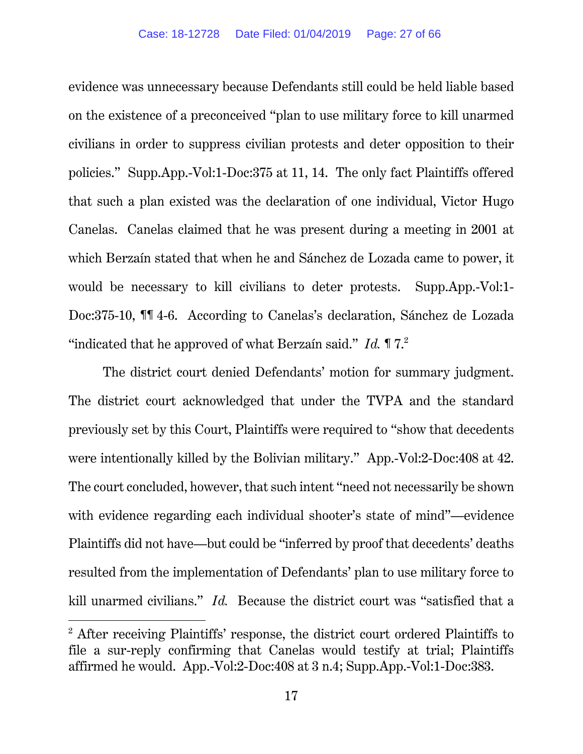evidence was unnecessary because Defendants still could be held liable based on the existence of a preconceived "plan to use military force to kill unarmed civilians in order to suppress civilian protests and deter opposition to their policies." Supp.App.-Vol:1-Doc:375 at 11, 14. The only fact Plaintiffs offered that such a plan existed was the declaration of one individual, Victor Hugo Canelas. Canelas claimed that he was present during a meeting in 2001 at which Berzaín stated that when he and Sánchez de Lozada came to power, it would be necessary to kill civilians to deter protests. Supp.App.-Vol:1-Doc:375-10, ¶¶ 4-6. According to Canelas's declaration, Sánchez de Lozada "indicated that he approved of what Berzaín said." *Id.* ¶ 7.[2]

The district court denied Defendants' motion for summary judgment. The district court acknowledged that under the TVPA and the standard previously set by this Court, Plaintiffs were required to "show that decedents were intentionally killed by the Bolivian military." App.-Vol:2-Doc:408 at 42. The court concluded, however, that such intent "need not necessarily be shown with evidence regarding each individual shooter's state of mind"—evidence Plaintiffs did not have—but could be "inferred by proof that decedents' deaths resulted from the implementation of Defendants' plan to use military force to kill unarmed civilians." *Id.* Because the district court was "satisfied that a

---

[2] After receiving Plaintiffs' response, the district court ordered Plaintiffs to file a sur-reply confirming that Canelas would testify at trial; Plaintiffs affirmed he would. App.-Vol:2-Doc:408 at 3 n.4; Supp.App.-Vol:1-Doc:383.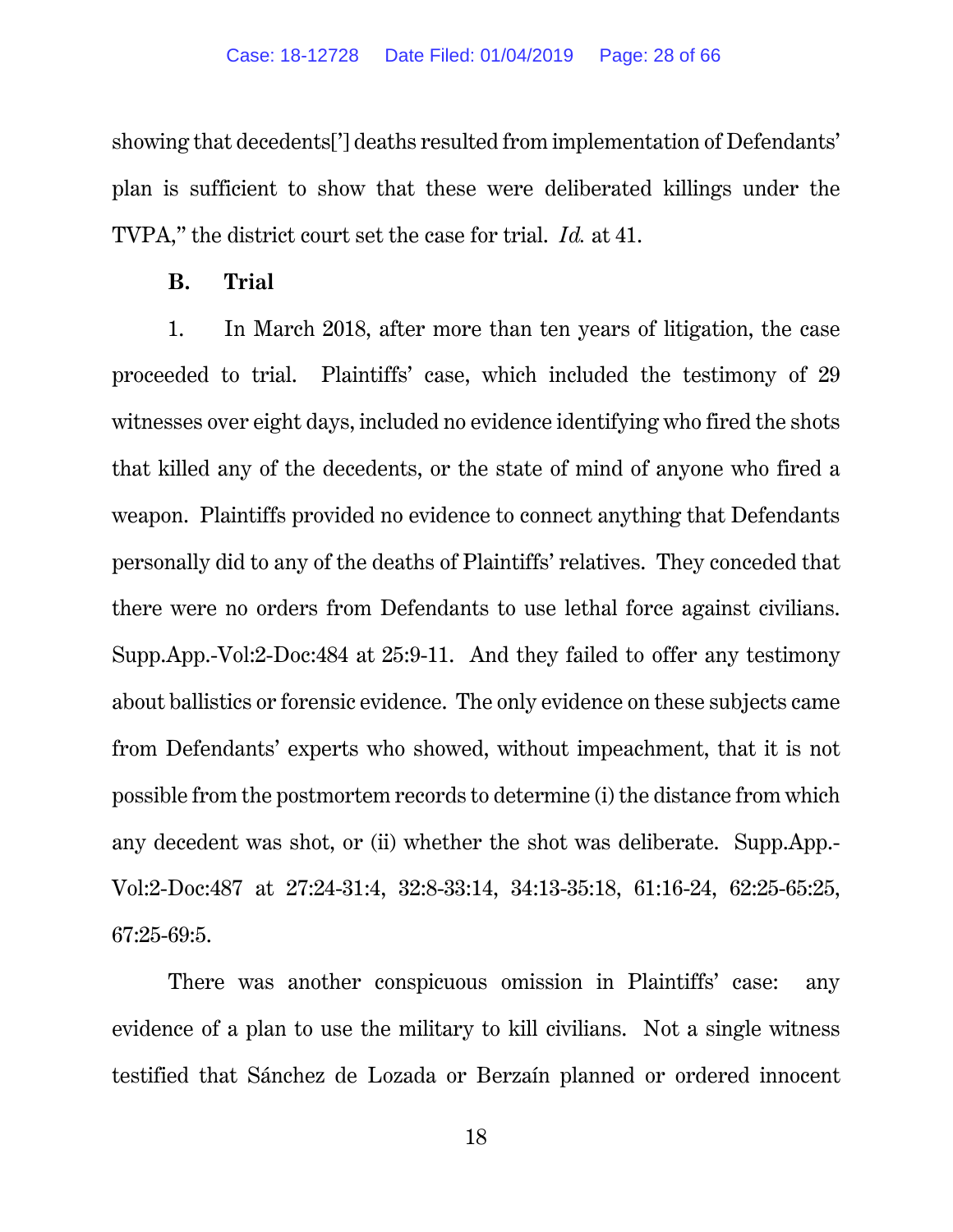showing that decedents['] deaths resulted from implementation of Defendants' plan is sufficient to show that these were deliberated killings under the TVPA," the district court set the case for trial. *Id.* at 41.

### B. Trial

1. In March 2018, after more than ten years of litigation, the case proceeded to trial. Plaintiffs' case, which included the testimony of 29 witnesses over eight days, included no evidence identifying who fired the shots that killed any of the decedents, or the state of mind of anyone who fired a weapon. Plaintiffs provided no evidence to connect anything that Defendants personally did to any of the deaths of Plaintiffs' relatives. They conceded that there were no orders from Defendants to use lethal force against civilians. Supp.App.-Vol:2-Doc:484 at 25:9-11. And they failed to offer any testimony about ballistics or forensic evidence. The only evidence on these subjects came from Defendants' experts who showed, without impeachment, that it is not possible from the postmortem records to determine (i) the distance from which any decedent was shot, or (ii) whether the shot was deliberate. Supp.App.-Vol:2-Doc:487 at 27:24-31:4, 32:8-33:14, 34:13-35:18, 61:16-24, 62:25-65:25, 67:25-69:5.

There was another conspicuous omission in Plaintiffs' case: any evidence of a plan to use the military to kill civilians. Not a single witness testified that Sánchez de Lozada or Berzaín planned or ordered innocent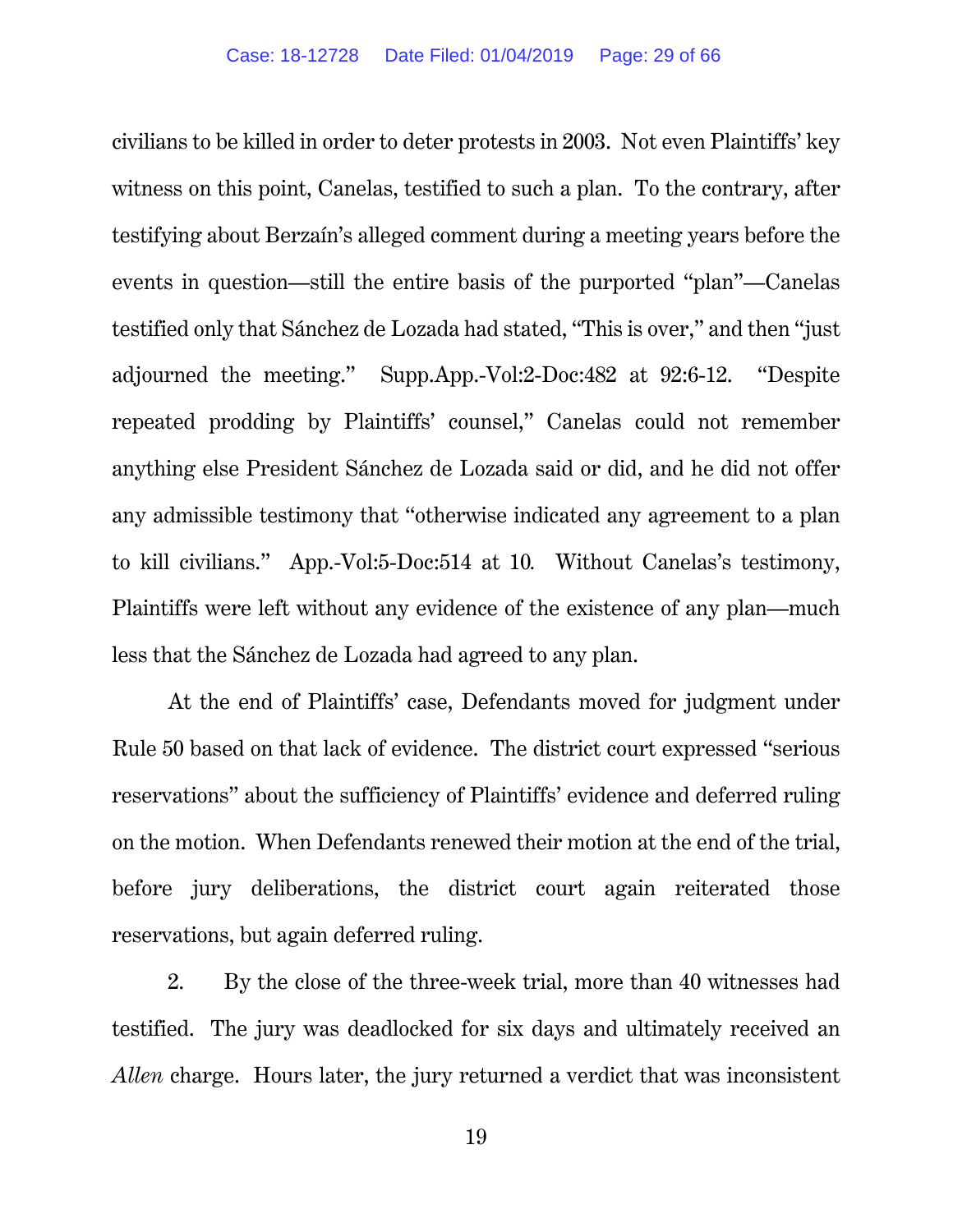civilians to be killed in order to deter protests in 2003. Not even Plaintiffs' key witness on this point, Canelas, testified to such a plan. To the contrary, after testifying about Berzaín's alleged comment during a meeting years before the events in question—still the entire basis of the purported "plan"—Canelas testified only that Sánchez de Lozada had stated, "This is over," and then "just adjourned the meeting." Supp.App.-Vol:2-Doc:482 at 92:6-12. "Despite repeated prodding by Plaintiffs' counsel," Canelas could not remember anything else President Sánchez de Lozada said or did, and he did not offer any admissible testimony that "otherwise indicated any agreement to a plan to kill civilians." App.-Vol:5-Doc:514 at 10. Without Canelas's testimony, Plaintiffs were left without any evidence of the existence of any plan—much less that the Sánchez de Lozada had agreed to any plan.

At the end of Plaintiffs' case, Defendants moved for judgment under Rule 50 based on that lack of evidence. The district court expressed "serious reservations" about the sufficiency of Plaintiffs' evidence and deferred ruling on the motion. When Defendants renewed their motion at the end of the trial, before jury deliberations, the district court again reiterated those reservations, but again deferred ruling.

2. By the close of the three-week trial, more than 40 witnesses had testified. The jury was deadlocked for six days and ultimately received an *Allen* charge. Hours later, the jury returned a verdict that was inconsistent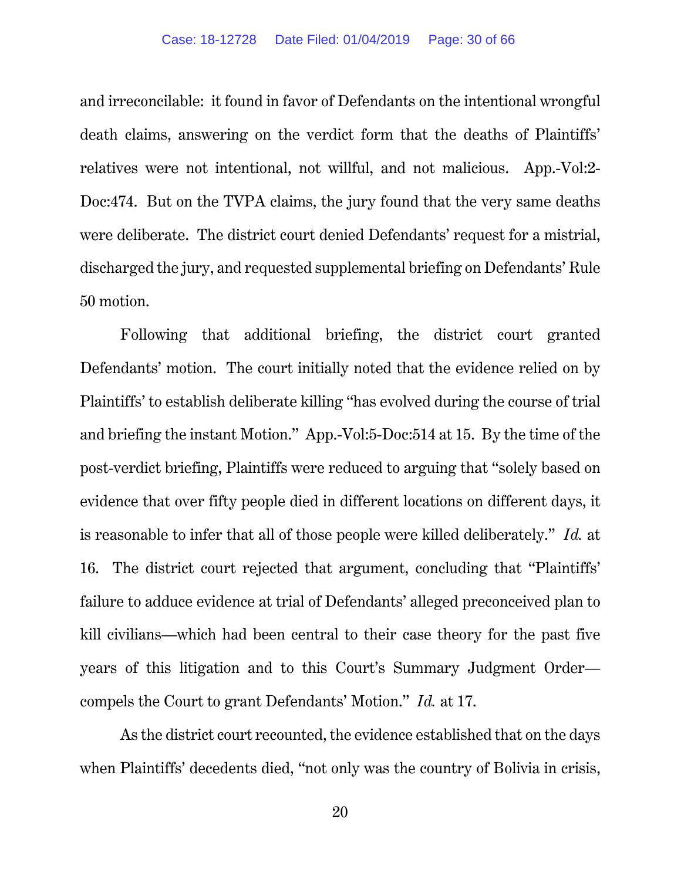and irreconcilable: it found in favor of Defendants on the intentional wrongful death claims, answering on the verdict form that the deaths of Plaintiffs' relatives were not intentional, not willful, and not malicious. App.-Vol:2-Doc:474. But on the TVPA claims, the jury found that the very same deaths were deliberate. The district court denied Defendants' request for a mistrial, discharged the jury, and requested supplemental briefing on Defendants' Rule 50 motion.

Following that additional briefing, the district court granted Defendants' motion. The court initially noted that the evidence relied on by Plaintiffs' to establish deliberate killing "has evolved during the course of trial and briefing the instant Motion." App.-Vol:5-Doc:514 at 15. By the time of the post-verdict briefing, Plaintiffs were reduced to arguing that "solely based on evidence that over fifty people died in different locations on different days, it is reasonable to infer that all of those people were killed deliberately." *Id.* at 16. The district court rejected that argument, concluding that "Plaintiffs' failure to adduce evidence at trial of Defendants' alleged preconceived plan to kill civilians—which had been central to their case theory for the past five years of this litigation and to this Court's Summary Judgment Order—compels the Court to grant Defendants' Motion." *Id.* at 17.

As the district court recounted, the evidence established that on the days when Plaintiffs' decedents died, "not only was the country of Bolivia in crisis,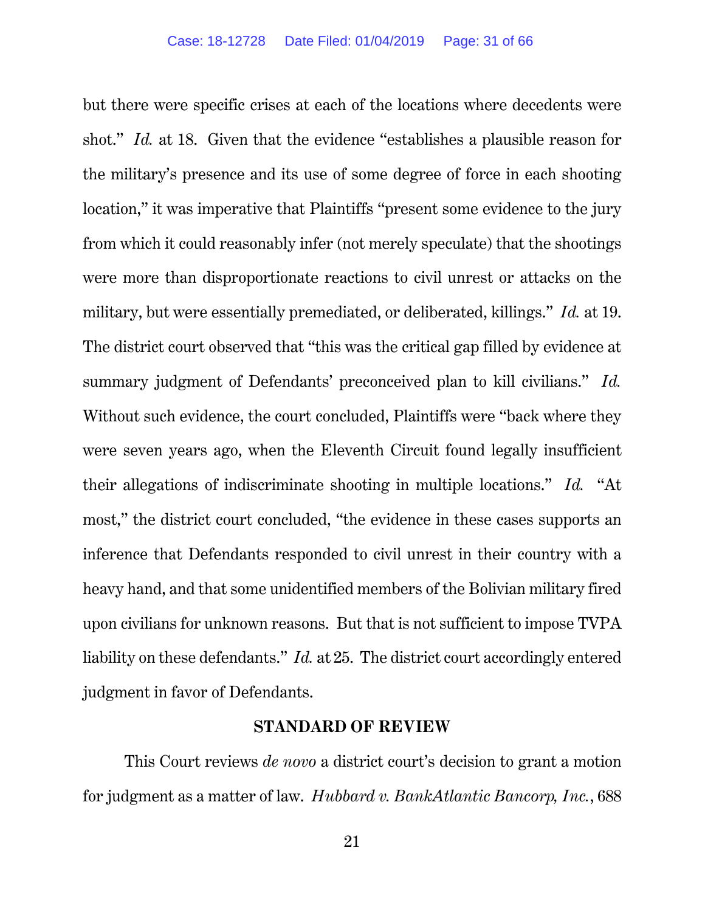but there were specific crises at each of the locations where decedents were shot." *Id.* at 18. Given that the evidence "establishes a plausible reason for the military's presence and its use of some degree of force in each shooting location," it was imperative that Plaintiffs "present some evidence to the jury from which it could reasonably infer (not merely speculate) that the shootings were more than disproportionate reactions to civil unrest or attacks on the military, but were essentially premediated, or deliberated, killings." *Id.* at 19. The district court observed that "this was the critical gap filled by evidence at summary judgment of Defendants' preconceived plan to kill civilians." *Id.* Without such evidence, the court concluded, Plaintiffs were "back where they were seven years ago, when the Eleventh Circuit found legally insufficient their allegations of indiscriminate shooting in multiple locations." *Id.* "At most," the district court concluded, "the evidence in these cases supports an inference that Defendants responded to civil unrest in their country with a heavy hand, and that some unidentified members of the Bolivian military fired upon civilians for unknown reasons. But that is not sufficient to impose TVPA liability on these defendants." *Id.* at 25. The district court accordingly entered judgment in favor of Defendants.

## STANDARD OF REVIEW

This Court reviews *de novo* a district court's decision to grant a motion for judgment as a matter of law. *Hubbard v. BankAtlantic Bancorp, Inc.*, 688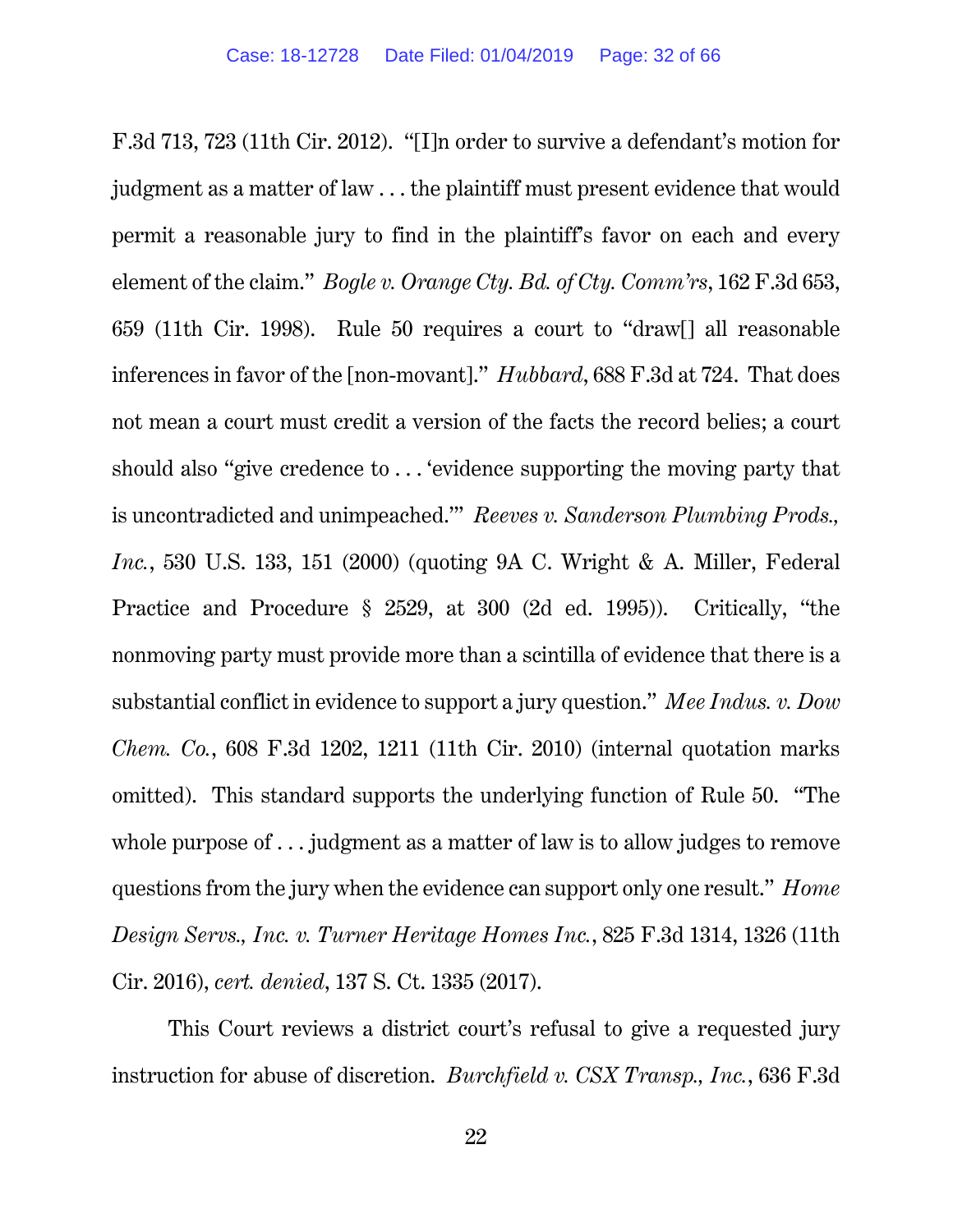F.3d 713, 723 (11th Cir. 2012). "[I]n order to survive a defendant's motion for judgment as a matter of law . . . the plaintiff must present evidence that would permit a reasonable jury to find in the plaintiff's favor on each and every element of the claim." *Bogle v. Orange Cty. Bd. of Cty. Comm'rs*, 162 F.3d 653, 659 (11th Cir. 1998). Rule 50 requires a court to "draw[] all reasonable inferences in favor of the [non-movant]." *Hubbard*, 688 F.3d at 724. That does not mean a court must credit a version of the facts the record belies; a court should also "give credence to . . . 'evidence supporting the moving party that is uncontradicted and unimpeached.'" *Reeves v. Sanderson Plumbing Prods., Inc.*, 530 U.S. 133, 151 (2000) (quoting 9A C. Wright & A. Miller, Federal Practice and Procedure § 2529, at 300 (2d ed. 1995)). Critically, "the nonmoving party must provide more than a scintilla of evidence that there is a substantial conflict in evidence to support a jury question." *Mee Indus. v. Dow Chem. Co.*, 608 F.3d 1202, 1211 (11th Cir. 2010) (internal quotation marks omitted). This standard supports the underlying function of Rule 50. "The whole purpose of . . . judgment as a matter of law is to allow judges to remove questions from the jury when the evidence can support only one result." *Home Design Servs., Inc. v. Turner Heritage Homes Inc.*, 825 F.3d 1314, 1326 (11th Cir. 2016), *cert. denied*, 137 S. Ct. 1335 (2017).

This Court reviews a district court's refusal to give a requested jury instruction for abuse of discretion. *Burchfield v. CSX Transp., Inc.*, 636 F.3d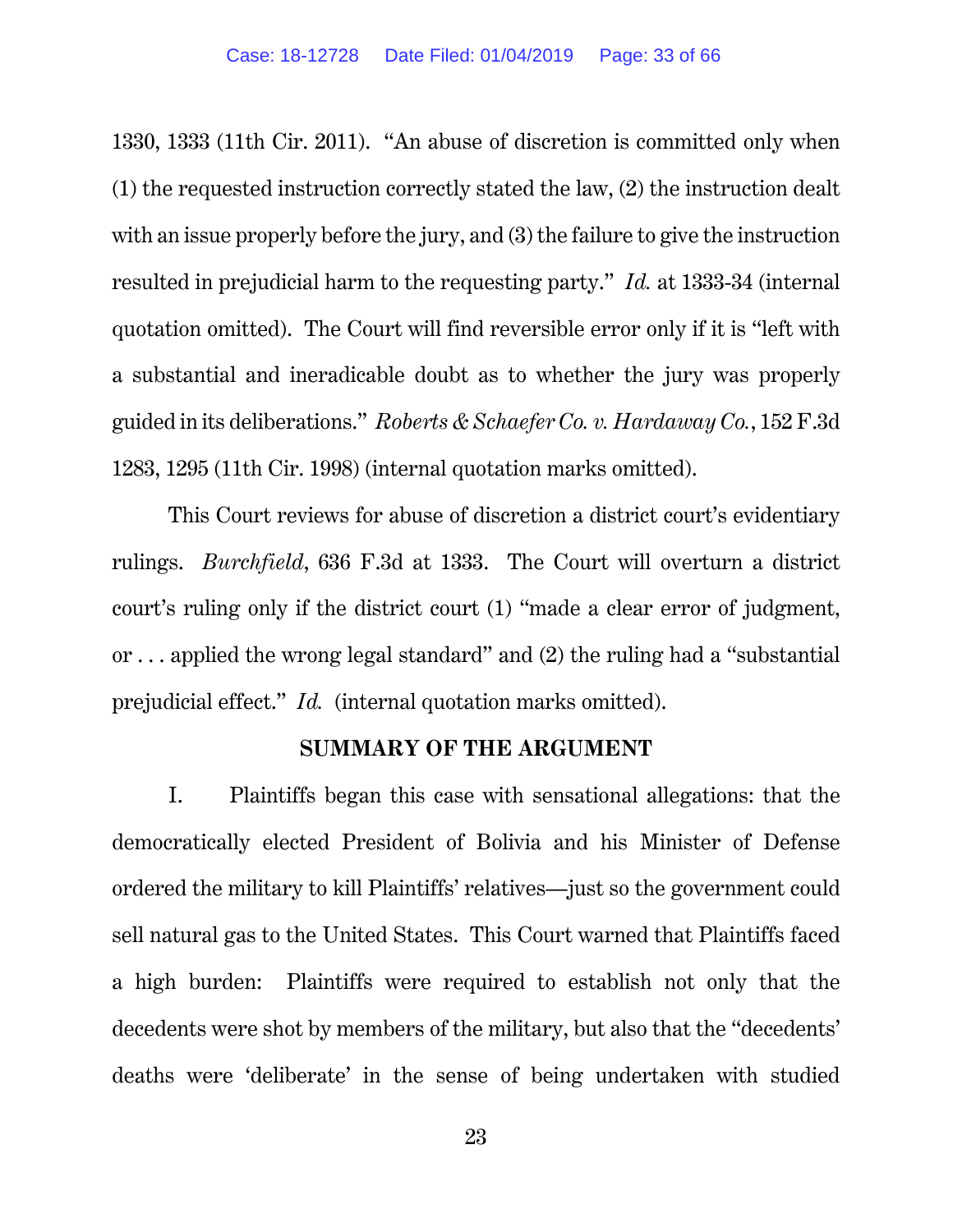1330, 1333 (11th Cir. 2011). "An abuse of discretion is committed only when (1) the requested instruction correctly stated the law, (2) the instruction dealt with an issue properly before the jury, and (3) the failure to give the instruction resulted in prejudicial harm to the requesting party." *Id.* at 1333-34 (internal quotation omitted). The Court will find reversible error only if it is "left with a substantial and ineradicable doubt as to whether the jury was properly guided in its deliberations." *Roberts & Schaefer Co. v. Hardaway Co.*, 152 F.3d 1283, 1295 (11th Cir. 1998) (internal quotation marks omitted).

This Court reviews for abuse of discretion a district court's evidentiary rulings. *Burchfield*, 636 F.3d at 1333. The Court will overturn a district court's ruling only if the district court (1) "made a clear error of judgment, or . . . applied the wrong legal standard" and (2) the ruling had a "substantial prejudicial effect." *Id.* (internal quotation marks omitted).

## SUMMARY OF THE ARGUMENT

I. Plaintiffs began this case with sensational allegations: that the democratically elected President of Bolivia and his Minister of Defense ordered the military to kill Plaintiffs' relatives—just so the government could sell natural gas to the United States. This Court warned that Plaintiffs faced a high burden: Plaintiffs were required to establish not only that the decedents were shot by members of the military, but also that the "decedents' deaths were 'deliberate' in the sense of being undertaken with studied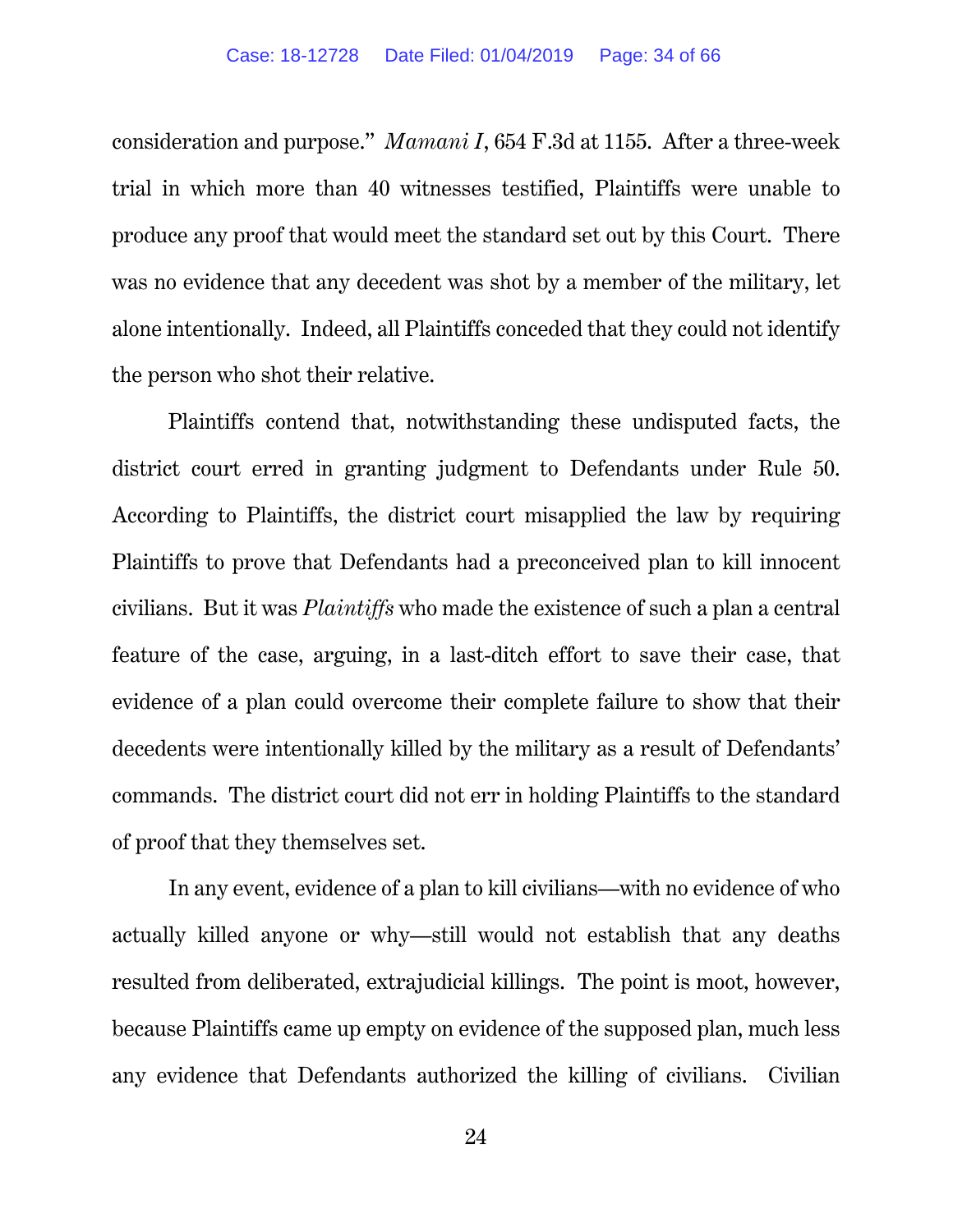consideration and purpose." *Mamani I*, 654 F.3d at 1155. After a three-week trial in which more than 40 witnesses testified, Plaintiffs were unable to produce any proof that would meet the standard set out by this Court. There was no evidence that any decedent was shot by a member of the military, let alone intentionally. Indeed, all Plaintiffs conceded that they could not identify the person who shot their relative.

Plaintiffs contend that, notwithstanding these undisputed facts, the district court erred in granting judgment to Defendants under Rule 50. According to Plaintiffs, the district court misapplied the law by requiring Plaintiffs to prove that Defendants had a preconceived plan to kill innocent civilians. But it was *Plaintiffs* who made the existence of such a plan a central feature of the case, arguing, in a last-ditch effort to save their case, that evidence of a plan could overcome their complete failure to show that their decedents were intentionally killed by the military as a result of Defendants' commands. The district court did not err in holding Plaintiffs to the standard of proof that they themselves set.

In any event, evidence of a plan to kill civilians—with no evidence of who actually killed anyone or why—still would not establish that any deaths resulted from deliberated, extrajudicial killings. The point is moot, however, because Plaintiffs came up empty on evidence of the supposed plan, much less any evidence that Defendants authorized the killing of civilians. Civilian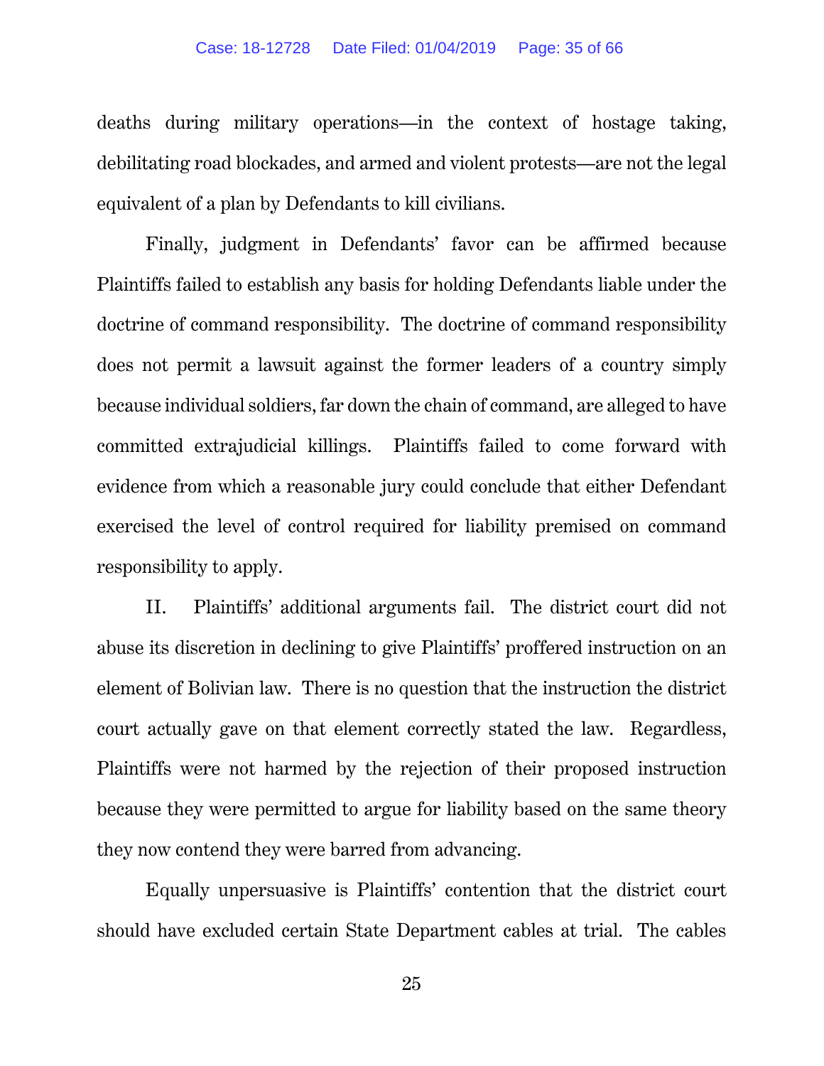deaths during military operations—in the context of hostage taking, debilitating road blockades, and armed and violent protests—are not the legal equivalent of a plan by Defendants to kill civilians.

Finally, judgment in Defendants' favor can be affirmed because Plaintiffs failed to establish any basis for holding Defendants liable under the doctrine of command responsibility. The doctrine of command responsibility does not permit a lawsuit against the former leaders of a country simply because individual soldiers, far down the chain of command, are alleged to have committed extrajudicial killings. Plaintiffs failed to come forward with evidence from which a reasonable jury could conclude that either Defendant exercised the level of control required for liability premised on command responsibility to apply.

II. Plaintiffs' additional arguments fail. The district court did not abuse its discretion in declining to give Plaintiffs' proffered instruction on an element of Bolivian law. There is no question that the instruction the district court actually gave on that element correctly stated the law. Regardless, Plaintiffs were not harmed by the rejection of their proposed instruction because they were permitted to argue for liability based on the same theory they now contend they were barred from advancing.

Equally unpersuasive is Plaintiffs' contention that the district court should have excluded certain State Department cables at trial. The cables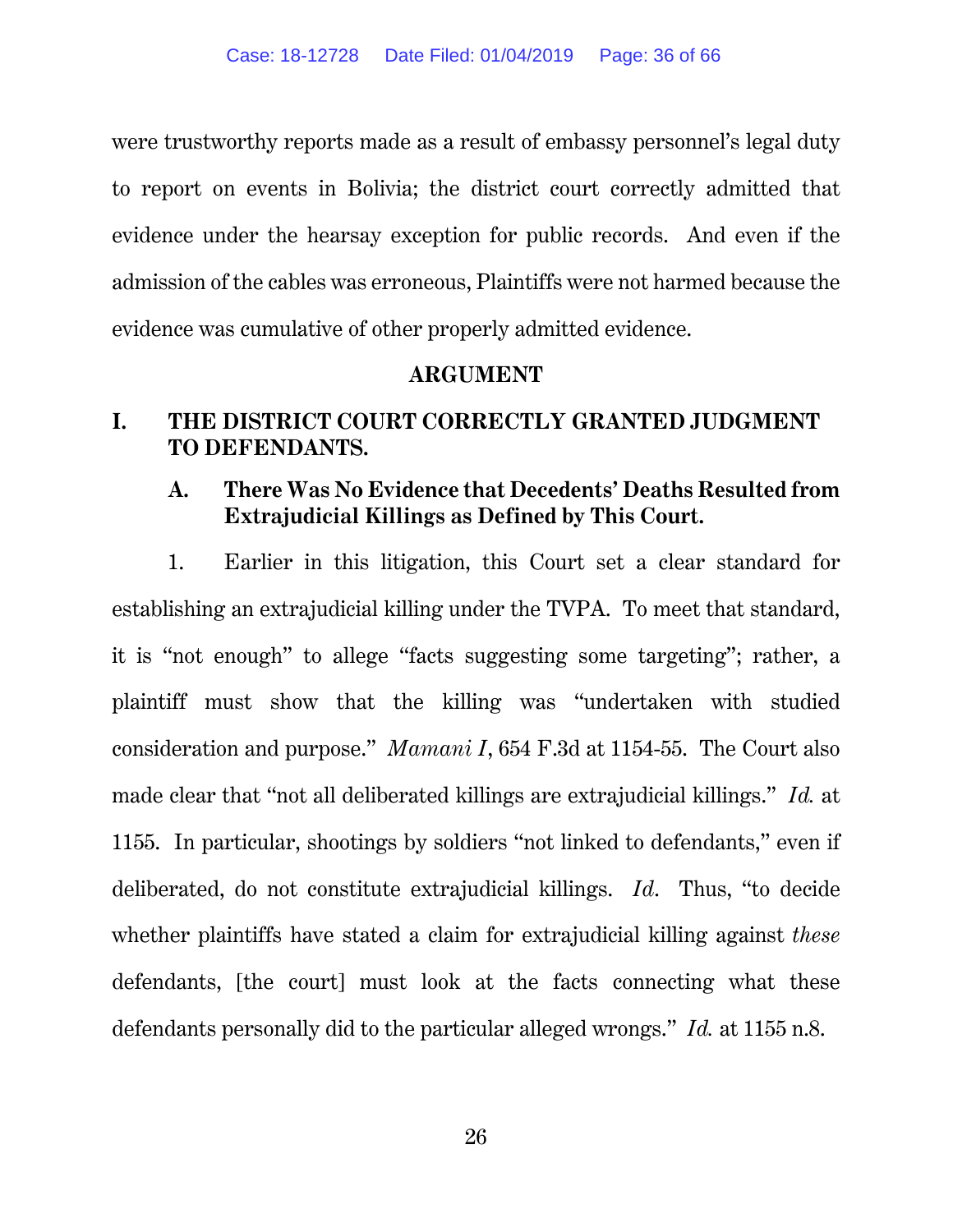were trustworthy reports made as a result of embassy personnel's legal duty to report on events in Bolivia; the district court correctly admitted that evidence under the hearsay exception for public records. And even if the admission of the cables was erroneous, Plaintiffs were not harmed because the evidence was cumulative of other properly admitted evidence.

## ARGUMENT

### I. THE DISTRICT COURT CORRECTLY GRANTED JUDGMENT TO DEFENDANTS.

#### A. There Was No Evidence that Decedents' Deaths Resulted from Extrajudicial Killings as Defined by This Court.

1. Earlier in this litigation, this Court set a clear standard for establishing an extrajudicial killing under the TVPA. To meet that standard, it is "not enough" to allege "facts suggesting some targeting"; rather, a plaintiff must show that the killing was "undertaken with studied consideration and purpose." *Mamani I*, 654 F.3d at 1154-55. The Court also made clear that "not all deliberated killings are extrajudicial killings." *Id.* at 1155. In particular, shootings by soldiers "not linked to defendants," even if deliberated, do not constitute extrajudicial killings. *Id.* Thus, "to decide whether plaintiffs have stated a claim for extrajudicial killing against *these* defendants, [the court] must look at the facts connecting what these defendants personally did to the particular alleged wrongs." *Id.* at 1155 n.8.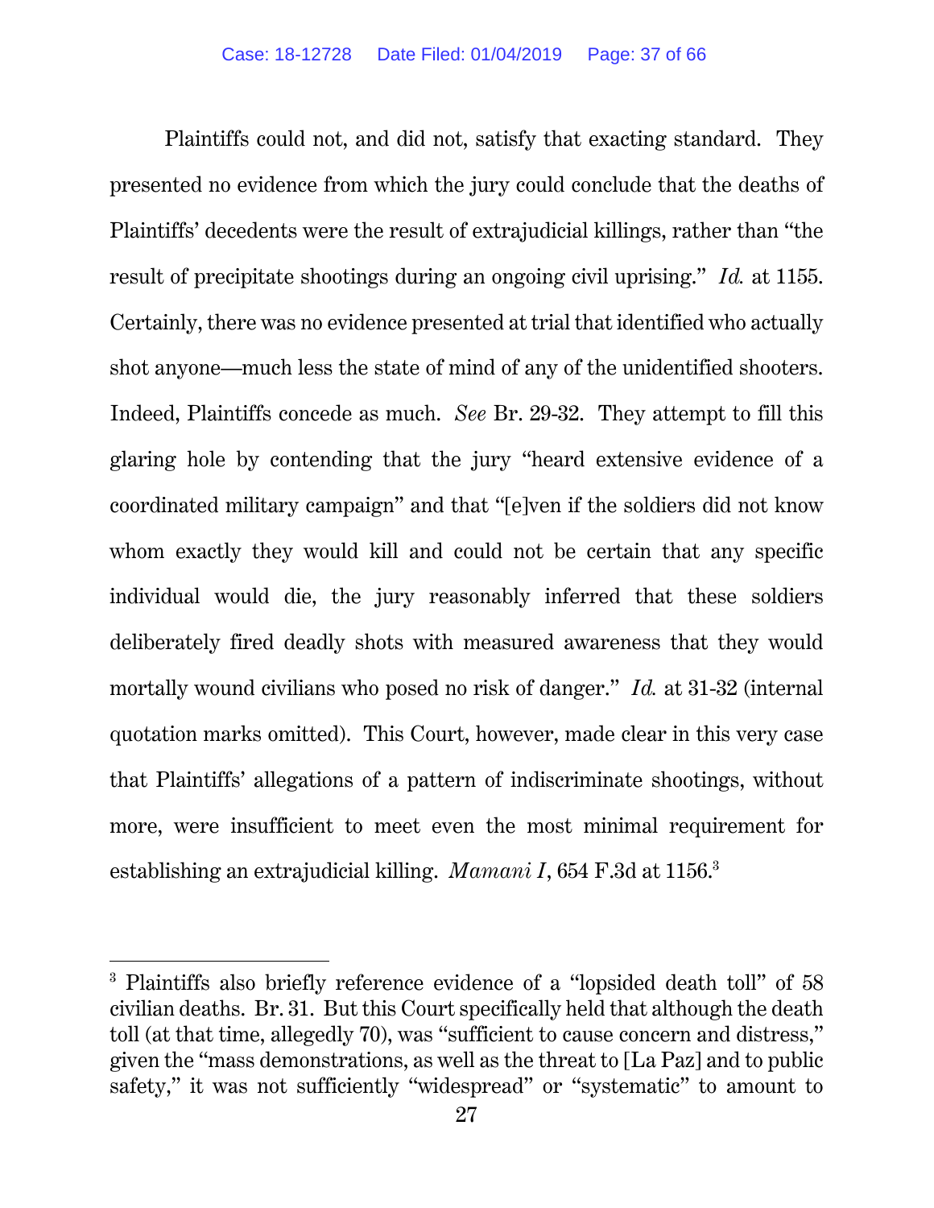Plaintiffs could not, and did not, satisfy that exacting standard. They presented no evidence from which the jury could conclude that the deaths of Plaintiffs' decedents were the result of extrajudicial killings, rather than "the result of precipitate shootings during an ongoing civil uprising." *Id.* at 1155. Certainly, there was no evidence presented at trial that identified who actually shot anyone—much less the state of mind of any of the unidentified shooters. Indeed, Plaintiffs concede as much. *See* Br. 29-32. They attempt to fill this glaring hole by contending that the jury "heard extensive evidence of a coordinated military campaign" and that "[e]ven if the soldiers did not know whom exactly they would kill and could not be certain that any specific individual would die, the jury reasonably inferred that these soldiers deliberately fired deadly shots with measured awareness that they would mortally wound civilians who posed no risk of danger." *Id.* at 31-32 (internal quotation marks omitted). This Court, however, made clear in this very case that Plaintiffs' allegations of a pattern of indiscriminate shootings, without more, were insufficient to meet even the most minimal requirement for establishing an extrajudicial killing. *Mamani I*, 654 F.3d at 1156.[3]

[3] Plaintiffs also briefly reference evidence of a "lopsided death toll" of 58 civilian deaths. Br. 31. But this Court specifically held that although the death toll (at that time, allegedly 70), was "sufficient to cause concern and distress," given the "mass demonstrations, as well as the threat to [La Paz] and to public safety," it was not sufficiently "widespread" or "systematic" to amount to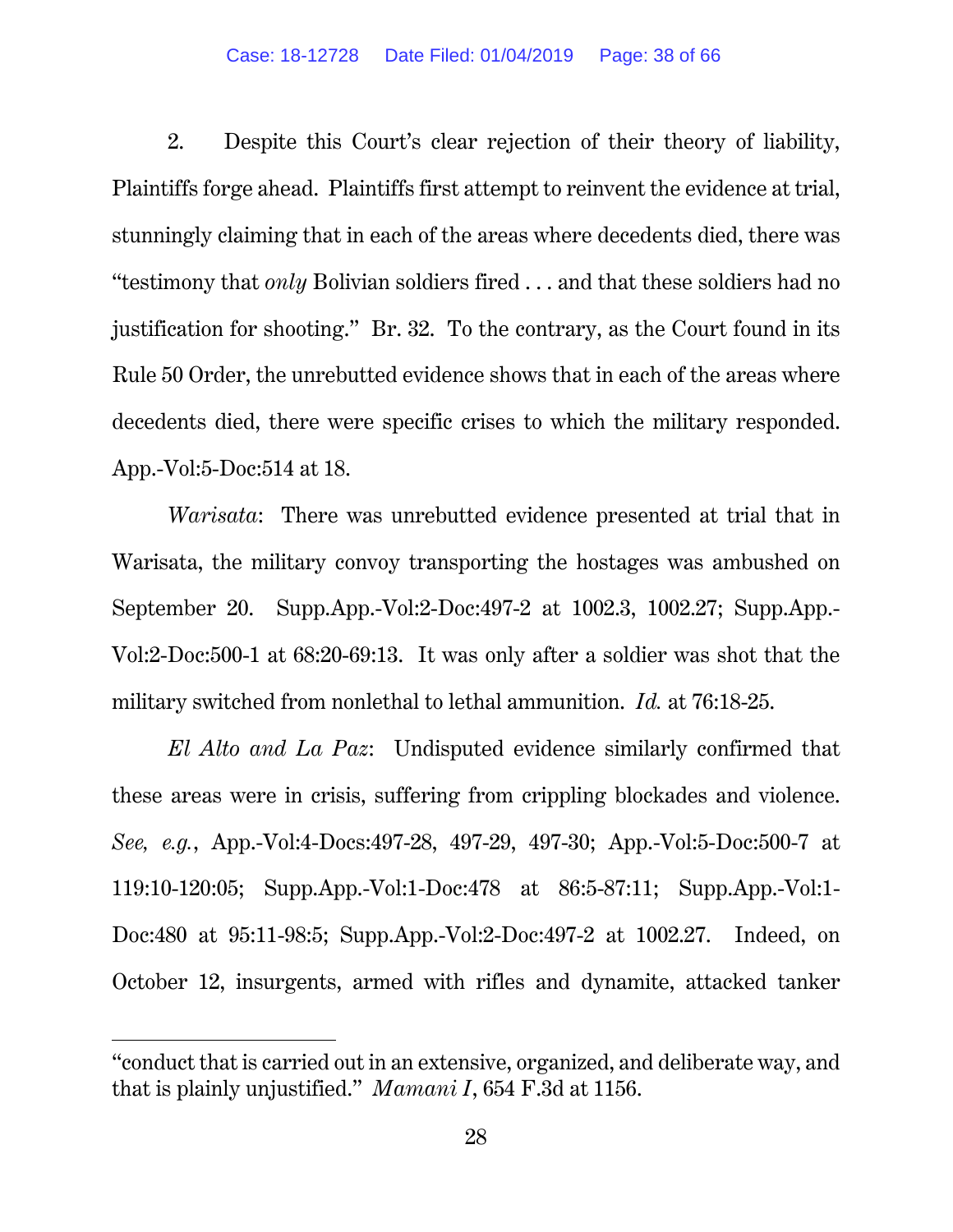2. Despite this Court's clear rejection of their theory of liability, Plaintiffs forge ahead. Plaintiffs first attempt to reinvent the evidence at trial, stunningly claiming that in each of the areas where decedents died, there was "testimony that *only* Bolivian soldiers fired . . . and that these soldiers had no justification for shooting." Br. 32. To the contrary, as the Court found in its Rule 50 Order, the unrebutted evidence shows that in each of the areas where decedents died, there were specific crises to which the military responded. App.-Vol:5-Doc:514 at 18.

*Warisata*: There was unrebutted evidence presented at trial that in Warisata, the military convoy transporting the hostages was ambushed on September 20. Supp.App.-Vol:2-Doc:497-2 at 1002.3, 1002.27; Supp.App.-Vol:2-Doc:500-1 at 68:20-69:13. It was only after a soldier was shot that the military switched from nonlethal to lethal ammunition. *Id.* at 76:18-25.

*El Alto and La Paz*: Undisputed evidence similarly confirmed that these areas were in crisis, suffering from crippling blockades and violence. *See, e.g.*, App.-Vol:4-Docs:497-28, 497-29, 497-30; App.-Vol:5-Doc:500-7 at 119:10-120:05; Supp.App.-Vol:1-Doc:478 at 86:5-87:11; Supp.App.-Vol:1-Doc:480 at 95:11-98:5; Supp.App.-Vol:2-Doc:497-2 at 1002.27. Indeed, on October 12, insurgents, armed with rifles and dynamite, attacked tanker

---

"conduct that is carried out in an extensive, organized, and deliberate way, and that is plainly unjustified." *Mamani I*, 654 F.3d at 1156.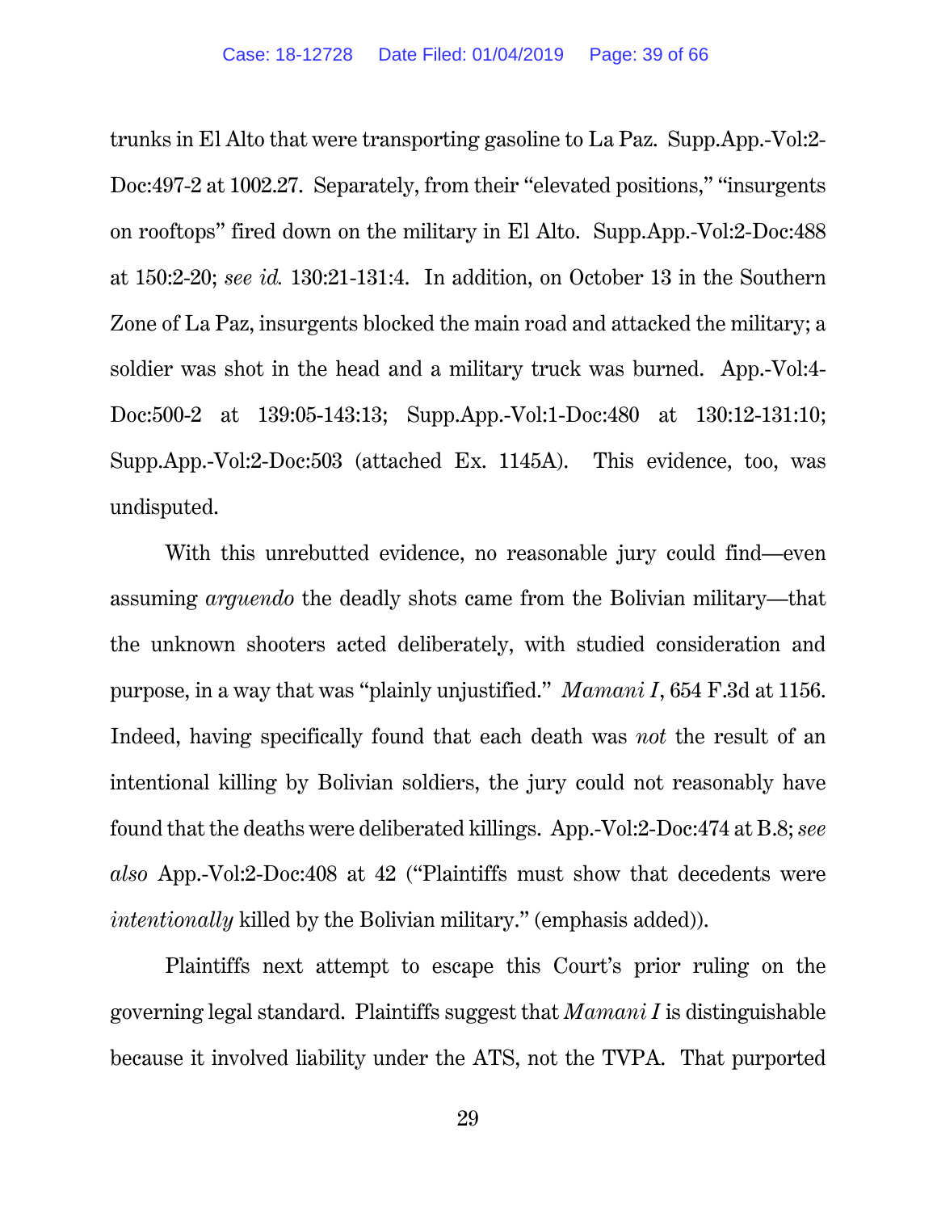trunks in El Alto that were transporting gasoline to La Paz. Supp.App.-Vol:2-Doc:497-2 at 1002.27. Separately, from their "elevated positions," "insurgents on rooftops" fired down on the military in El Alto. Supp.App.-Vol:2-Doc:488 at 150:2-20; *see id.* 130:21-131:4. In addition, on October 13 in the Southern Zone of La Paz, insurgents blocked the main road and attacked the military; a soldier was shot in the head and a military truck was burned. App.-Vol:4-Doc:500-2 at 139:05-143:13; Supp.App.-Vol:1-Doc:480 at 130:12-131:10; Supp.App.-Vol:2-Doc:503 (attached Ex. 1145A). This evidence, too, was undisputed.

With this unrebutted evidence, no reasonable jury could find—even assuming *arguendo* the deadly shots came from the Bolivian military—that the unknown shooters acted deliberately, with studied consideration and purpose, in a way that was "plainly unjustified." *Mamani I*, 654 F.3d at 1156. Indeed, having specifically found that each death was *not* the result of an intentional killing by Bolivian soldiers, the jury could not reasonably have found that the deaths were deliberated killings. App.-Vol:2-Doc:474 at B.8; *see also* App.-Vol:2-Doc:408 at 42 ("Plaintiffs must show that decedents were *intentionally* killed by the Bolivian military." (emphasis added)).

Plaintiffs next attempt to escape this Court's prior ruling on the governing legal standard. Plaintiffs suggest that *Mamani I* is distinguishable because it involved liability under the ATS, not the TVPA. That purported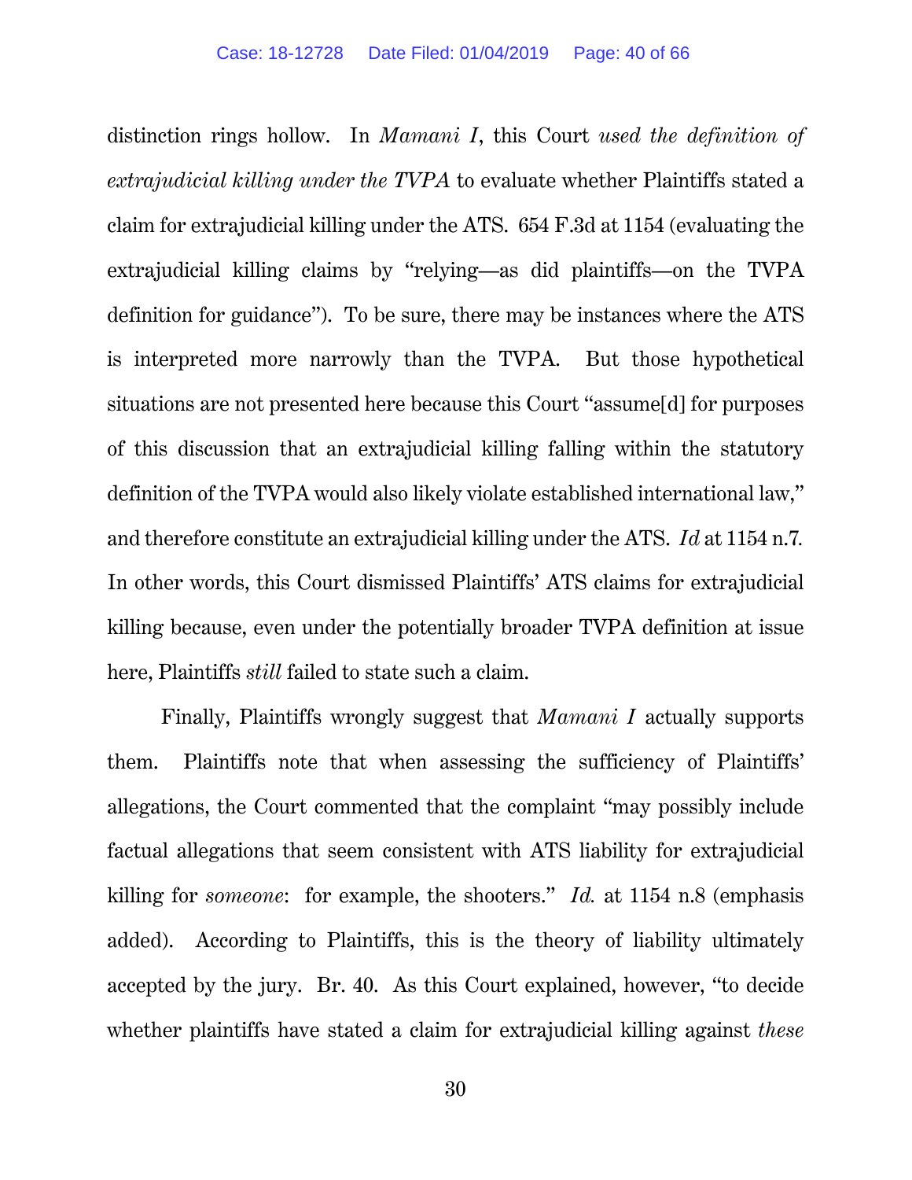distinction rings hollow. In *Mamani I*, this Court *used the definition of extrajudicial killing under the TVPA* to evaluate whether Plaintiffs stated a claim for extrajudicial killing under the ATS. 654 F.3d at 1154 (evaluating the extrajudicial killing claims by "relying—as did plaintiffs—on the TVPA definition for guidance"). To be sure, there may be instances where the ATS is interpreted more narrowly than the TVPA. But those hypothetical situations are not presented here because this Court "assume[d] for purposes of this discussion that an extrajudicial killing falling within the statutory definition of the TVPA would also likely violate established international law," and therefore constitute an extrajudicial killing under the ATS. *Id* at 1154 n.7. In other words, this Court dismissed Plaintiffs' ATS claims for extrajudicial killing because, even under the potentially broader TVPA definition at issue here, Plaintiffs *still* failed to state such a claim.

Finally, Plaintiffs wrongly suggest that *Mamani I* actually supports them. Plaintiffs note that when assessing the sufficiency of Plaintiffs' allegations, the Court commented that the complaint "may possibly include factual allegations that seem consistent with ATS liability for extrajudicial killing for *someone*: for example, the shooters." *Id.* at 1154 n.8 (emphasis added). According to Plaintiffs, this is the theory of liability ultimately accepted by the jury. Br. 40. As this Court explained, however, "to decide whether plaintiffs have stated a claim for extrajudicial killing against *these*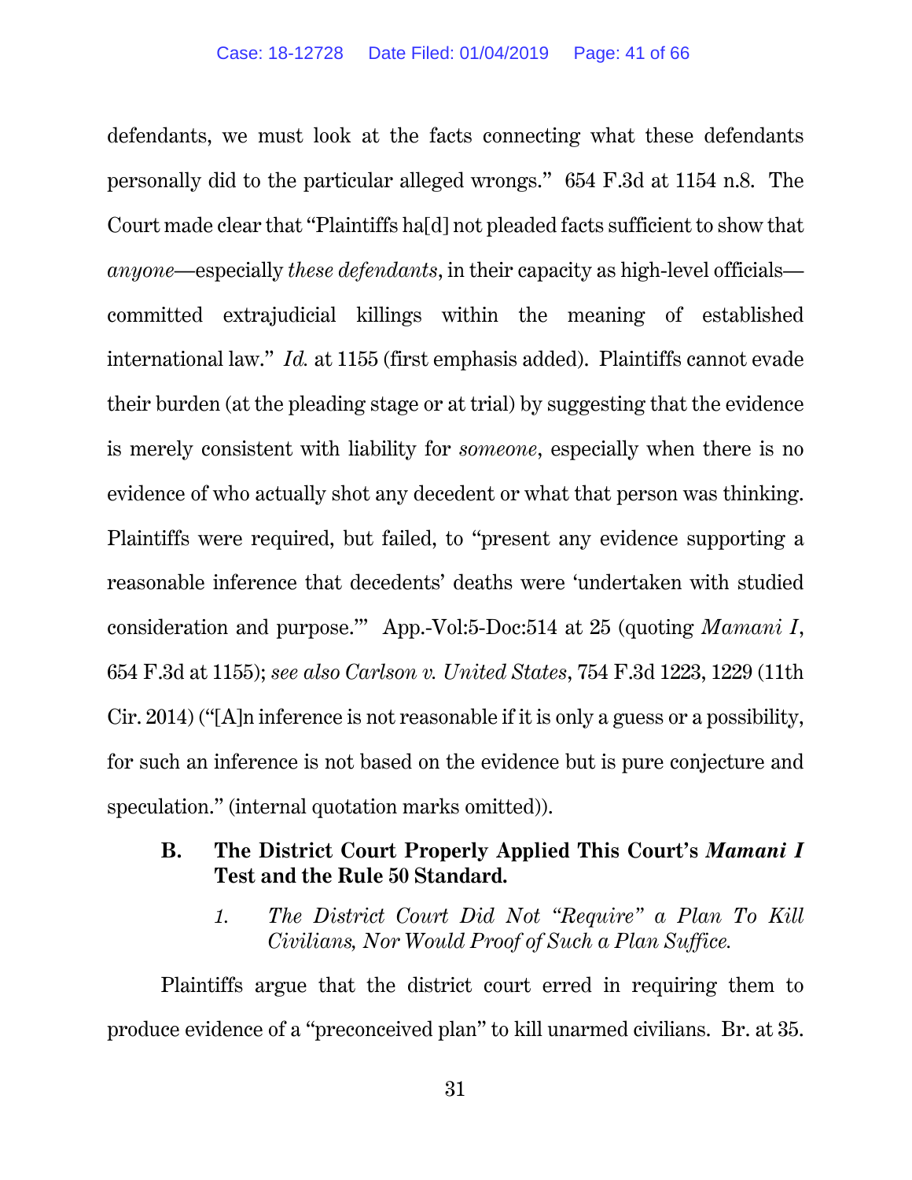defendants, we must look at the facts connecting what these defendants personally did to the particular alleged wrongs." 654 F.3d at 1154 n.8. The Court made clear that "Plaintiffs ha[d] not pleaded facts sufficient to show that *anyone*—especially *these defendants*, in their capacity as high-level officials—committed extrajudicial killings within the meaning of established international law." *Id.* at 1155 (first emphasis added). Plaintiffs cannot evade their burden (at the pleading stage or at trial) by suggesting that the evidence is merely consistent with liability for *someone*, especially when there is no evidence of who actually shot any decedent or what that person was thinking. Plaintiffs were required, but failed, to "present any evidence supporting a reasonable inference that decedents' deaths were 'undertaken with studied consideration and purpose.'" App.-Vol:5-Doc:514 at 25 (quoting *Mamani I*, 654 F.3d at 1155); *see also Carlson v. United States*, 754 F.3d 1223, 1229 (11th Cir. 2014) ("[A]n inference is not reasonable if it is only a guess or a possibility, for such an inference is not based on the evidence but is pure conjecture and speculation." (internal quotation marks omitted)).

### B. The District Court Properly Applied This Court's *Mamani I* Test and the Rule 50 Standard.

#### 1. *The District Court Did Not "Require" a Plan To Kill Civilians, Nor Would Proof of Such a Plan Suffice.*

Plaintiffs argue that the district court erred in requiring them to produce evidence of a "preconceived plan" to kill unarmed civilians. Br. at 35.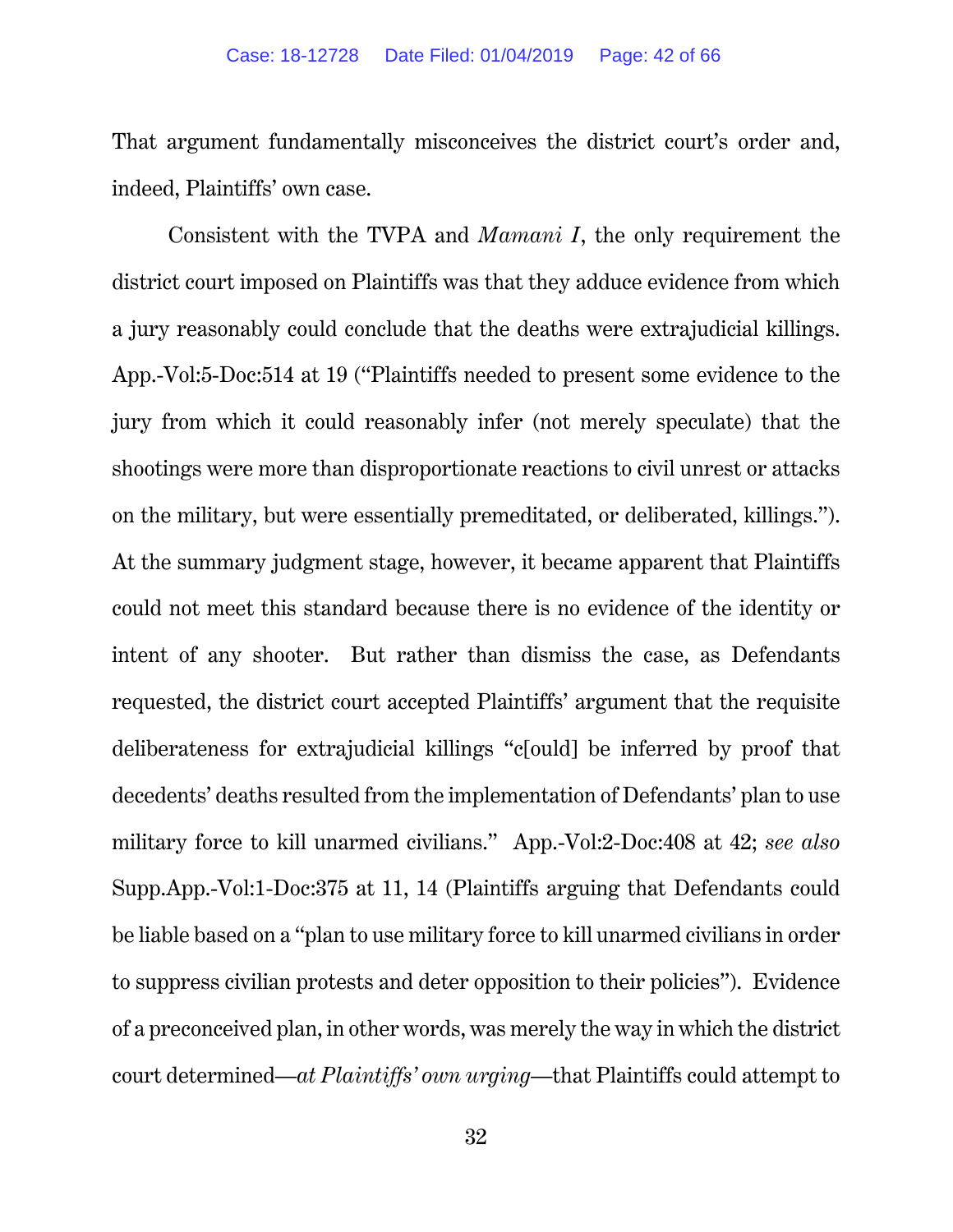That argument fundamentally misconceives the district court's order and, indeed, Plaintiffs' own case.

Consistent with the TVPA and *Mamani I*, the only requirement the district court imposed on Plaintiffs was that they adduce evidence from which a jury reasonably could conclude that the deaths were extrajudicial killings. App.-Vol:5-Doc:514 at 19 ("Plaintiffs needed to present some evidence to the jury from which it could reasonably infer (not merely speculate) that the shootings were more than disproportionate reactions to civil unrest or attacks on the military, but were essentially premeditated, or deliberated, killings."). At the summary judgment stage, however, it became apparent that Plaintiffs could not meet this standard because there is no evidence of the identity or intent of any shooter. But rather than dismiss the case, as Defendants requested, the district court accepted Plaintiffs' argument that the requisite deliberateness for extrajudicial killings "c[ould] be inferred by proof that decedents' deaths resulted from the implementation of Defendants' plan to use military force to kill unarmed civilians." App.-Vol:2-Doc:408 at 42; *see also* Supp.App.-Vol:1-Doc:375 at 11, 14 (Plaintiffs arguing that Defendants could be liable based on a "plan to use military force to kill unarmed civilians in order to suppress civilian protests and deter opposition to their policies"). Evidence of a preconceived plan, in other words, was merely the way in which the district court determined—*at Plaintiffs' own urging*—that Plaintiffs could attempt to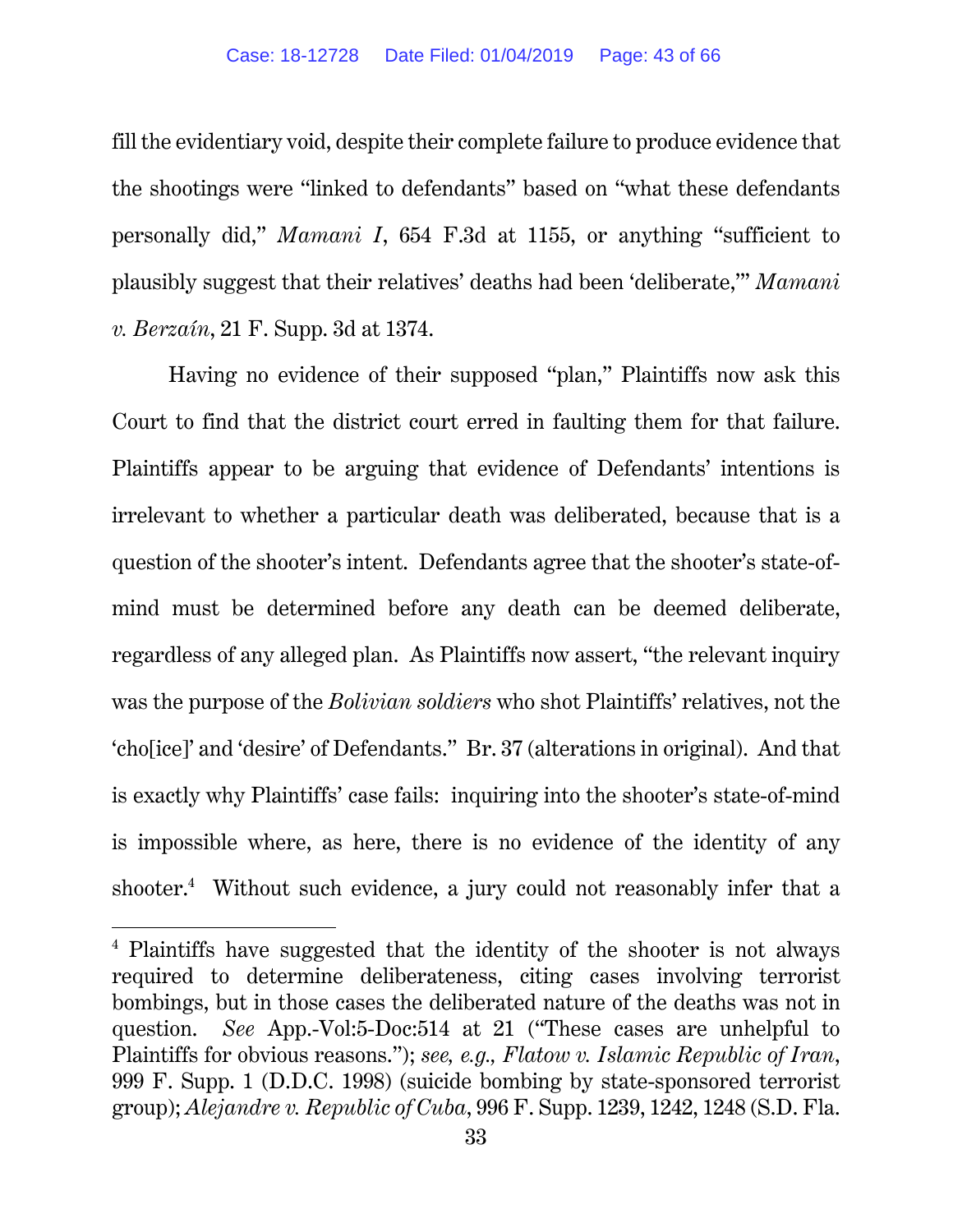fill the evidentiary void, despite their complete failure to produce evidence that the shootings were "linked to defendants" based on "what these defendants personally did," *Mamani I*, 654 F.3d at 1155, or anything "sufficient to plausibly suggest that their relatives' deaths had been 'deliberate,'" *Mamani v. Berzaín*, 21 F. Supp. 3d at 1374.

Having no evidence of their supposed "plan," Plaintiffs now ask this Court to find that the district court erred in faulting them for that failure. Plaintiffs appear to be arguing that evidence of Defendants' intentions is irrelevant to whether a particular death was deliberated, because that is a question of the shooter's intent. Defendants agree that the shooter's state-of-mind must be determined before any death can be deemed deliberate, regardless of any alleged plan. As Plaintiffs now assert, "the relevant inquiry was the purpose of the *Bolivian soldiers* who shot Plaintiffs' relatives, not the 'cho[ice]' and 'desire' of Defendants." Br. 37 (alterations in original). And that is exactly why Plaintiffs' case fails: inquiring into the shooter's state-of-mind is impossible where, as here, there is no evidence of the identity of any shooter.[4] Without such evidence, a jury could not reasonably infer that a

[4] Plaintiffs have suggested that the identity of the shooter is not always required to determine deliberateness, citing cases involving terrorist bombings, but in those cases the deliberated nature of the deaths was not in question. *See* App.-Vol:5-Doc:514 at 21 ("These cases are unhelpful to Plaintiffs for obvious reasons."); *see, e.g.*, *Flatow v. Islamic Republic of Iran*, 999 F. Supp. 1 (D.D.C. 1998) (suicide bombing by state-sponsored terrorist group); *Alejandre v. Republic of Cuba*, 996 F. Supp. 1239, 1242, 1248 (S.D. Fla.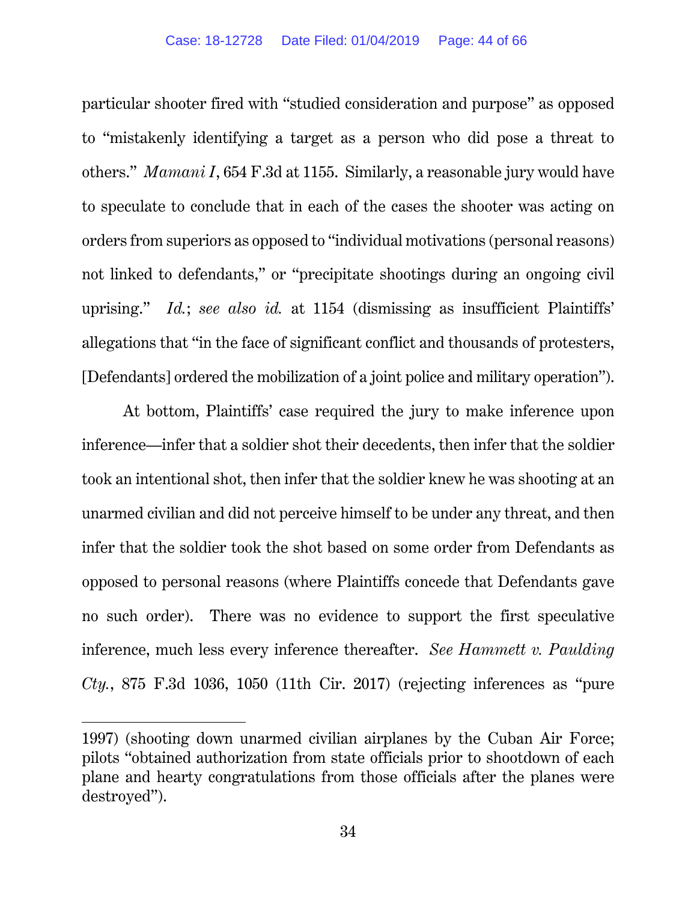particular shooter fired with "studied consideration and purpose" as opposed to "mistakenly identifying a target as a person who did pose a threat to others." *Mamani I*, 654 F.3d at 1155. Similarly, a reasonable jury would have to speculate to conclude that in each of the cases the shooter was acting on orders from superiors as opposed to "individual motivations (personal reasons) not linked to defendants," or "precipitate shootings during an ongoing civil uprising." *Id.*; *see also id.* at 1154 (dismissing as insufficient Plaintiffs' allegations that "in the face of significant conflict and thousands of protesters, [Defendants] ordered the mobilization of a joint police and military operation").

At bottom, Plaintiffs' case required the jury to make inference upon inference—infer that a soldier shot their decedents, then infer that the soldier took an intentional shot, then infer that the soldier knew he was shooting at an unarmed civilian and did not perceive himself to be under any threat, and then infer that the soldier took the shot based on some order from Defendants as opposed to personal reasons (where Plaintiffs concede that Defendants gave no such order). There was no evidence to support the first speculative inference, much less every inference thereafter. *See Hammett v. Paulding Cty.*, 875 F.3d 1036, 1050 (11th Cir. 2017) (rejecting inferences as "pure

---

1997) (shooting down unarmed civilian airplanes by the Cuban Air Force; pilots "obtained authorization from state officials prior to shootdown of each plane and hearty congratulations from those officials after the planes were destroyed").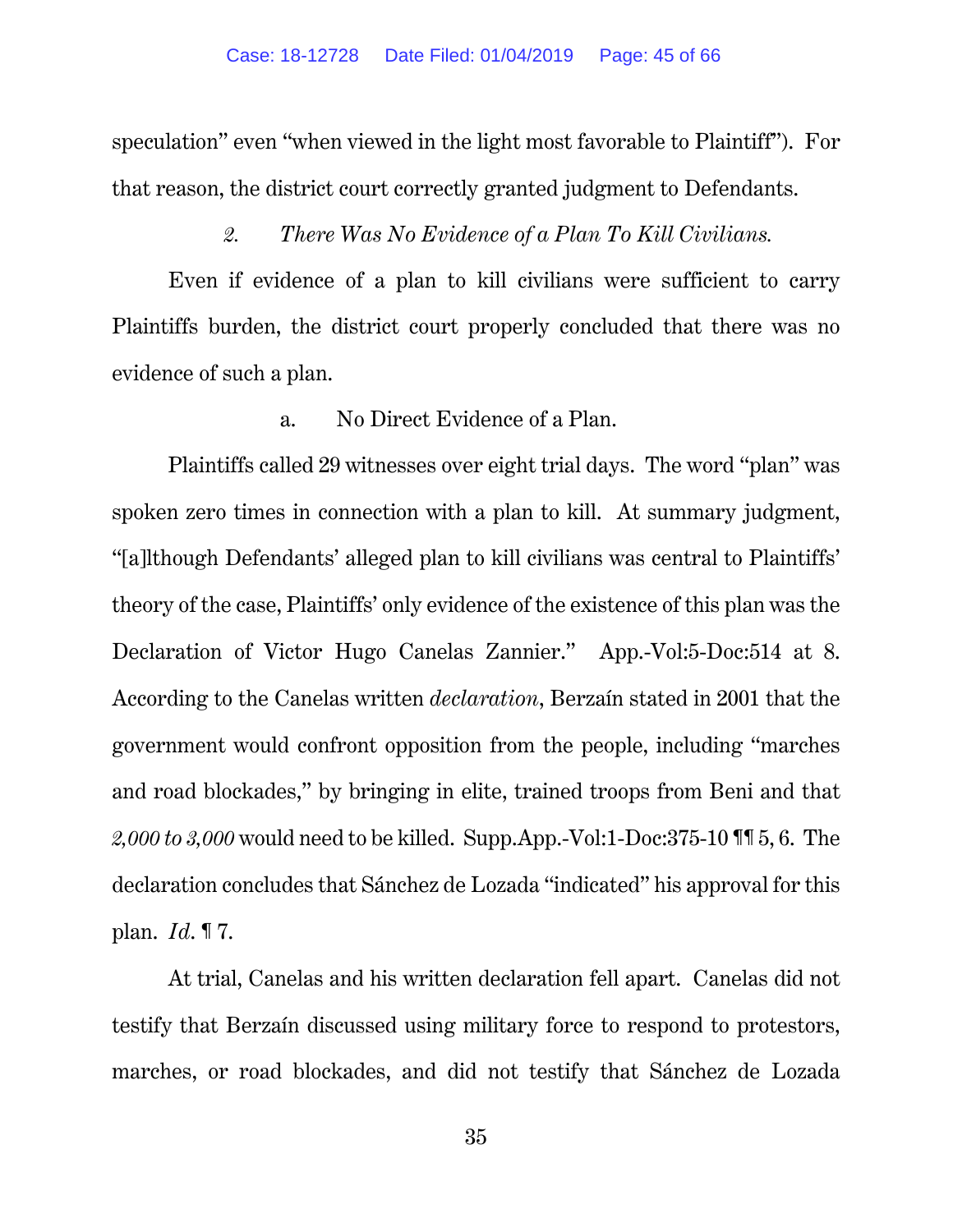speculation" even "when viewed in the light most favorable to Plaintiff"). For that reason, the district court correctly granted judgment to Defendants.

*2. There Was No Evidence of a Plan To Kill Civilians.*

Even if evidence of a plan to kill civilians were sufficient to carry Plaintiffs burden, the district court properly concluded that there was no evidence of such a plan.

a. No Direct Evidence of a Plan.

Plaintiffs called 29 witnesses over eight trial days. The word "plan" was spoken zero times in connection with a plan to kill. At summary judgment, "[a]lthough Defendants' alleged plan to kill civilians was central to Plaintiffs' theory of the case, Plaintiffs' only evidence of the existence of this plan was the Declaration of Victor Hugo Canelas Zannier." App.-Vol:5-Doc:514 at 8. According to the Canelas written *declaration*, Berzaín stated in 2001 that the government would confront opposition from the people, including "marches and road blockades," by bringing in elite, trained troops from Beni and that *2,000 to 3,000* would need to be killed. Supp.App.-Vol:1-Doc:375-10 ¶¶ 5, 6. The declaration concludes that Sánchez de Lozada "indicated" his approval for this plan. *Id.* ¶ 7.

At trial, Canelas and his written declaration fell apart. Canelas did not testify that Berzaín discussed using military force to respond to protestors, marches, or road blockades, and did not testify that Sánchez de Lozada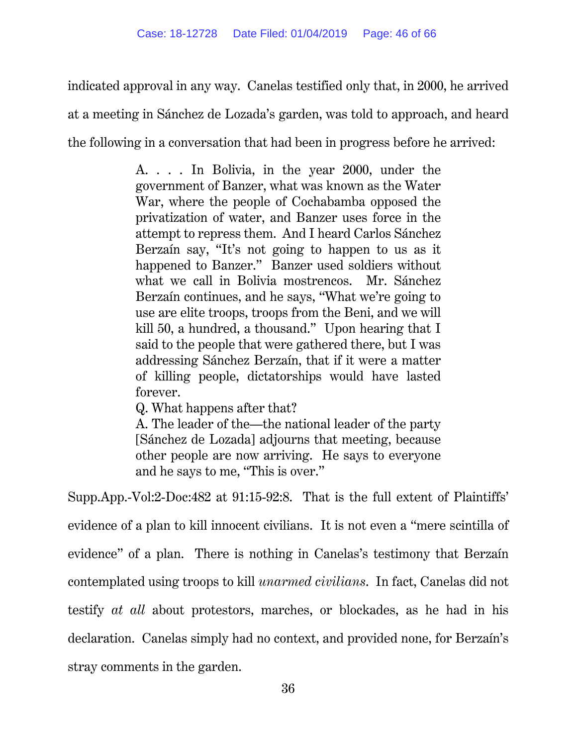indicated approval in any way. Canelas testified only that, in 2000, he arrived at a meeting in Sánchez de Lozada's garden, was told to approach, and heard the following in a conversation that had been in progress before he arrived:

> A. . . . In Bolivia, in the year 2000, under the government of Banzer, what was known as the Water War, where the people of Cochabamba opposed the privatization of water, and Banzer uses force in the attempt to repress them. And I heard Carlos Sánchez Berzaín say, "It's not going to happen to us as it happened to Banzer." Banzer used soldiers without what we call in Bolivia mostrencos. Mr. Sánchez Berzaín continues, and he says, "What we're going to use are elite troops, troops from the Beni, and we will kill 50, a hundred, a thousand." Upon hearing that I said to the people that were gathered there, but I was addressing Sánchez Berzaín, that if it were a matter of killing people, dictatorships would have lasted forever.
>
> Q. What happens after that?
>
> A. The leader of the—the national leader of the party [Sánchez de Lozada] adjourns that meeting, because other people are now arriving. He says to everyone and he says to me, "This is over."

Supp.App.-Vol:2-Doc:482 at 91:15-92:8. That is the full extent of Plaintiffs' evidence of a plan to kill innocent civilians. It is not even a "mere scintilla of evidence" of a plan. There is nothing in Canelas's testimony that Berzaín contemplated using troops to kill *unarmed civilians*. In fact, Canelas did not testify *at all* about protestors, marches, or blockades, as he had in his declaration. Canelas simply had no context, and provided none, for Berzaín's stray comments in the garden.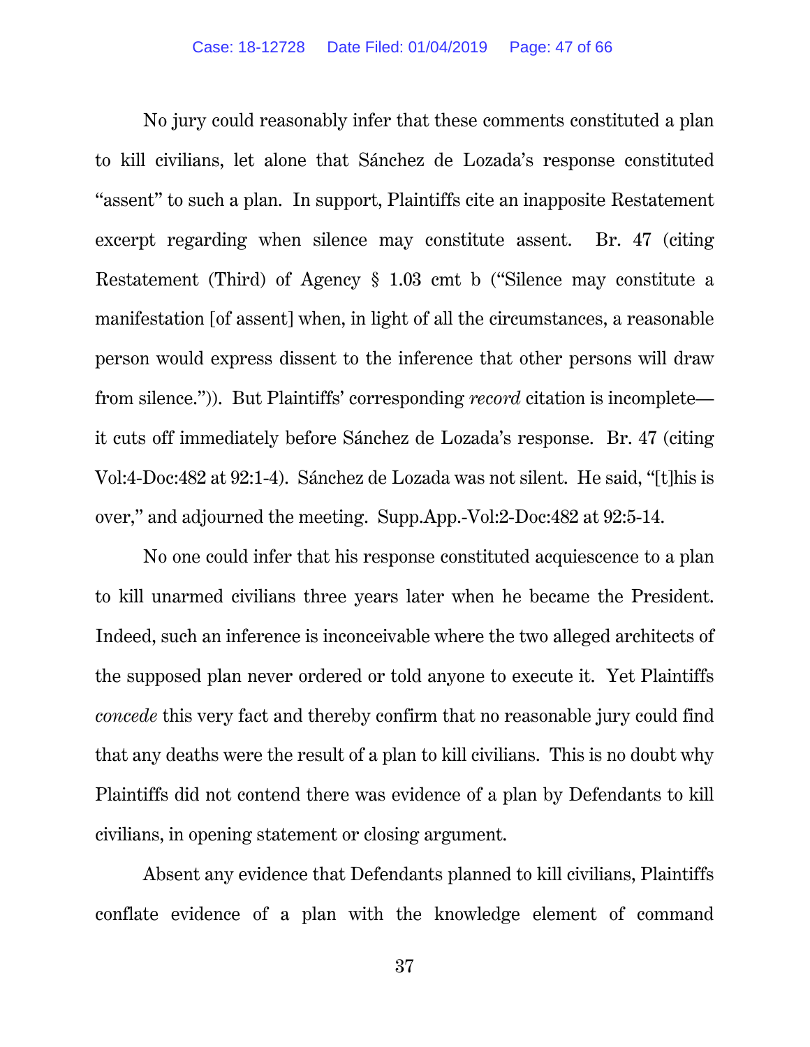No jury could reasonably infer that these comments constituted a plan to kill civilians, let alone that Sánchez de Lozada's response constituted "assent" to such a plan. In support, Plaintiffs cite an inapposite Restatement excerpt regarding when silence may constitute assent. Br. 47 (citing Restatement (Third) of Agency § 1.03 cmt b ("Silence may constitute a manifestation [of assent] when, in light of all the circumstances, a reasonable person would express dissent to the inference that other persons will draw from silence.")). But Plaintiffs' corresponding *record* citation is incomplete—it cuts off immediately before Sánchez de Lozada's response. Br. 47 (citing Vol:4-Doc:482 at 92:1-4). Sánchez de Lozada was not silent. He said, "[t]his is over," and adjourned the meeting. Supp.App.-Vol:2-Doc:482 at 92:5-14.

No one could infer that his response constituted acquiescence to a plan to kill unarmed civilians three years later when he became the President. Indeed, such an inference is inconceivable where the two alleged architects of the supposed plan never ordered or told anyone to execute it. Yet Plaintiffs *concede* this very fact and thereby confirm that no reasonable jury could find that any deaths were the result of a plan to kill civilians. This is no doubt why Plaintiffs did not contend there was evidence of a plan by Defendants to kill civilians, in opening statement or closing argument.

Absent any evidence that Defendants planned to kill civilians, Plaintiffs conflate evidence of a plan with the knowledge element of command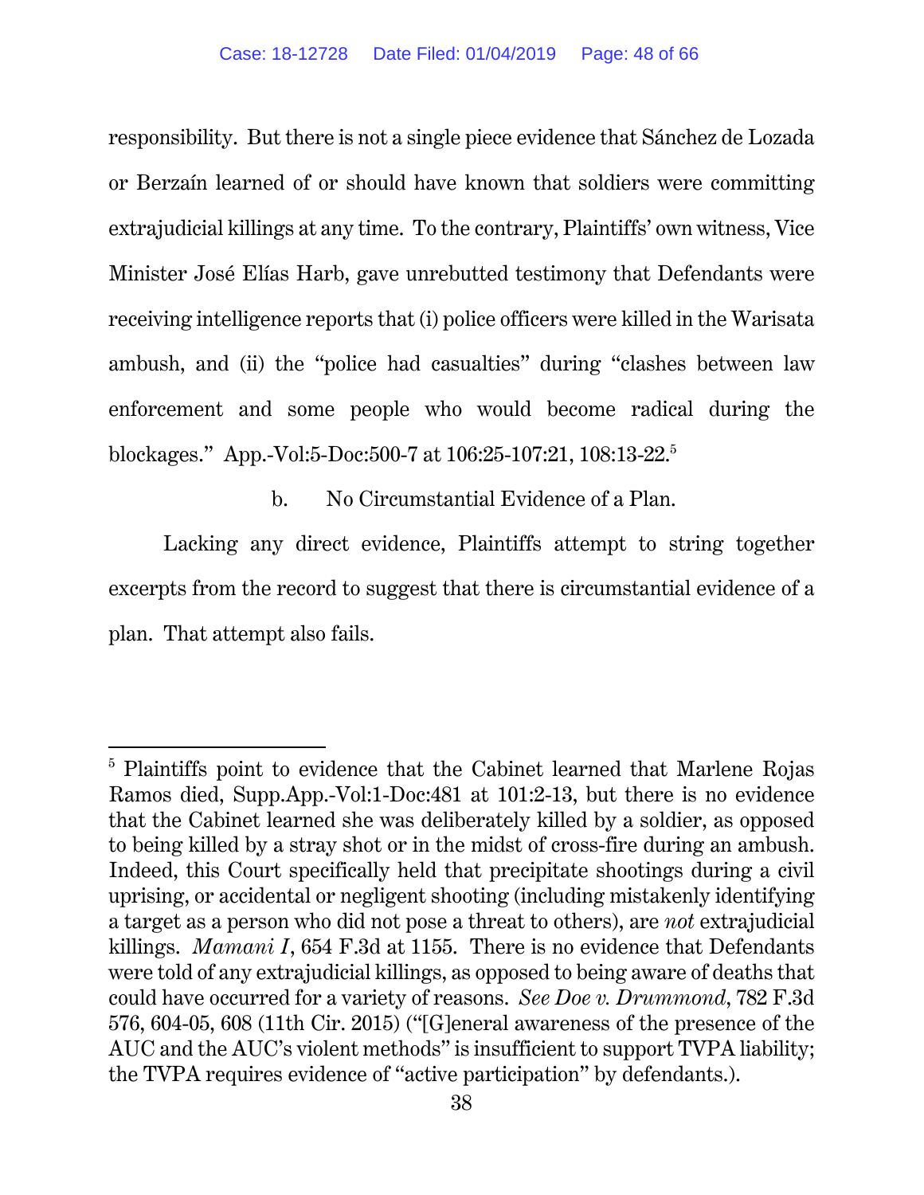responsibility. But there is not a single piece evidence that Sánchez de Lozada or Berzaín learned of or should have known that soldiers were committing extrajudicial killings at any time. To the contrary, Plaintiffs' own witness, Vice Minister José Elías Harb, gave unrebutted testimony that Defendants were receiving intelligence reports that (i) police officers were killed in the Warisata ambush, and (ii) the "police had casualties" during "clashes between law enforcement and some people who would become radical during the blockages." App.-Vol:5-Doc:500-7 at 106:25-107:21, 108:13-22.[5]

b. No Circumstantial Evidence of a Plan.

Lacking any direct evidence, Plaintiffs attempt to string together excerpts from the record to suggest that there is circumstantial evidence of a plan. That attempt also fails.

---

[5] Plaintiffs point to evidence that the Cabinet learned that Marlene Rojas Ramos died, Supp.App.-Vol:1-Doc:481 at 101:2-13, but there is no evidence that the Cabinet learned she was deliberately killed by a soldier, as opposed to being killed by a stray shot or in the midst of cross-fire during an ambush. Indeed, this Court specifically held that precipitate shootings during a civil uprising, or accidental or negligent shooting (including mistakenly identifying a target as a person who did not pose a threat to others), are *not* extrajudicial killings. *Mamani I*, 654 F.3d at 1155. There is no evidence that Defendants were told of any extrajudicial killings, as opposed to being aware of deaths that could have occurred for a variety of reasons. *See Doe v. Drummond*, 782 F.3d 576, 604-05, 608 (11th Cir. 2015) ("[G]eneral awareness of the presence of the AUC and the AUC's violent methods" is insufficient to support TVPA liability; the TVPA requires evidence of "active participation" by defendants.).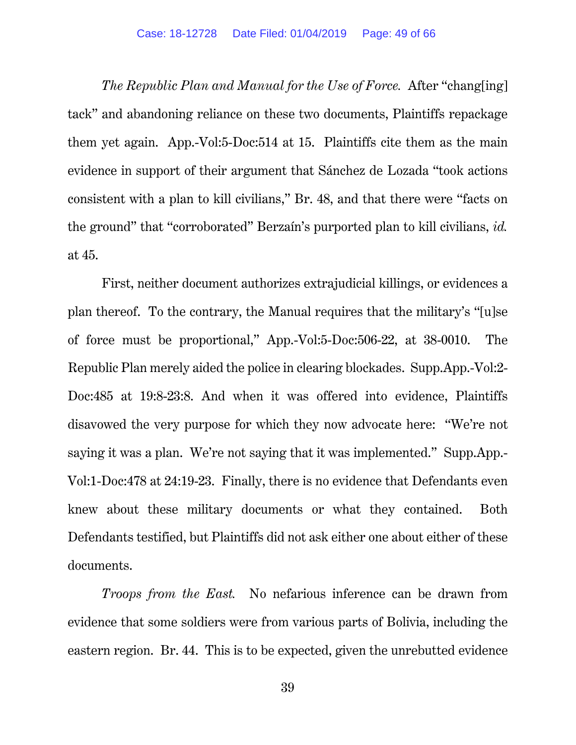*The Republic Plan and Manual for the Use of Force.* After "chang[ing] tack" and abandoning reliance on these two documents, Plaintiffs repackage them yet again. App.-Vol:5-Doc:514 at 15. Plaintiffs cite them as the main evidence in support of their argument that Sánchez de Lozada "took actions consistent with a plan to kill civilians," Br. 48, and that there were "facts on the ground" that "corroborated" Berzaín's purported plan to kill civilians, *id.* at 45.

First, neither document authorizes extrajudicial killings, or evidences a plan thereof. To the contrary, the Manual requires that the military's "[u]se of force must be proportional," App.-Vol:5-Doc:506-22, at 38-0010. The Republic Plan merely aided the police in clearing blockades. Supp.App.-Vol:2-Doc:485 at 19:8-23:8. And when it was offered into evidence, Plaintiffs disavowed the very purpose for which they now advocate here: "We're not saying it was a plan. We're not saying that it was implemented." Supp.App.-Vol:1-Doc:478 at 24:19-23. Finally, there is no evidence that Defendants even knew about these military documents or what they contained. Both Defendants testified, but Plaintiffs did not ask either one about either of these documents.

*Troops from the East.* No nefarious inference can be drawn from evidence that some soldiers were from various parts of Bolivia, including the eastern region. Br. 44. This is to be expected, given the unrebutted evidence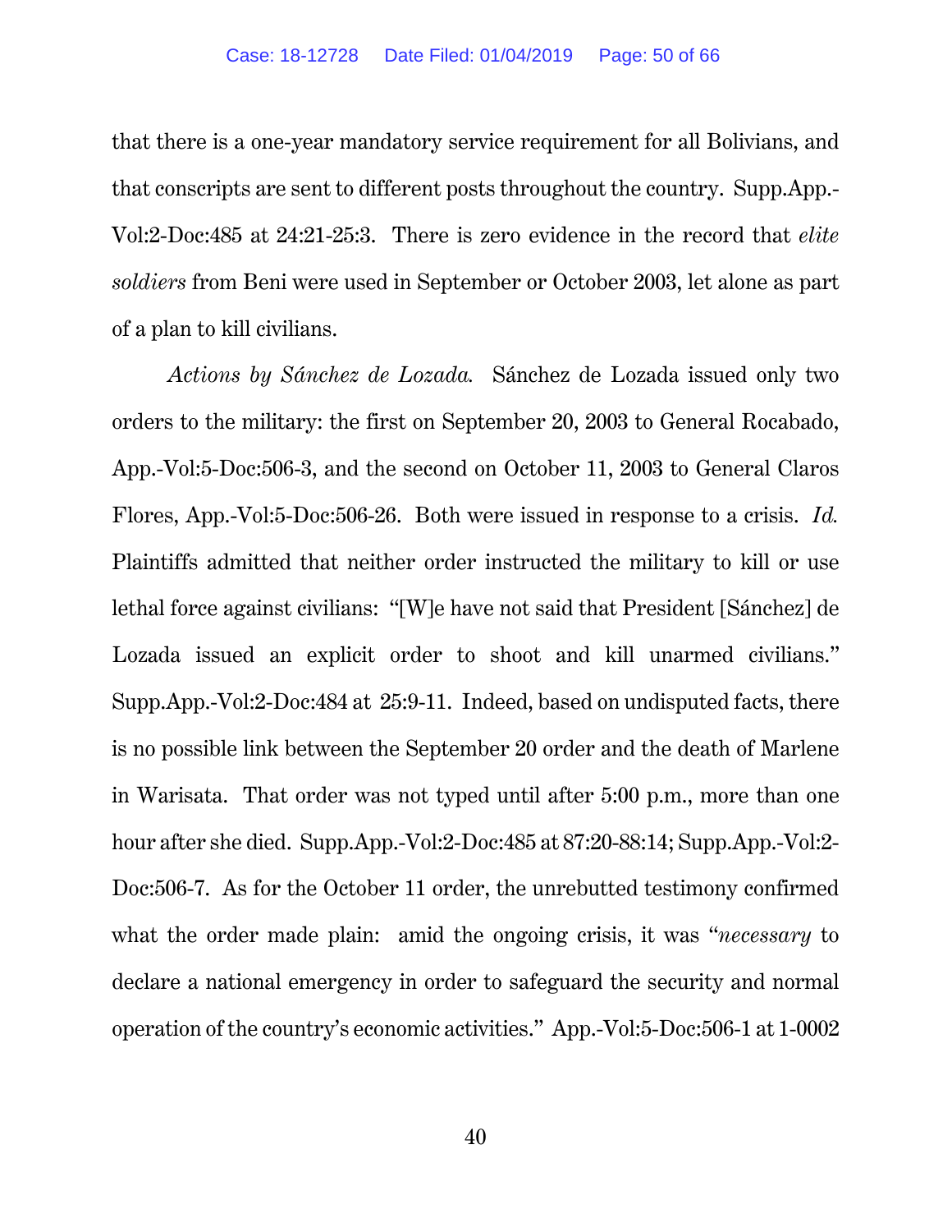that there is a one-year mandatory service requirement for all Bolivians, and that conscripts are sent to different posts throughout the country. Supp.App.-Vol:2-Doc:485 at 24:21-25:3. There is zero evidence in the record that *elite soldiers* from Beni were used in September or October 2003, let alone as part of a plan to kill civilians.

*Actions by Sánchez de Lozada.* Sánchez de Lozada issued only two orders to the military: the first on September 20, 2003 to General Rocabado, App.-Vol:5-Doc:506-3, and the second on October 11, 2003 to General Claros Flores, App.-Vol:5-Doc:506-26. Both were issued in response to a crisis. *Id.* Plaintiffs admitted that neither order instructed the military to kill or use lethal force against civilians: "[W]e have not said that President [Sánchez] de Lozada issued an explicit order to shoot and kill unarmed civilians." Supp.App.-Vol:2-Doc:484 at 25:9-11. Indeed, based on undisputed facts, there is no possible link between the September 20 order and the death of Marlene in Warisata. That order was not typed until after 5:00 p.m., more than one hour after she died. Supp.App.-Vol:2-Doc:485 at 87:20-88:14; Supp.App.-Vol:2-Doc:506-7. As for the October 11 order, the unrebutted testimony confirmed what the order made plain: amid the ongoing crisis, it was "*necessary* to declare a national emergency in order to safeguard the security and normal operation of the country's economic activities." App.-Vol:5-Doc:506-1 at 1-0002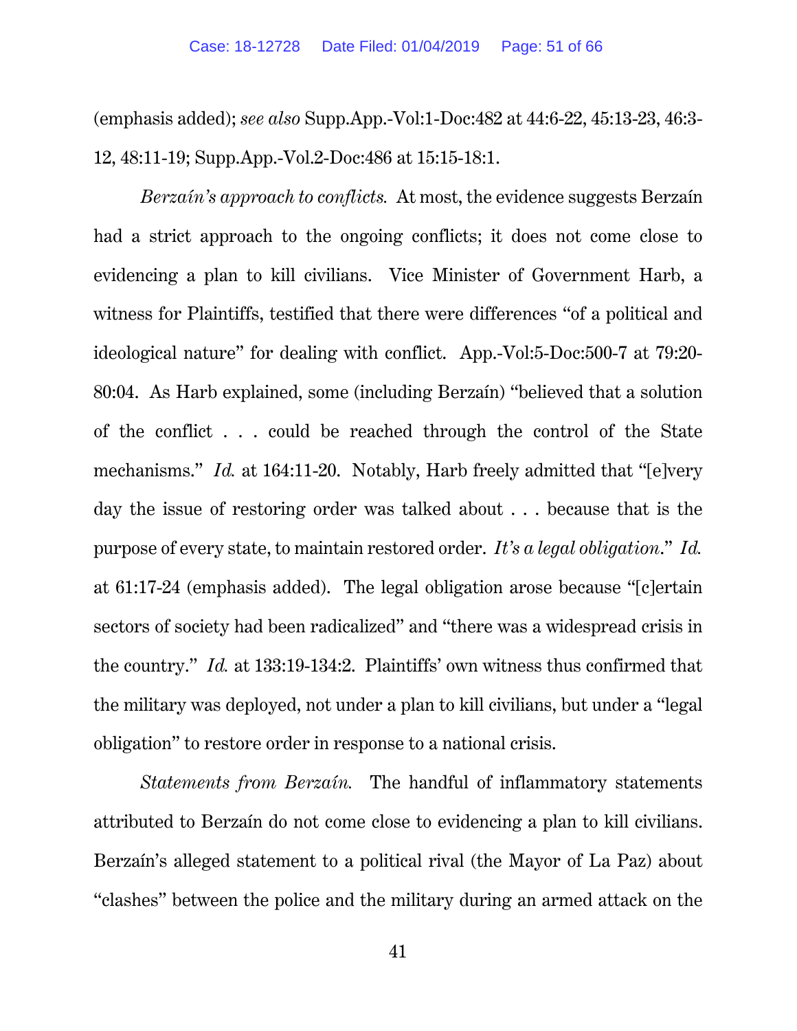(emphasis added); *see also* Supp.App.-Vol:1-Doc:482 at 44:6-22, 45:13-23, 46:3-12, 48:11-19; Supp.App.-Vol.2-Doc:486 at 15:15-18:1.

*Berzaín's approach to conflicts.* At most, the evidence suggests Berzaín had a strict approach to the ongoing conflicts; it does not come close to evidencing a plan to kill civilians. Vice Minister of Government Harb, a witness for Plaintiffs, testified that there were differences "of a political and ideological nature" for dealing with conflict. App.-Vol:5-Doc:500-7 at 79:20-80:04. As Harb explained, some (including Berzaín) "believed that a solution of the conflict . . . could be reached through the control of the State mechanisms." *Id.* at 164:11-20. Notably, Harb freely admitted that "[e]very day the issue of restoring order was talked about . . . because that is the purpose of every state, to maintain restored order. *It's a legal obligation*." *Id.* at 61:17-24 (emphasis added). The legal obligation arose because "[c]ertain sectors of society had been radicalized" and "there was a widespread crisis in the country." *Id.* at 133:19-134:2. Plaintiffs' own witness thus confirmed that the military was deployed, not under a plan to kill civilians, but under a "legal obligation" to restore order in response to a national crisis.

*Statements from Berzaín.* The handful of inflammatory statements attributed to Berzaín do not come close to evidencing a plan to kill civilians. Berzaín's alleged statement to a political rival (the Mayor of La Paz) about "clashes" between the police and the military during an armed attack on the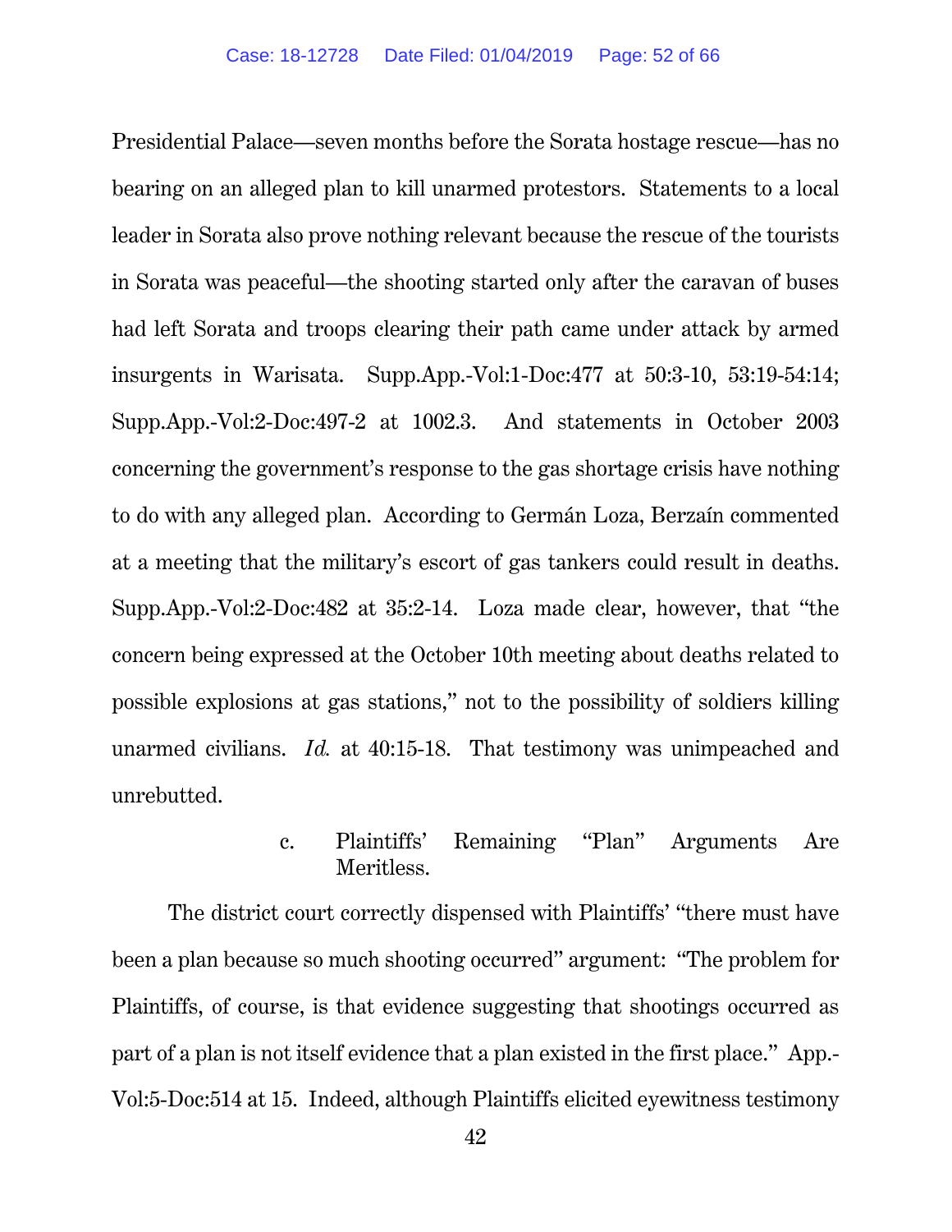Presidential Palace—seven months before the Sorata hostage rescue—has no bearing on an alleged plan to kill unarmed protestors. Statements to a local leader in Sorata also prove nothing relevant because the rescue of the tourists in Sorata was peaceful—the shooting started only after the caravan of buses had left Sorata and troops clearing their path came under attack by armed insurgents in Warisata. Supp.App.-Vol:1-Doc:477 at 50:3-10, 53:19-54:14; Supp.App.-Vol:2-Doc:497-2 at 1002.3. And statements in October 2003 concerning the government's response to the gas shortage crisis have nothing to do with any alleged plan. According to Germán Loza, Berzaín commented at a meeting that the military's escort of gas tankers could result in deaths. Supp.App.-Vol:2-Doc:482 at 35:2-14. Loza made clear, however, that "the concern being expressed at the October 10th meeting about deaths related to possible explosions at gas stations," not to the possibility of soldiers killing unarmed civilians. *Id.* at 40:15-18. That testimony was unimpeached and unrebutted.

c. Plaintiffs' Remaining "Plan" Arguments Are Meritless.

The district court correctly dispensed with Plaintiffs' "there must have been a plan because so much shooting occurred" argument: "The problem for Plaintiffs, of course, is that evidence suggesting that shootings occurred as part of a plan is not itself evidence that a plan existed in the first place." App.-Vol:5-Doc:514 at 15. Indeed, although Plaintiffs elicited eyewitness testimony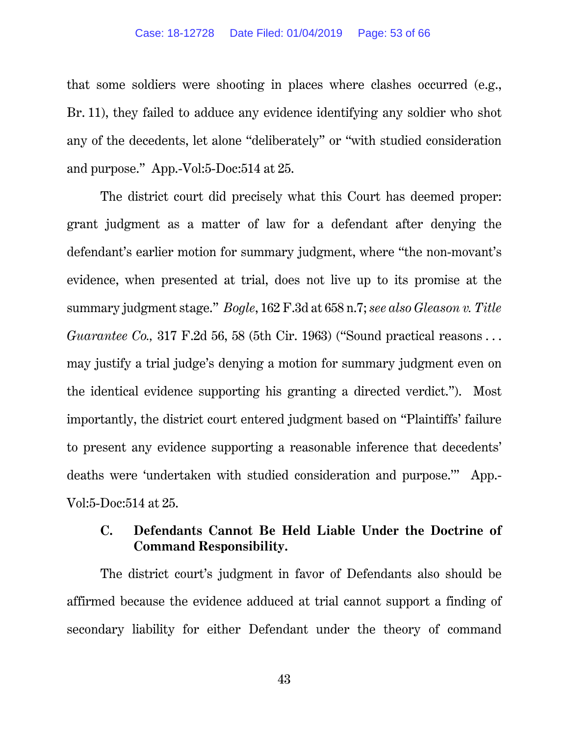that some soldiers were shooting in places where clashes occurred (e.g., Br. 11), they failed to adduce any evidence identifying any soldier who shot any of the decedents, let alone "deliberately" or "with studied consideration and purpose." App.-Vol:5-Doc:514 at 25.

The district court did precisely what this Court has deemed proper: grant judgment as a matter of law for a defendant after denying the defendant's earlier motion for summary judgment, where "the non-movant's evidence, when presented at trial, does not live up to its promise at the summary judgment stage." *Bogle*, 162 F.3d at 658 n.7; *see also Gleason v. Title Guarantee Co.,* 317 F.2d 56, 58 (5th Cir. 1963) ("Sound practical reasons . . . may justify a trial judge's denying a motion for summary judgment even on the identical evidence supporting his granting a directed verdict."). Most importantly, the district court entered judgment based on "Plaintiffs' failure to present any evidence supporting a reasonable inference that decedents' deaths were 'undertaken with studied consideration and purpose.'" App.-Vol:5-Doc:514 at 25.

### C. Defendants Cannot Be Held Liable Under the Doctrine of Command Responsibility.

The district court's judgment in favor of Defendants also should be affirmed because the evidence adduced at trial cannot support a finding of secondary liability for either Defendant under the theory of command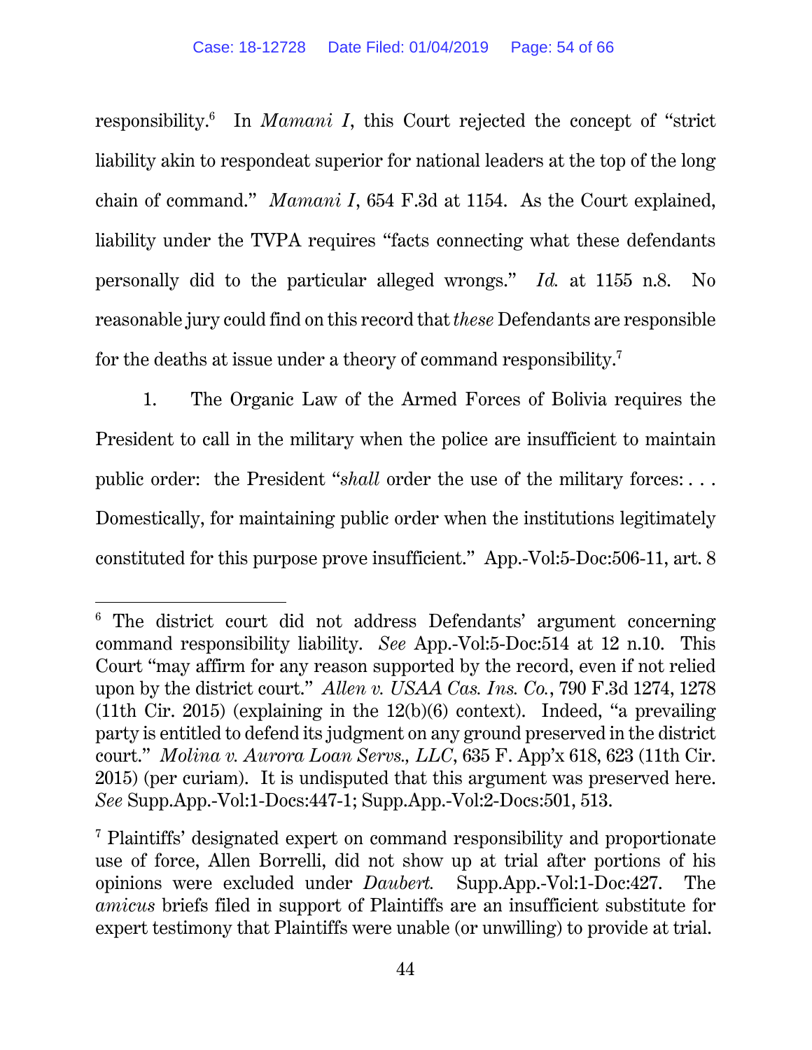responsibility.[6] In *Mamani I*, this Court rejected the concept of "strict liability akin to respondeat superior for national leaders at the top of the long chain of command." *Mamani I*, 654 F.3d at 1154. As the Court explained, liability under the TVPA requires "facts connecting what these defendants personally did to the particular alleged wrongs." *Id.* at 1155 n.8. No reasonable jury could find on this record that *these* Defendants are responsible for the deaths at issue under a theory of command responsibility.[7]

1. The Organic Law of the Armed Forces of Bolivia requires the President to call in the military when the police are insufficient to maintain public order: the President "*shall* order the use of the military forces: . . . Domestically, for maintaining public order when the institutions legitimately constituted for this purpose prove insufficient." App.-Vol:5-Doc:506-11, art. 8

---

[6] The district court did not address Defendants' argument concerning command responsibility liability. *See* App.-Vol:5-Doc:514 at 12 n.10. This Court "may affirm for any reason supported by the record, even if not relied upon by the district court." *Allen v. USAA Cas. Ins. Co.*, 790 F.3d 1274, 1278 (11th Cir. 2015) (explaining in the 12(b)(6) context). Indeed, "a prevailing party is entitled to defend its judgment on any ground preserved in the district court." *Molina v. Aurora Loan Servs., LLC*, 635 F. App'x 618, 623 (11th Cir. 2015) (per curiam). It is undisputed that this argument was preserved here. *See* Supp.App.-Vol:1-Docs:447-1; Supp.App.-Vol:2-Docs:501, 513.

[7] Plaintiffs' designated expert on command responsibility and proportionate use of force, Allen Borrelli, did not show up at trial after portions of his opinions were excluded under *Daubert.* Supp.App.-Vol:1-Doc:427. The *amicus* briefs filed in support of Plaintiffs are an insufficient substitute for expert testimony that Plaintiffs were unable (or unwilling) to provide at trial.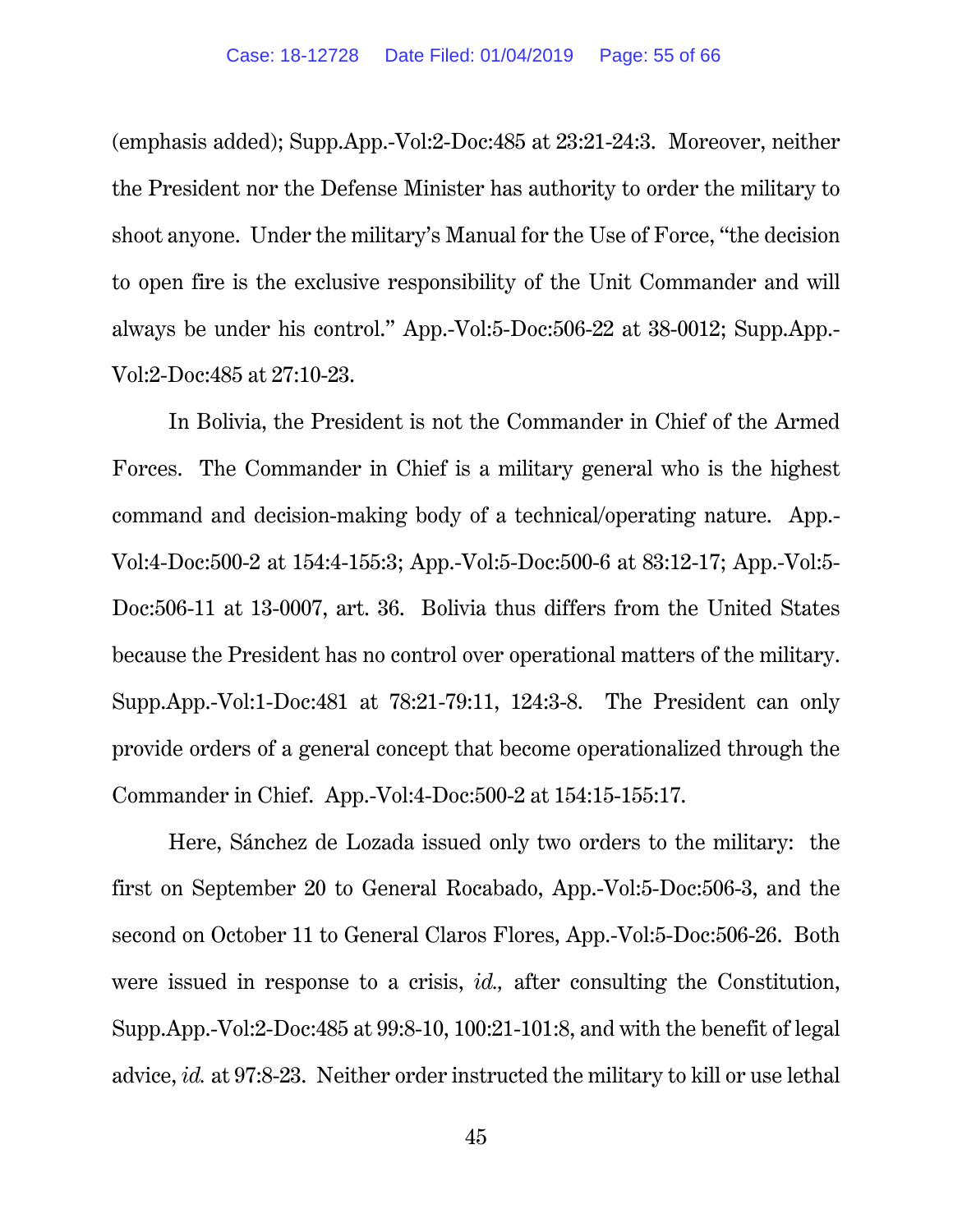(emphasis added); Supp.App.-Vol:2-Doc:485 at 23:21-24:3. Moreover, neither the President nor the Defense Minister has authority to order the military to shoot anyone. Under the military's Manual for the Use of Force, "the decision to open fire is the exclusive responsibility of the Unit Commander and will always be under his control." App.-Vol:5-Doc:506-22 at 38-0012; Supp.App.-Vol:2-Doc:485 at 27:10-23.

In Bolivia, the President is not the Commander in Chief of the Armed Forces. The Commander in Chief is a military general who is the highest command and decision-making body of a technical/operating nature. App.-Vol:4-Doc:500-2 at 154:4-155:3; App.-Vol:5-Doc:500-6 at 83:12-17; App.-Vol:5-Doc:506-11 at 13-0007, art. 36. Bolivia thus differs from the United States because the President has no control over operational matters of the military. Supp.App.-Vol:1-Doc:481 at 78:21-79:11, 124:3-8. The President can only provide orders of a general concept that become operationalized through the Commander in Chief. App.-Vol:4-Doc:500-2 at 154:15-155:17.

Here, Sánchez de Lozada issued only two orders to the military: the first on September 20 to General Rocabado, App.-Vol:5-Doc:506-3, and the second on October 11 to General Claros Flores, App.-Vol:5-Doc:506-26. Both were issued in response to a crisis, *id.*, after consulting the Constitution, Supp.App.-Vol:2-Doc:485 at 99:8-10, 100:21-101:8, and with the benefit of legal advice, *id.* at 97:8-23. Neither order instructed the military to kill or use lethal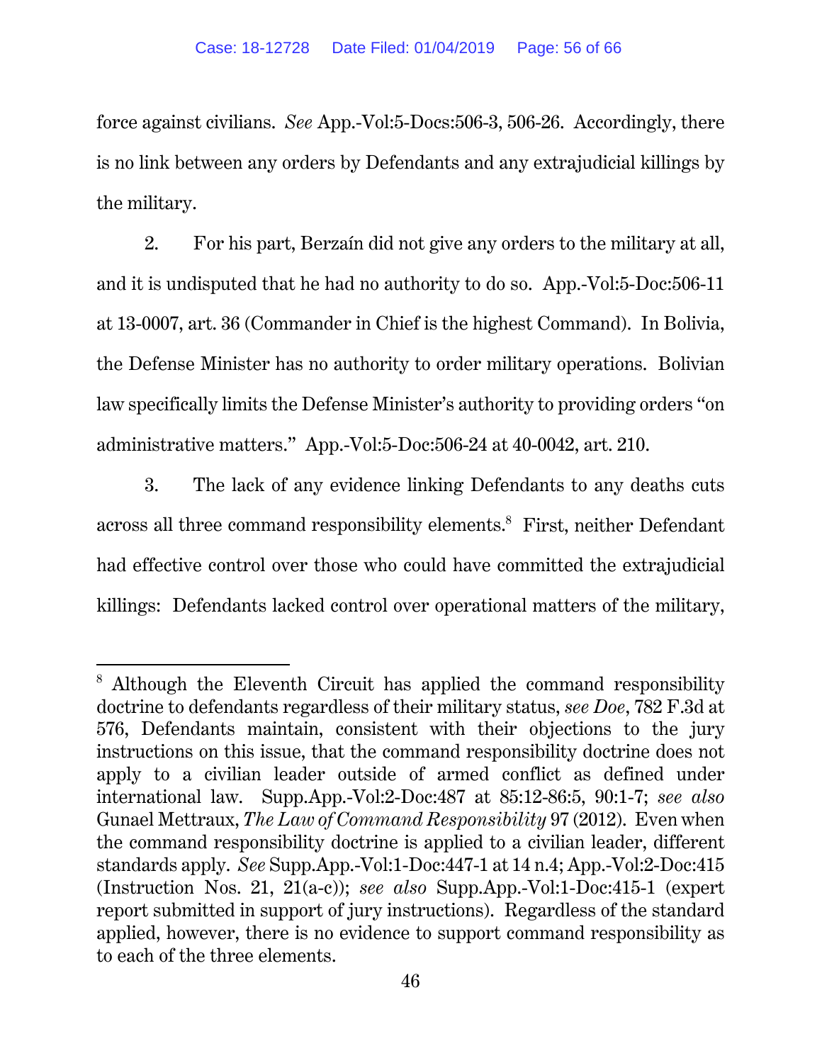force against civilians. *See* App.-Vol:5-Docs:506-3, 506-26. Accordingly, there is no link between any orders by Defendants and any extrajudicial killings by the military.

2. For his part, Berzaín did not give any orders to the military at all, and it is undisputed that he had no authority to do so. App.-Vol:5-Doc:506-11 at 13-0007, art. 36 (Commander in Chief is the highest Command). In Bolivia, the Defense Minister has no authority to order military operations. Bolivian law specifically limits the Defense Minister's authority to providing orders "on administrative matters." App.-Vol:5-Doc:506-24 at 40-0042, art. 210.

3. The lack of any evidence linking Defendants to any deaths cuts across all three command responsibility elements.[8] First, neither Defendant had effective control over those who could have committed the extrajudicial killings: Defendants lacked control over operational matters of the military,

---

[8] Although the Eleventh Circuit has applied the command responsibility doctrine to defendants regardless of their military status, *see Doe*, 782 F.3d at 576, Defendants maintain, consistent with their objections to the jury instructions on this issue, that the command responsibility doctrine does not apply to a civilian leader outside of armed conflict as defined under international law. Supp.App.-Vol:2-Doc:487 at 85:12-86:5, 90:1-7; *see also* Gunael Mettraux, *The Law of Command Responsibility* 97 (2012). Even when the command responsibility doctrine is applied to a civilian leader, different standards apply. *See* Supp.App.-Vol:1-Doc:447-1 at 14 n.4; App.-Vol:2-Doc:415 (Instruction Nos. 21, 21(a-c)); *see also* Supp.App.-Vol:1-Doc:415-1 (expert report submitted in support of jury instructions). Regardless of the standard applied, however, there is no evidence to support command responsibility as to each of the three elements.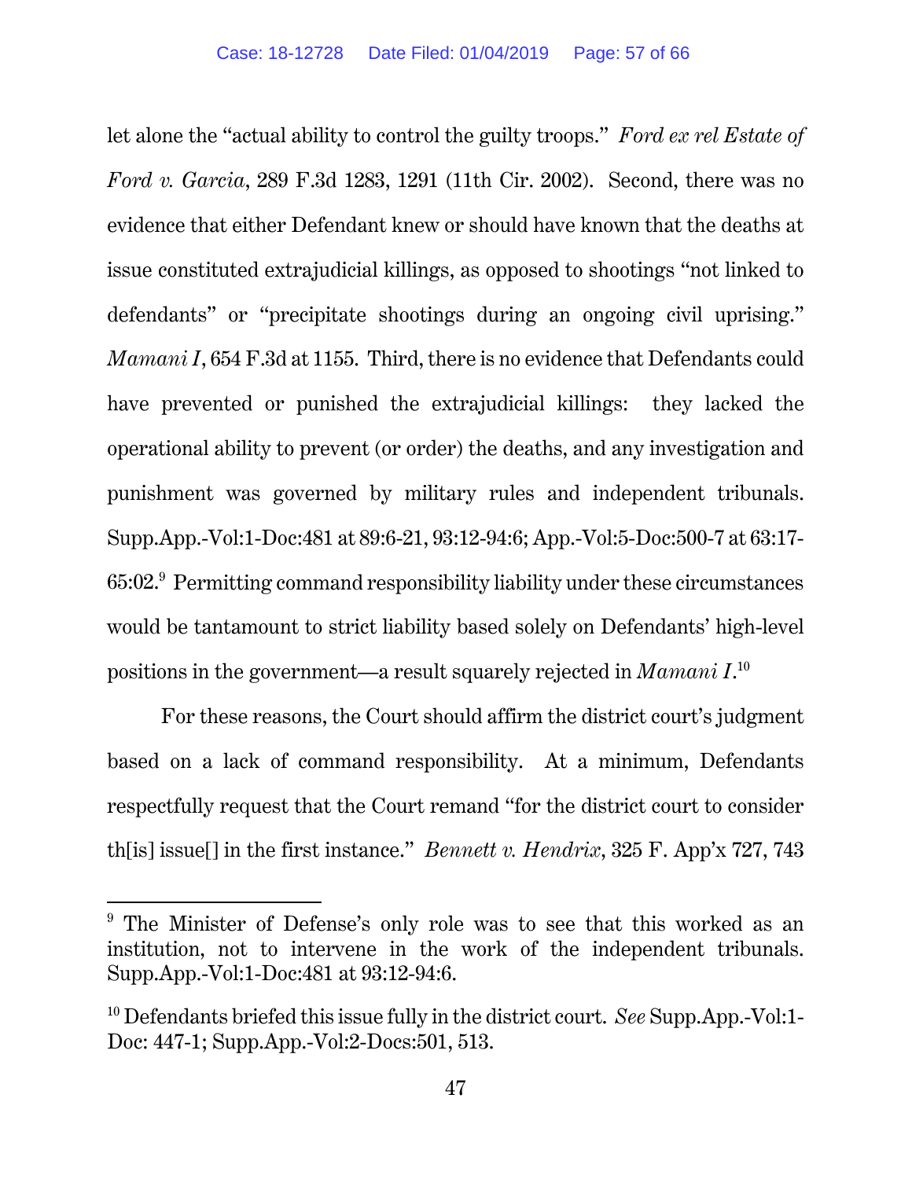let alone the "actual ability to control the guilty troops." *Ford ex rel Estate of Ford v. Garcia*, 289 F.3d 1283, 1291 (11th Cir. 2002). Second, there was no evidence that either Defendant knew or should have known that the deaths at issue constituted extrajudicial killings, as opposed to shootings "not linked to defendants" or "precipitate shootings during an ongoing civil uprising." *Mamani I*, 654 F.3d at 1155. Third, there is no evidence that Defendants could have prevented or punished the extrajudicial killings: they lacked the operational ability to prevent (or order) the deaths, and any investigation and punishment was governed by military rules and independent tribunals. Supp.App.-Vol:1-Doc:481 at 89:6-21, 93:12-94:6; App.-Vol:5-Doc:500-7 at 63:17-65:02.[9] Permitting command responsibility liability under these circumstances would be tantamount to strict liability based solely on Defendants' high-level positions in the government—a result squarely rejected in *Mamani I*.[10]

For these reasons, the Court should affirm the district court's judgment based on a lack of command responsibility. At a minimum, Defendants respectfully request that the Court remand "for the district court to consider th[is] issue[] in the first instance." *Bennett v. Hendrix*, 325 F. App'x 727, 743

---

[9] The Minister of Defense's only role was to see that this worked as an institution, not to intervene in the work of the independent tribunals. Supp.App.-Vol:1-Doc:481 at 93:12-94:6.

[10] Defendants briefed this issue fully in the district court. *See* Supp.App.-Vol:1-Doc: 447-1; Supp.App.-Vol:2-Docs:501, 513.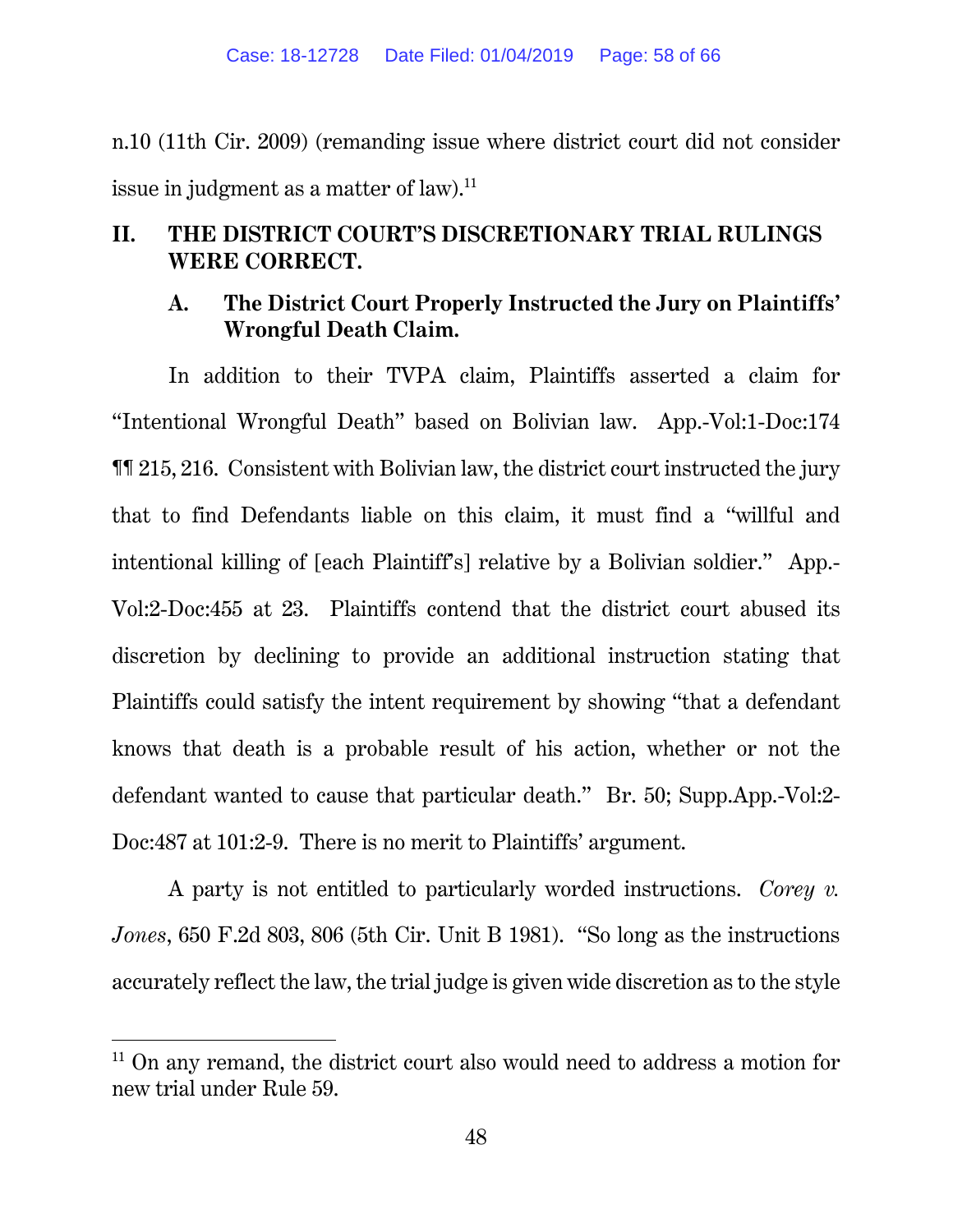n.10 (11th Cir. 2009) (remanding issue where district court did not consider issue in judgment as a matter of law).[11]

## II. THE DISTRICT COURT'S DISCRETIONARY TRIAL RULINGS WERE CORRECT.

### A. The District Court Properly Instructed the Jury on Plaintiffs' Wrongful Death Claim.

In addition to their TVPA claim, Plaintiffs asserted a claim for "Intentional Wrongful Death" based on Bolivian law. App.-Vol:1-Doc:174 ¶¶ 215, 216. Consistent with Bolivian law, the district court instructed the jury that to find Defendants liable on this claim, it must find a "willful and intentional killing of [each Plaintiff's] relative by a Bolivian soldier." App.-Vol:2-Doc:455 at 23. Plaintiffs contend that the district court abused its discretion by declining to provide an additional instruction stating that Plaintiffs could satisfy the intent requirement by showing "that a defendant knows that death is a probable result of his action, whether or not the defendant wanted to cause that particular death." Br. 50; Supp.App.-Vol:2-Doc:487 at 101:2-9. There is no merit to Plaintiffs' argument.

A party is not entitled to particularly worded instructions. *Corey v. Jones*, 650 F.2d 803, 806 (5th Cir. Unit B 1981). "So long as the instructions accurately reflect the law, the trial judge is given wide discretion as to the style

---

[11] On any remand, the district court also would need to address a motion for new trial under Rule 59.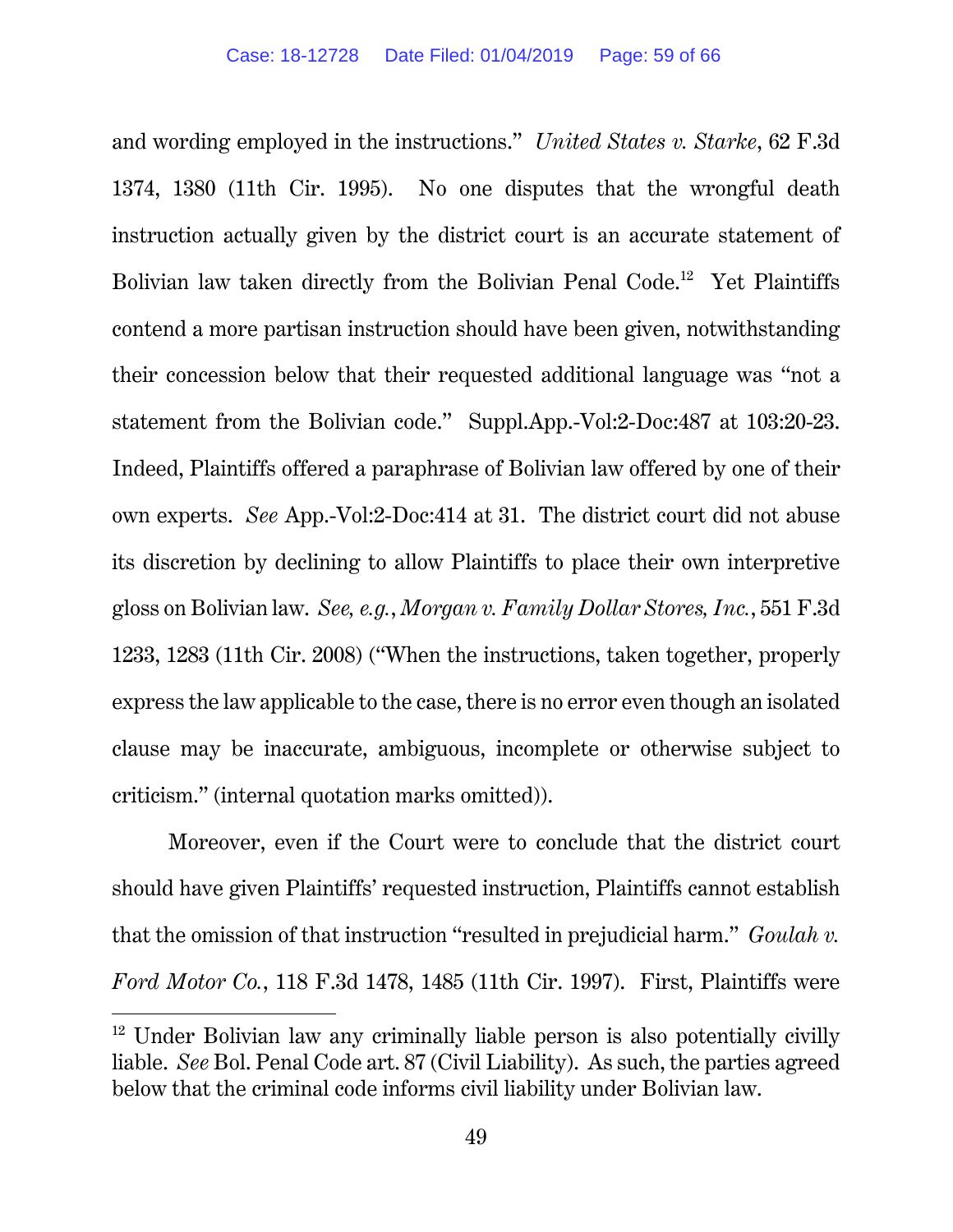and wording employed in the instructions." *United States v. Starke*, 62 F.3d 1374, 1380 (11th Cir. 1995). No one disputes that the wrongful death instruction actually given by the district court is an accurate statement of Bolivian law taken directly from the Bolivian Penal Code.[12] Yet Plaintiffs contend a more partisan instruction should have been given, notwithstanding their concession below that their requested additional language was "not a statement from the Bolivian code." Suppl.App.-Vol:2-Doc:487 at 103:20-23. Indeed, Plaintiffs offered a paraphrase of Bolivian law offered by one of their own experts. *See* App.-Vol:2-Doc:414 at 31. The district court did not abuse its discretion by declining to allow Plaintiffs to place their own interpretive gloss on Bolivian law. *See, e.g.*, *Morgan v. Family Dollar Stores, Inc.*, 551 F.3d 1233, 1283 (11th Cir. 2008) ("When the instructions, taken together, properly express the law applicable to the case, there is no error even though an isolated clause may be inaccurate, ambiguous, incomplete or otherwise subject to criticism." (internal quotation marks omitted)).

Moreover, even if the Court were to conclude that the district court should have given Plaintiffs' requested instruction, Plaintiffs cannot establish that the omission of that instruction "resulted in prejudicial harm." *Goulah v. Ford Motor Co.*, 118 F.3d 1478, 1485 (11th Cir. 1997). First, Plaintiffs were

[12] Under Bolivian law any criminally liable person is also potentially civilly liable. *See* Bol. Penal Code art. 87 (Civil Liability). As such, the parties agreed below that the criminal code informs civil liability under Bolivian law.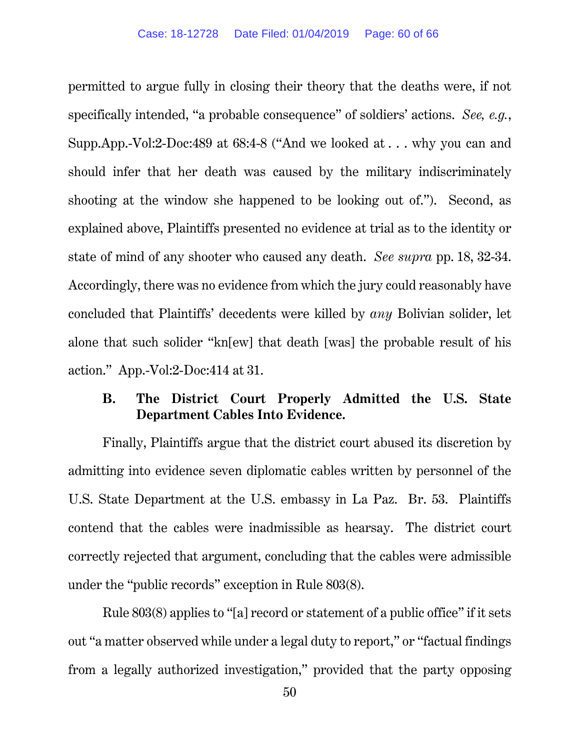permitted to argue fully in closing their theory that the deaths were, if not specifically intended, "a probable consequence" of soldiers' actions. *See, e.g.*, Supp.App.-Vol:2-Doc:489 at 68:4-8 ("And we looked at . . . why you can and should infer that her death was caused by the military indiscriminately shooting at the window she happened to be looking out of."). Second, as explained above, Plaintiffs presented no evidence at trial as to the identity or state of mind of any shooter who caused any death. *See supra* pp. 18, 32-34. Accordingly, there was no evidence from which the jury could reasonably have concluded that Plaintiffs' decedents were killed by *any* Bolivian solider, let alone that such solider "kn[ew] that death [was] the probable result of his action." App.-Vol:2-Doc:414 at 31.

### B. The District Court Properly Admitted the U.S. State Department Cables Into Evidence.

Finally, Plaintiffs argue that the district court abused its discretion by admitting into evidence seven diplomatic cables written by personnel of the U.S. State Department at the U.S. embassy in La Paz. Br. 53. Plaintiffs contend that the cables were inadmissible as hearsay. The district court correctly rejected that argument, concluding that the cables were admissible under the "public records" exception in Rule 803(8).

Rule 803(8) applies to "[a] record or statement of a public office" if it sets out "a matter observed while under a legal duty to report," or "factual findings from a legally authorized investigation," provided that the party opposing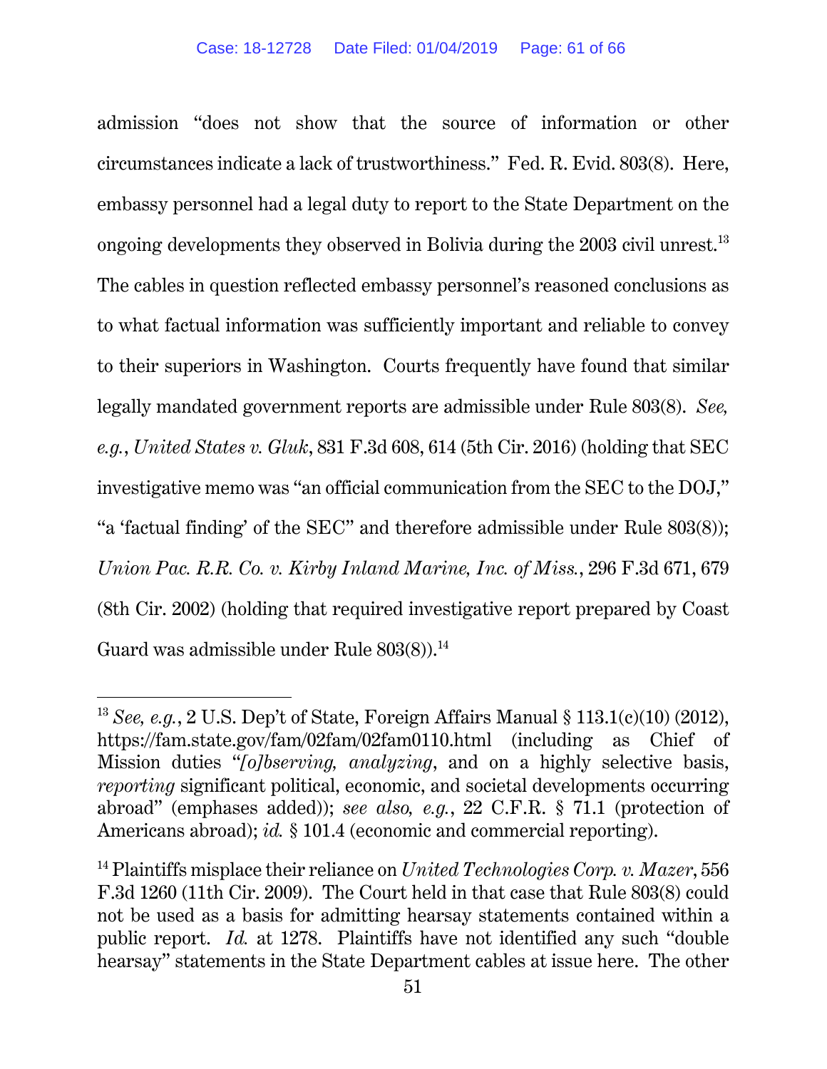admission "does not show that the source of information or other circumstances indicate a lack of trustworthiness." Fed. R. Evid. 803(8). Here, embassy personnel had a legal duty to report to the State Department on the ongoing developments they observed in Bolivia during the 2003 civil unrest.[13] The cables in question reflected embassy personnel's reasoned conclusions as to what factual information was sufficiently important and reliable to convey to their superiors in Washington. Courts frequently have found that similar legally mandated government reports are admissible under Rule 803(8). *See, e.g.*, *United States v. Gluk*, 831 F.3d 608, 614 (5th Cir. 2016) (holding that SEC investigative memo was "an official communication from the SEC to the DOJ," "a 'factual finding' of the SEC" and therefore admissible under Rule 803(8)); *Union Pac. R.R. Co. v. Kirby Inland Marine, Inc. of Miss.*, 296 F.3d 671, 679 (8th Cir. 2002) (holding that required investigative report prepared by Coast Guard was admissible under Rule 803(8)).[14]

---

[13] *See, e.g.*, 2 U.S. Dep't of State, Foreign Affairs Manual § 113.1(c)(10) (2012), https://fam.state.gov/fam/02fam/02fam0110.html (including as Chief of Mission duties "*[o]bserving, analyzing*, and on a highly selective basis, *reporting* significant political, economic, and societal developments occurring abroad" (emphases added)); *see also, e.g.*, 22 C.F.R. § 71.1 (protection of Americans abroad); *id.* § 101.4 (economic and commercial reporting).

[14] Plaintiffs misplace their reliance on *United Technologies Corp. v. Mazer*, 556 F.3d 1260 (11th Cir. 2009). The Court held in that case that Rule 803(8) could not be used as a basis for admitting hearsay statements contained within a public report. *Id.* at 1278. Plaintiffs have not identified any such "double hearsay" statements in the State Department cables at issue here. The other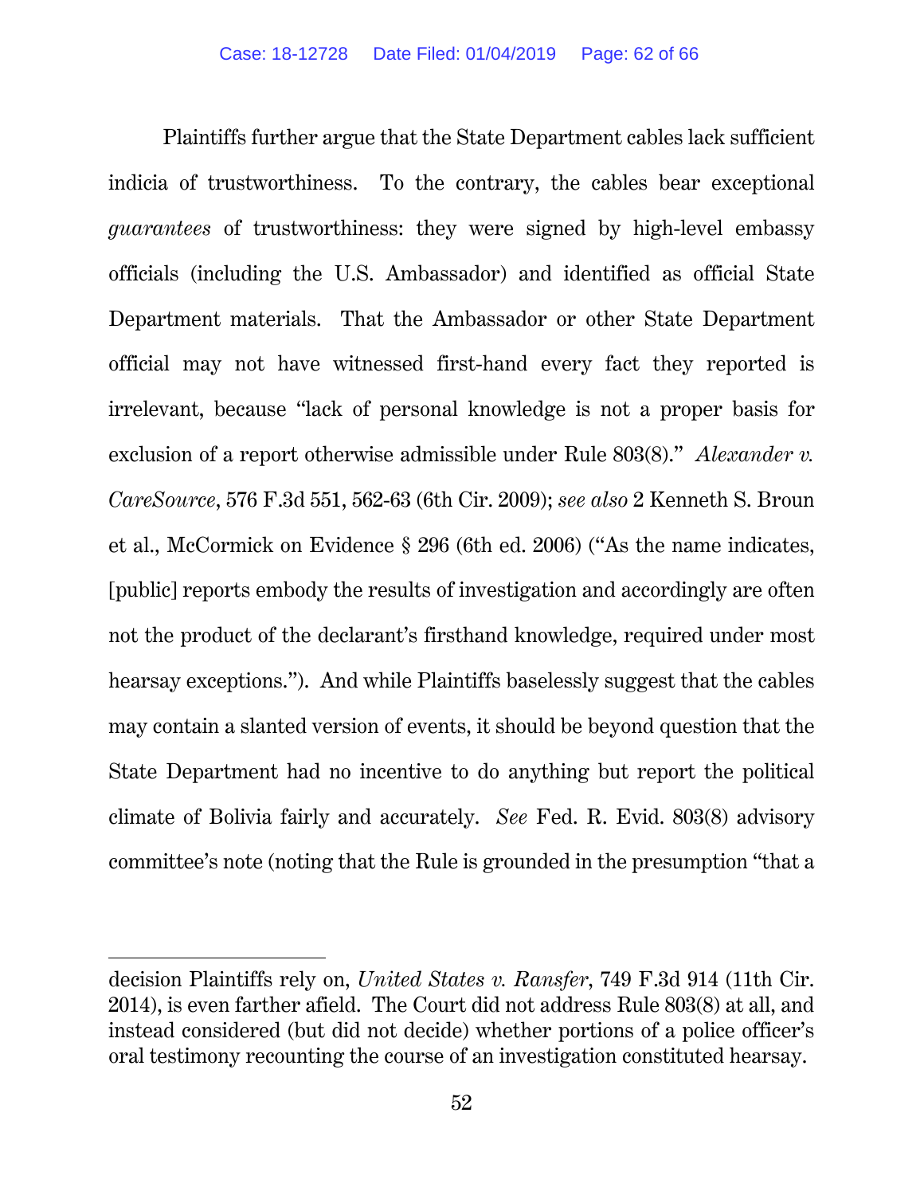Plaintiffs further argue that the State Department cables lack sufficient indicia of trustworthiness. To the contrary, the cables bear exceptional *guarantees* of trustworthiness: they were signed by high-level embassy officials (including the U.S. Ambassador) and identified as official State Department materials. That the Ambassador or other State Department official may not have witnessed first-hand every fact they reported is irrelevant, because "lack of personal knowledge is not a proper basis for exclusion of a report otherwise admissible under Rule 803(8)." *Alexander v. CareSource*, 576 F.3d 551, 562-63 (6th Cir. 2009); *see also* 2 Kenneth S. Broun et al., McCormick on Evidence § 296 (6th ed. 2006) ("As the name indicates, [public] reports embody the results of investigation and accordingly are often not the product of the declarant's firsthand knowledge, required under most hearsay exceptions."). And while Plaintiffs baselessly suggest that the cables may contain a slanted version of events, it should be beyond question that the State Department had no incentive to do anything but report the political climate of Bolivia fairly and accurately. *See* Fed. R. Evid. 803(8) advisory committee's note (noting that the Rule is grounded in the presumption "that a

---

decision Plaintiffs rely on, *United States v. Ransfer*, 749 F.3d 914 (11th Cir. 2014), is even farther afield. The Court did not address Rule 803(8) at all, and instead considered (but did not decide) whether portions of a police officer's oral testimony recounting the course of an investigation constituted hearsay.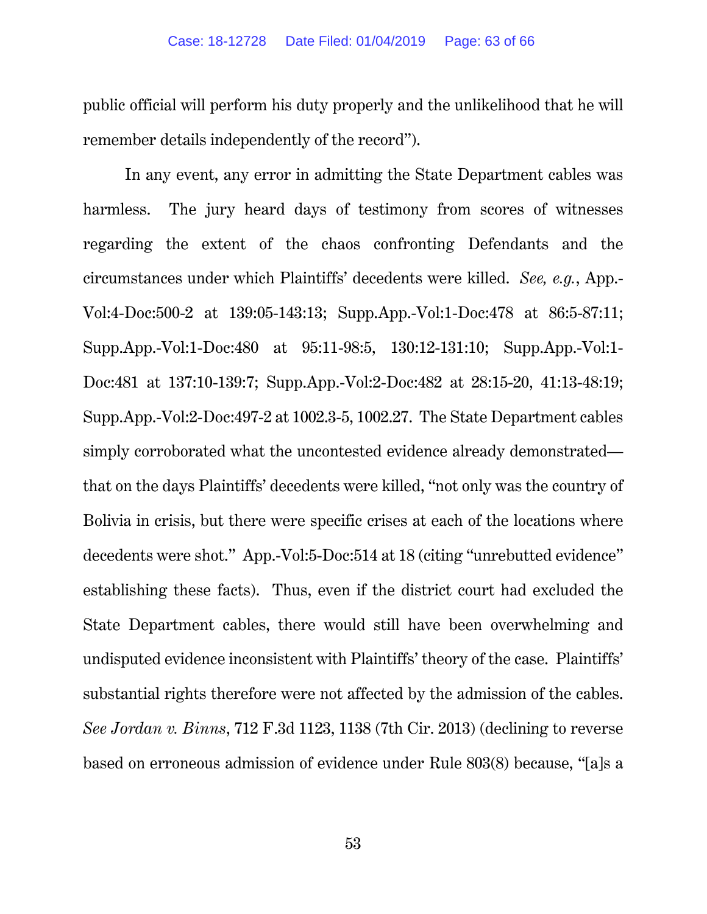public official will perform his duty properly and the unlikelihood that he will remember details independently of the record").

In any event, any error in admitting the State Department cables was harmless. The jury heard days of testimony from scores of witnesses regarding the extent of the chaos confronting Defendants and the circumstances under which Plaintiffs' decedents were killed. *See, e.g.*, App.-Vol:4-Doc:500-2 at 139:05-143:13; Supp.App.-Vol:1-Doc:478 at 86:5-87:11; Supp.App.-Vol:1-Doc:480 at 95:11-98:5, 130:12-131:10; Supp.App.-Vol:1-Doc:481 at 137:10-139:7; Supp.App.-Vol:2-Doc:482 at 28:15-20, 41:13-48:19; Supp.App.-Vol:2-Doc:497-2 at 1002.3-5, 1002.27. The State Department cables simply corroborated what the uncontested evidence already demonstrated—that on the days Plaintiffs' decedents were killed, "not only was the country of Bolivia in crisis, but there were specific crises at each of the locations where decedents were shot." App.-Vol:5-Doc:514 at 18 (citing "unrebutted evidence" establishing these facts). Thus, even if the district court had excluded the State Department cables, there would still have been overwhelming and undisputed evidence inconsistent with Plaintiffs' theory of the case. Plaintiffs' substantial rights therefore were not affected by the admission of the cables. *See Jordan v. Binns*, 712 F.3d 1123, 1138 (7th Cir. 2013) (declining to reverse based on erroneous admission of evidence under Rule 803(8) because, "[a]s a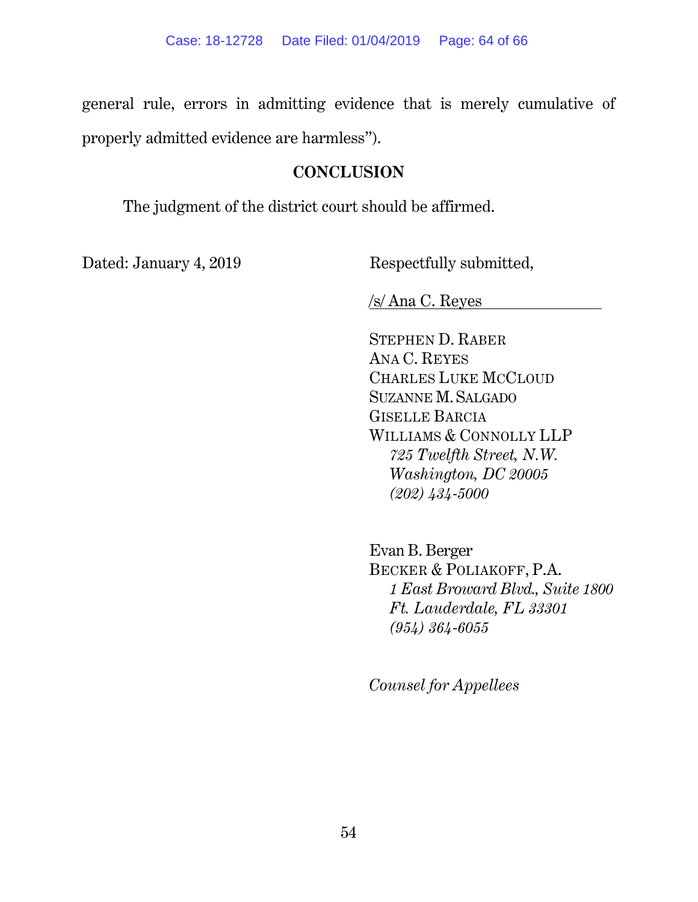general rule, errors in admitting evidence that is merely cumulative of properly admitted evidence are harmless").

## CONCLUSION

The judgment of the district court should be affirmed.

Dated: January 4, 2019

Respectfully submitted,

/s/ Ana C. Reyes

STEPHEN D. RABER
ANA C. REYES
CHARLES LUKE MCCLOUD
SUZANNE M. SALGADO
GISELLE BARCIA
WILLIAMS & CONNOLLY LLP
*725 Twelfth Street, N.W.*
*Washington, DC 20005*
*(202) 434-5000*

Evan B. Berger
BECKER & POLIAKOFF, P.A.
*1 East Broward Blvd., Suite 1800*
*Ft. Lauderdale, FL 33301*
*(954) 364-6055*

*Counsel for Appellees*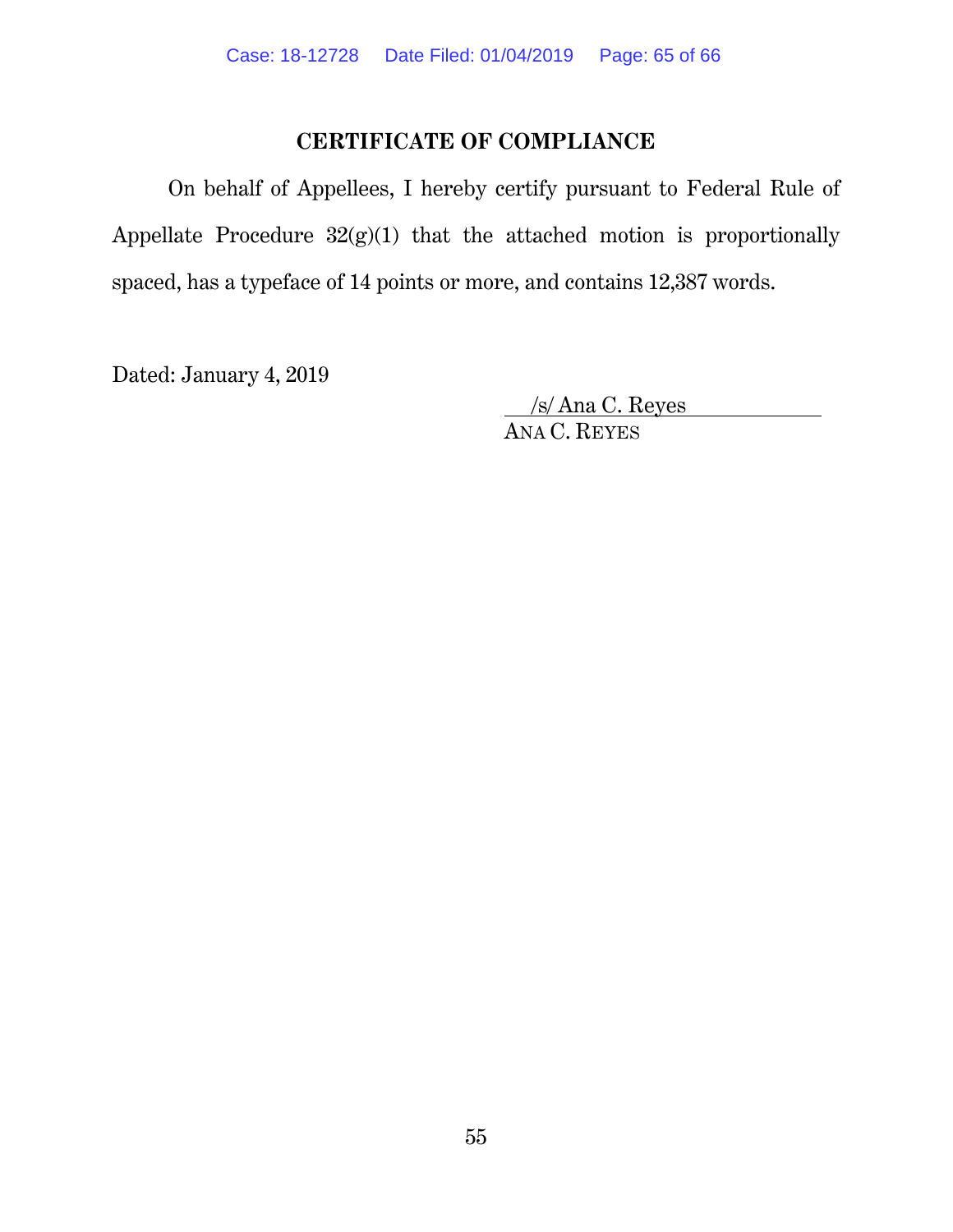## CERTIFICATE OF COMPLIANCE

On behalf of Appellees, I hereby certify pursuant to Federal Rule of Appellate Procedure 32(g)(1) that the attached motion is proportionally spaced, has a typeface of 14 points or more, and contains 12,387 words.

Dated: January 4, 2019

/s/ Ana C. Reyes

ANA C. REYES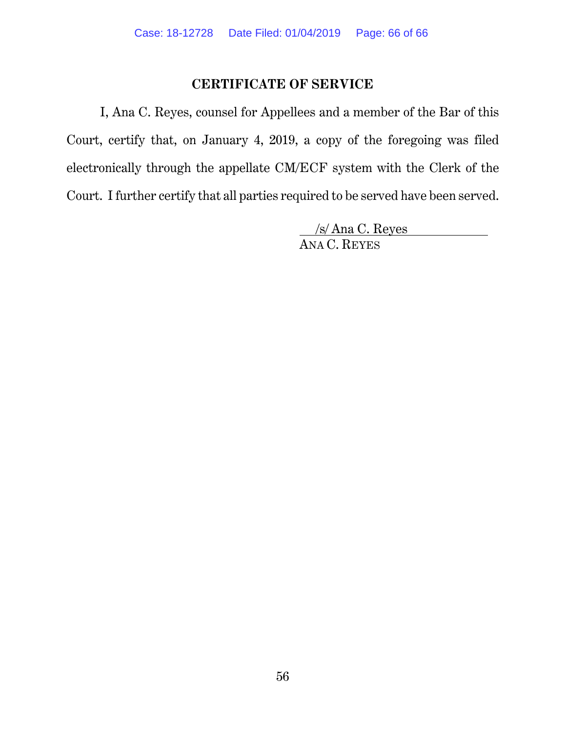## CERTIFICATE OF SERVICE

I, Ana C. Reyes, counsel for Appellees and a member of the Bar of this Court, certify that, on January 4, 2019, a copy of the foregoing was filed electronically through the appellate CM/ECF system with the Clerk of the Court. I further certify that all parties required to be served have been served.

/s/ Ana C. Reyes
ANA C. REYES